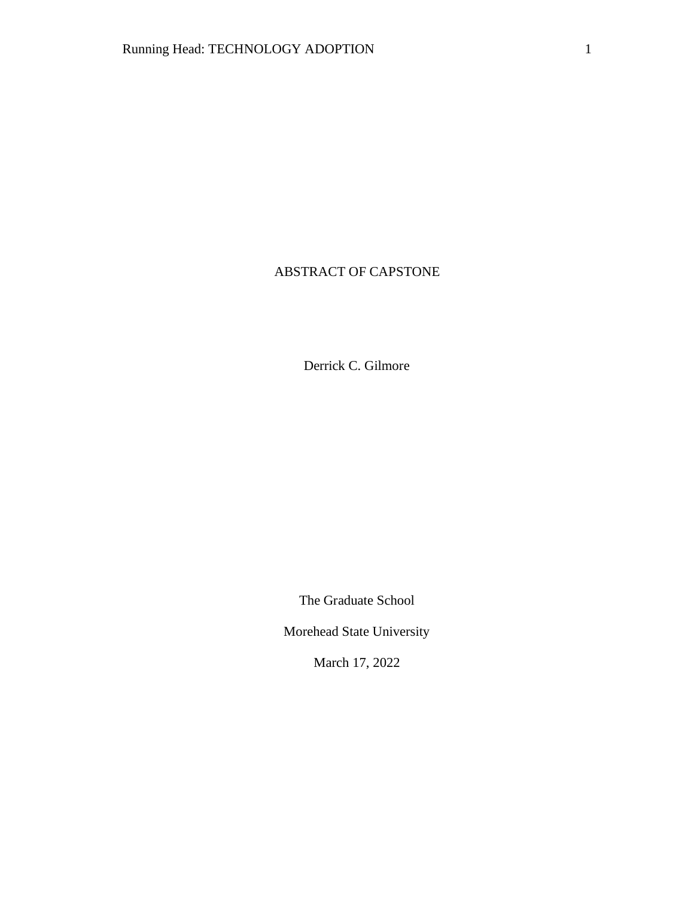ABSTRACT OF CAPSTONE

Derrick C. Gilmore

The Graduate School

Morehead State University

March 17, 2022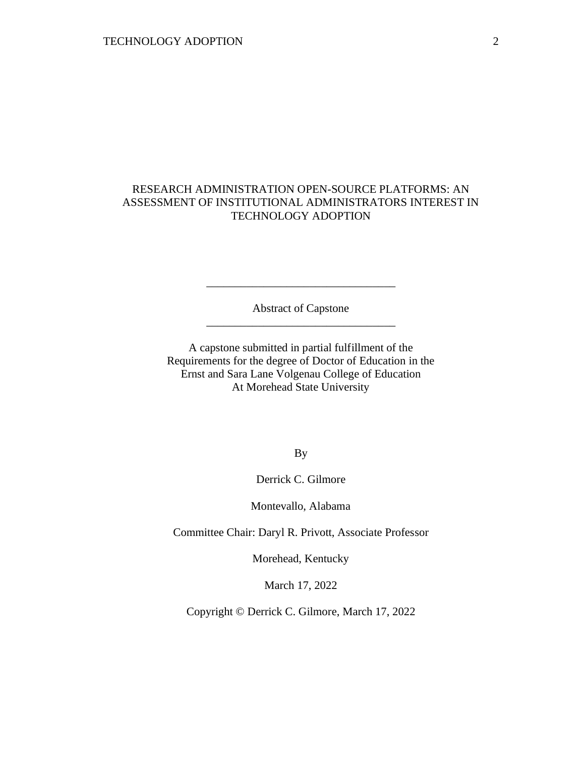# RESEARCH ADMINISTRATION OPEN-SOURCE PLATFORMS: AN ASSESSMENT OF INSTITUTIONAL ADMINISTRATORS INTEREST IN TECHNOLOGY ADOPTION

---

Abstract of Capstone

---

A capstone submitted in partial fulfillment of the Requirements for the degree of Doctor of Education in the Ernst and Sara Lane Volgenau College of Education At Morehead State University

By

Derrick C. Gilmore

Montevallo, Alabama

Committee Chair: Daryl R. Privott, Associate Professor

Morehead, Kentucky

March 17, 2022

Copyright © Derrick C. Gilmore, March 17, 2022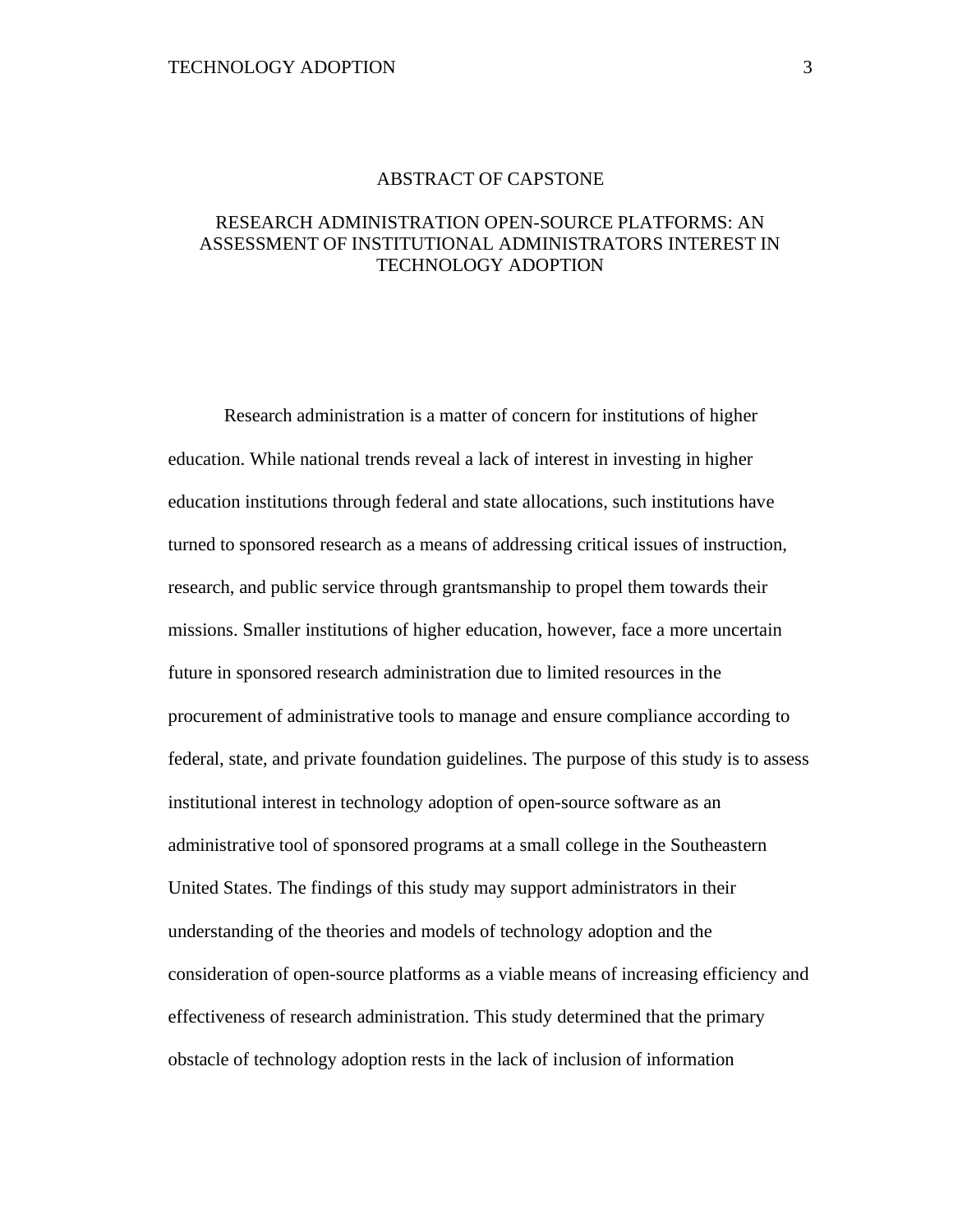# ABSTRACT OF CAPSTONE

## RESEARCH ADMINISTRATION OPEN-SOURCE PLATFORMS: AN ASSESSMENT OF INSTITUTIONAL ADMINISTRATORS INTEREST IN TECHNOLOGY ADOPTION

Research administration is a matter of concern for institutions of higher education. While national trends reveal a lack of interest in investing in higher education institutions through federal and state allocations, such institutions have turned to sponsored research as a means of addressing critical issues of instruction, research, and public service through grantsmanship to propel them towards their missions. Smaller institutions of higher education, however, face a more uncertain future in sponsored research administration due to limited resources in the procurement of administrative tools to manage and ensure compliance according to federal, state, and private foundation guidelines. The purpose of this study is to assess institutional interest in technology adoption of open-source software as an administrative tool of sponsored programs at a small college in the Southeastern United States. The findings of this study may support administrators in their understanding of the theories and models of technology adoption and the consideration of open-source platforms as a viable means of increasing efficiency and effectiveness of research administration. This study determined that the primary obstacle of technology adoption rests in the lack of inclusion of information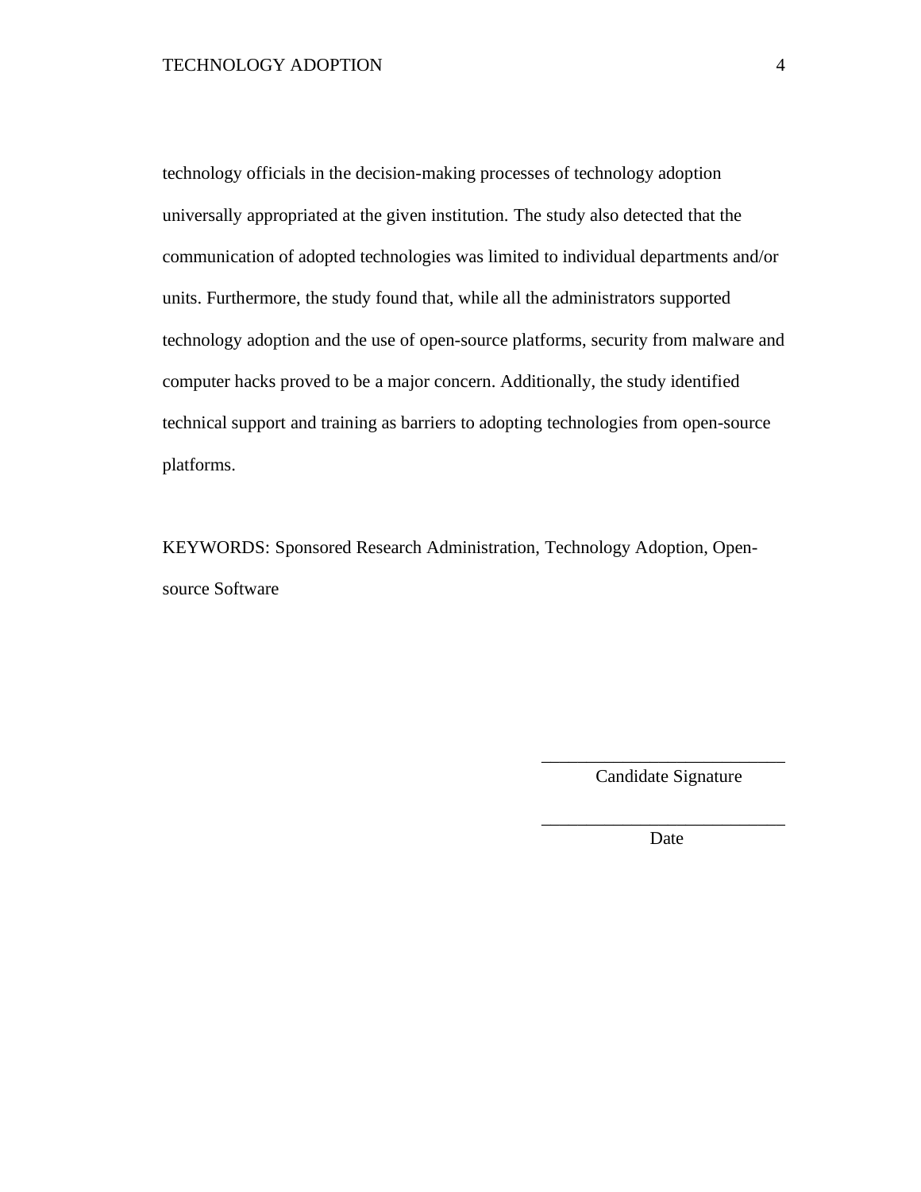technology officials in the decision-making processes of technology adoption universally appropriated at the given institution. The study also detected that the communication of adopted technologies was limited to individual departments and/or units. Furthermore, the study found that, while all the administrators supported technology adoption and the use of open-source platforms, security from malware and computer hacks proved to be a major concern. Additionally, the study identified technical support and training as barriers to adopting technologies from open-source platforms.

KEYWORDS: Sponsored Research Administration, Technology Adoption, Open-source Software

\_\_\_\_\_\_\_\_\_\_\_\_\_\_\_\_\_\_\_\_\_\_\_\_\_\_\_\_

Candidate Signature

\_\_\_\_\_\_\_\_\_\_\_\_\_\_\_\_\_\_\_\_\_\_\_\_\_\_\_\_

Date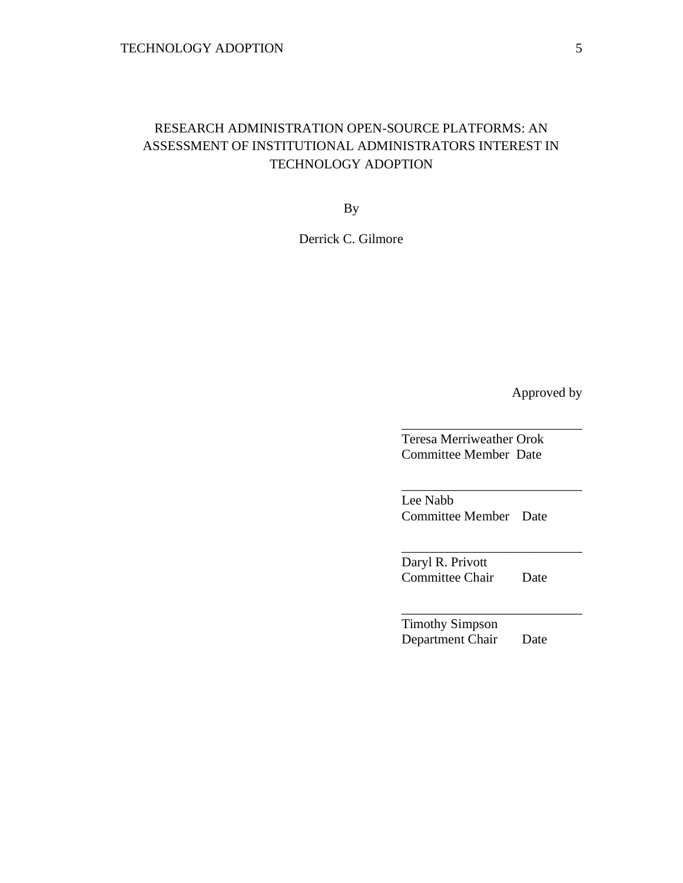RESEARCH ADMINISTRATION OPEN-SOURCE PLATFORMS: AN ASSESSMENT OF INSTITUTIONAL ADMINISTRATORS INTEREST IN TECHNOLOGY ADOPTION

By

Derrick C. Gilmore

Approved by

___________________________
Teresa Merriweather Orok
Committee Member  Date

___________________________
Lee Nabb
Committee Member  Date

___________________________
Daryl R. Privott
Committee Chair  Date

___________________________
Timothy Simpson
Department Chair  Date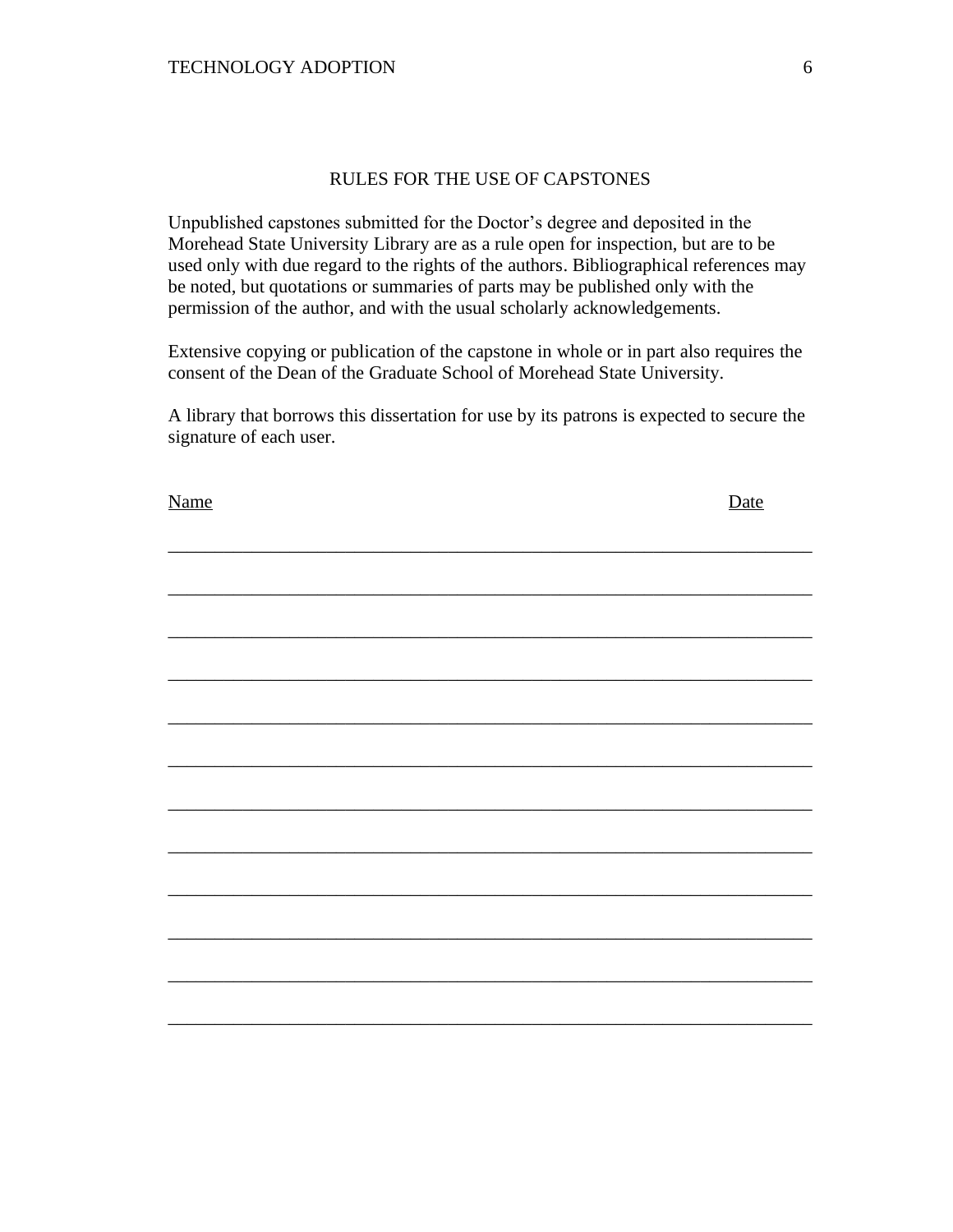# RULES FOR THE USE OF CAPSTONES

Unpublished capstones submitted for the Doctor's degree and deposited in the Morehead State University Library are as a rule open for inspection, but are to be used only with due regard to the rights of the authors. Bibliographical references may be noted, but quotations or summaries of parts may be published only with the permission of the author, and with the usual scholarly acknowledgements.

Extensive copying or publication of the capstone in whole or in part also requires the consent of the Dean of the Graduate School of Morehead State University.

A library that borrows this dissertation for use by its patrons is expected to secure the signature of each user.

| Name | Date |
|---|---|
| | |
| | |
| | |
| | |
| | |
| | |
| | |
| | |
| | |
| | |
| | |
| | |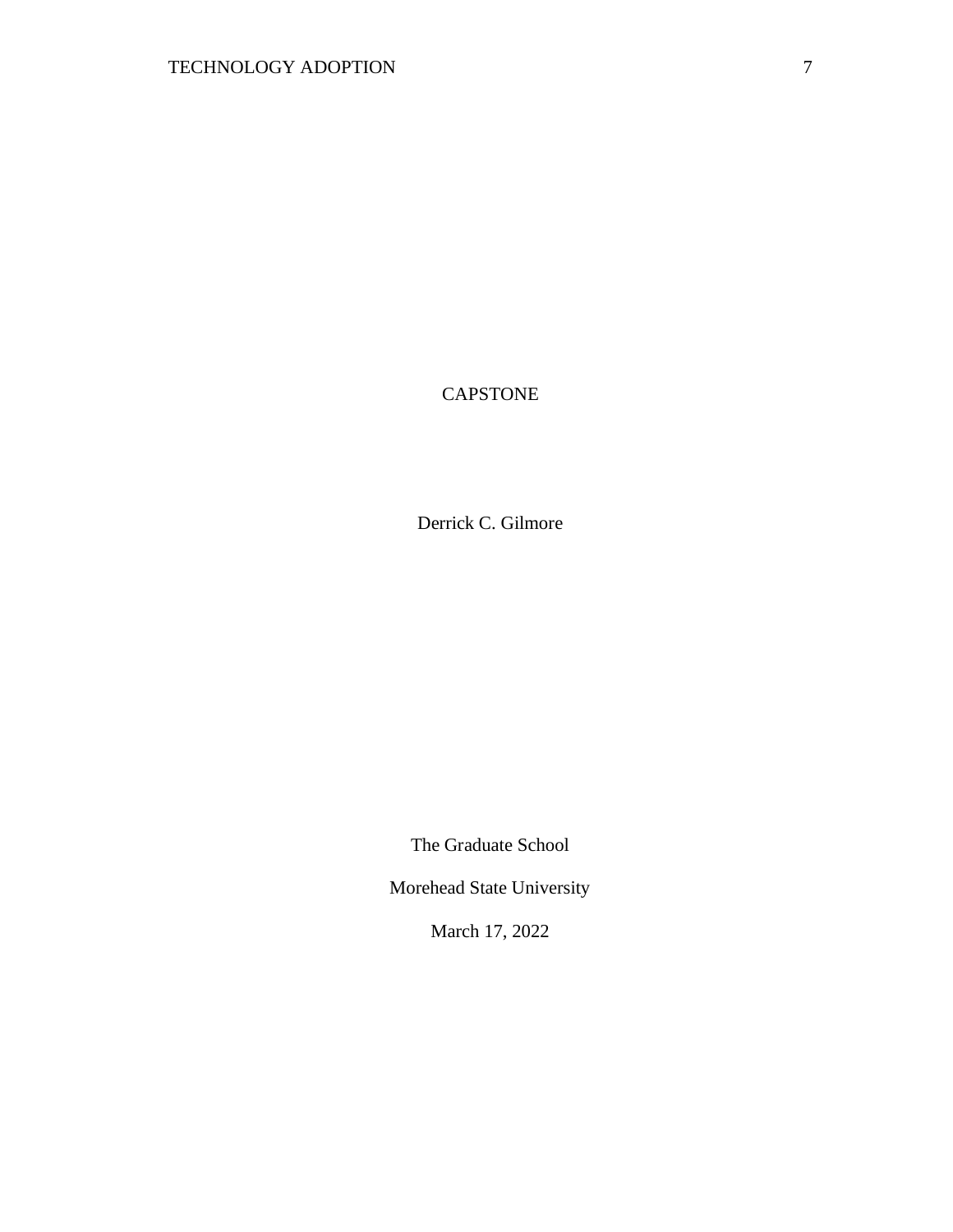CAPSTONE

Derrick C. Gilmore

The Graduate School

Morehead State University

March 17, 2022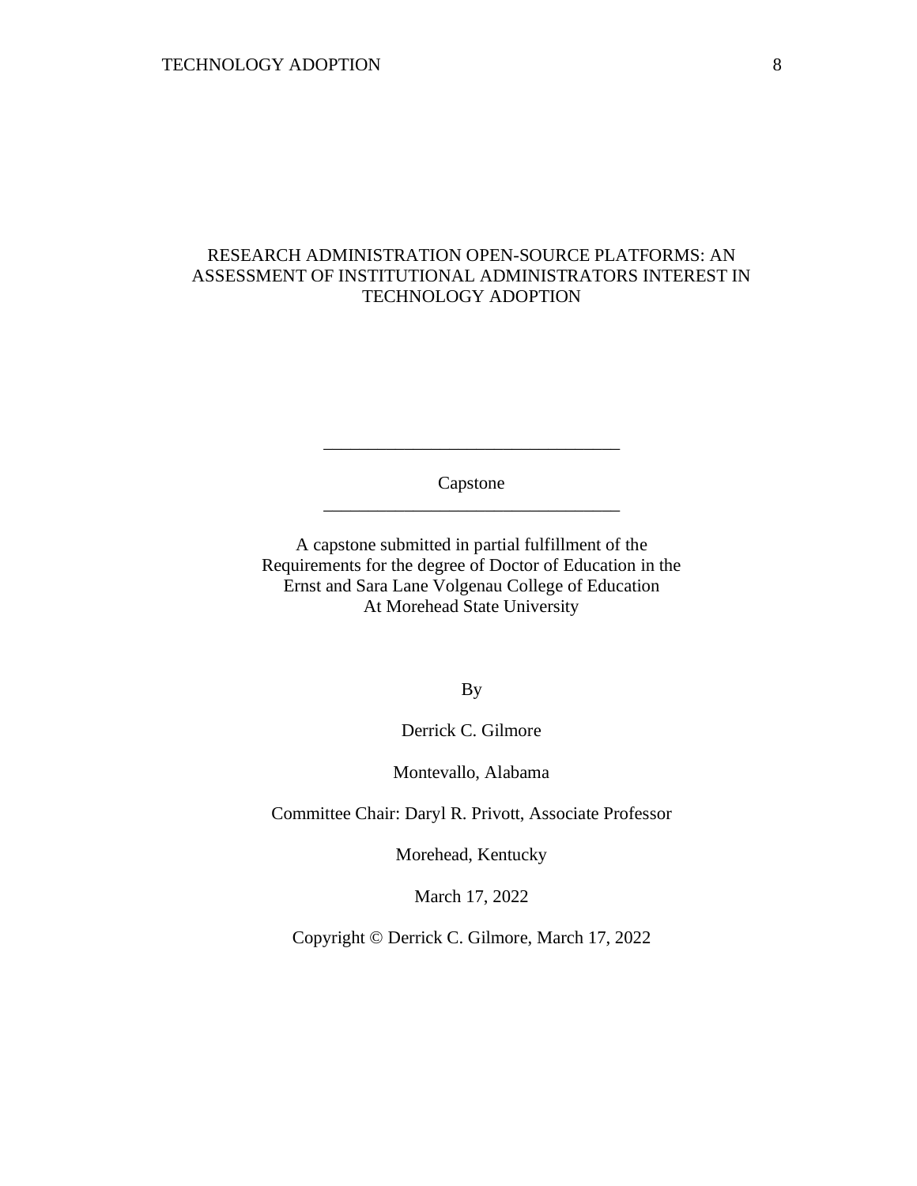# RESEARCH ADMINISTRATION OPEN-SOURCE PLATFORMS: AN ASSESSMENT OF INSTITUTIONAL ADMINISTRATORS INTEREST IN TECHNOLOGY ADOPTION

---

Capstone

---

A capstone submitted in partial fulfillment of the
Requirements for the degree of Doctor of Education in the
Ernst and Sara Lane Volgenau College of Education
At Morehead State University

By

Derrick C. Gilmore

Montevallo, Alabama

Committee Chair: Daryl R. Privott, Associate Professor

Morehead, Kentucky

March 17, 2022

Copyright © Derrick C. Gilmore, March 17, 2022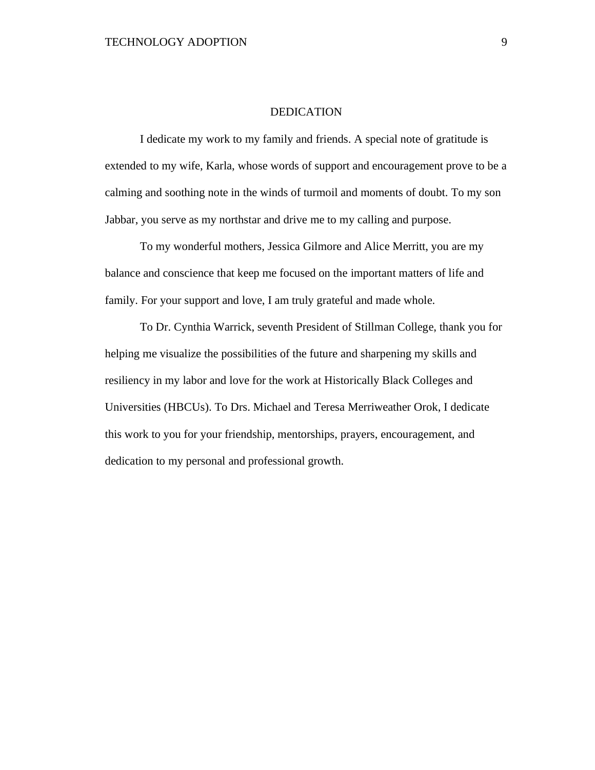# DEDICATION

I dedicate my work to my family and friends. A special note of gratitude is extended to my wife, Karla, whose words of support and encouragement prove to be a calming and soothing note in the winds of turmoil and moments of doubt. To my son Jabbar, you serve as my northstar and drive me to my calling and purpose.

To my wonderful mothers, Jessica Gilmore and Alice Merritt, you are my balance and conscience that keep me focused on the important matters of life and family. For your support and love, I am truly grateful and made whole.

To Dr. Cynthia Warrick, seventh President of Stillman College, thank you for helping me visualize the possibilities of the future and sharpening my skills and resiliency in my labor and love for the work at Historically Black Colleges and Universities (HBCUs). To Drs. Michael and Teresa Merriweather Orok, I dedicate this work to you for your friendship, mentorships, prayers, encouragement, and dedication to my personal and professional growth.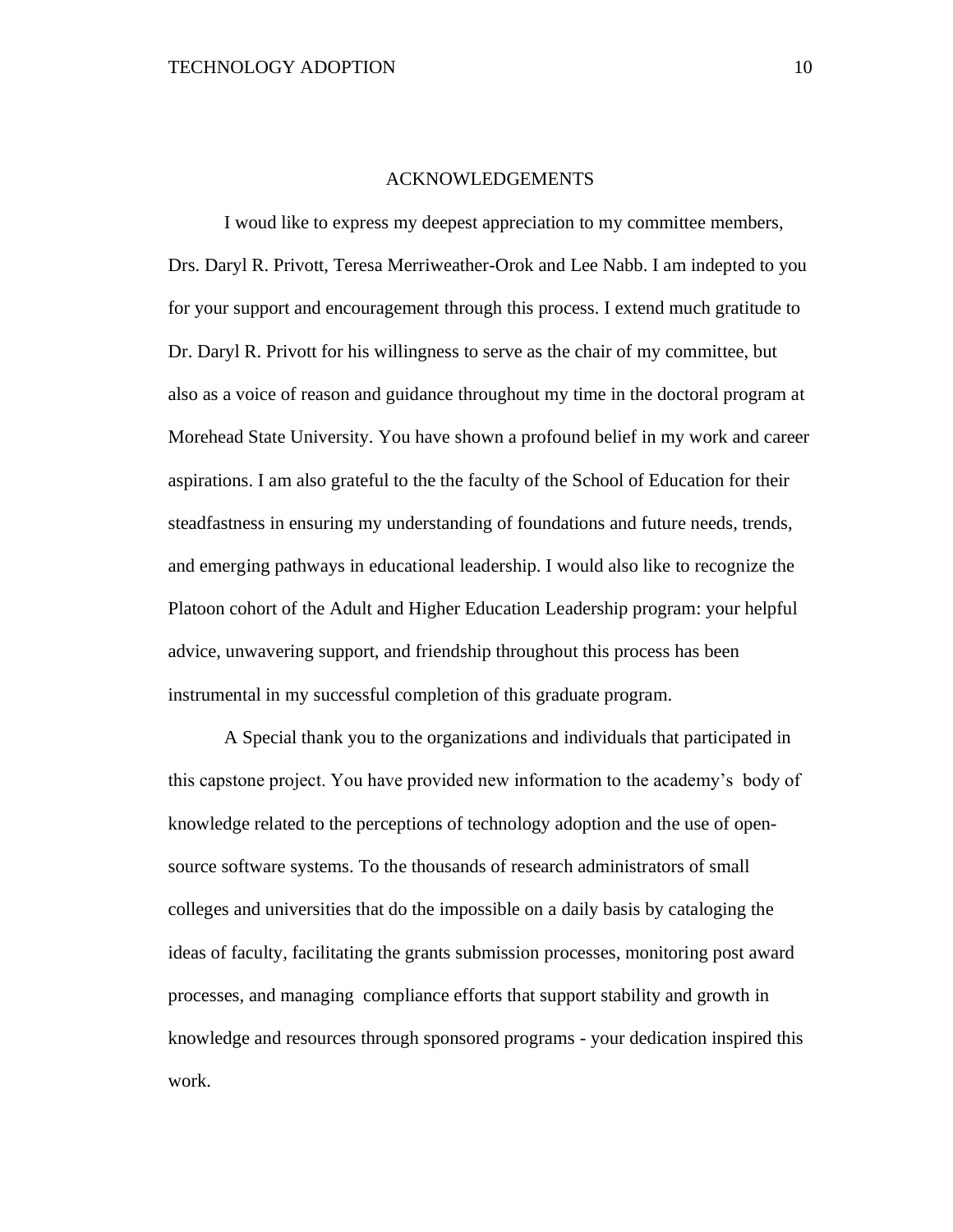# ACKNOWLEDGEMENTS

I woud like to express my deepest appreciation to my committee members, Drs. Daryl R. Privott, Teresa Merriweather-Orok and Lee Nabb. I am indepted to you for your support and encouragement through this process. I extend much gratitude to Dr. Daryl R. Privott for his willingness to serve as the chair of my committee, but also as a voice of reason and guidance throughout my time in the doctoral program at Morehead State University. You have shown a profound belief in my work and career aspirations. I am also grateful to the the faculty of the School of Education for their steadfastness in ensuring my understanding of foundations and future needs, trends, and emerging pathways in educational leadership. I would also like to recognize the Platoon cohort of the Adult and Higher Education Leadership program: your helpful advice, unwavering support, and friendship throughout this process has been instrumental in my successful completion of this graduate program.

A Special thank you to the organizations and individuals that participated in this capstone project. You have provided new information to the academy's body of knowledge related to the perceptions of technology adoption and the use of open-source software systems. To the thousands of research administrators of small colleges and universities that do the impossible on a daily basis by cataloging the ideas of faculty, facilitating the grants submission processes, monitoring post award processes, and managing compliance efforts that support stability and growth in knowledge and resources through sponsored programs - your dedication inspired this work.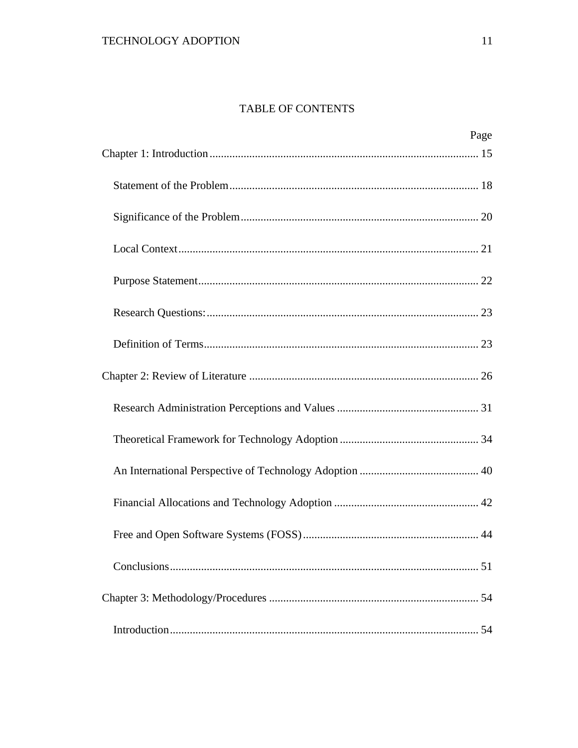# TABLE OF CONTENTS

| | Page |
|---|---|
| Chapter 1: Introduction | 15 |
| Statement of the Problem | 18 |
| Significance of the Problem | 20 |
| Local Context | 21 |
| Purpose Statement | 22 |
| Research Questions: | 23 |
| Definition of Terms | 23 |
| Chapter 2: Review of Literature | 26 |
| Research Administration Perceptions and Values | 31 |
| Theoretical Framework for Technology Adoption | 34 |
| An International Perspective of Technology Adoption | 40 |
| Financial Allocations and Technology Adoption | 42 |
| Free and Open Software Systems (FOSS) | 44 |
| Conclusions | 51 |
| Chapter 3: Methodology/Procedures | 54 |
| Introduction | 54 |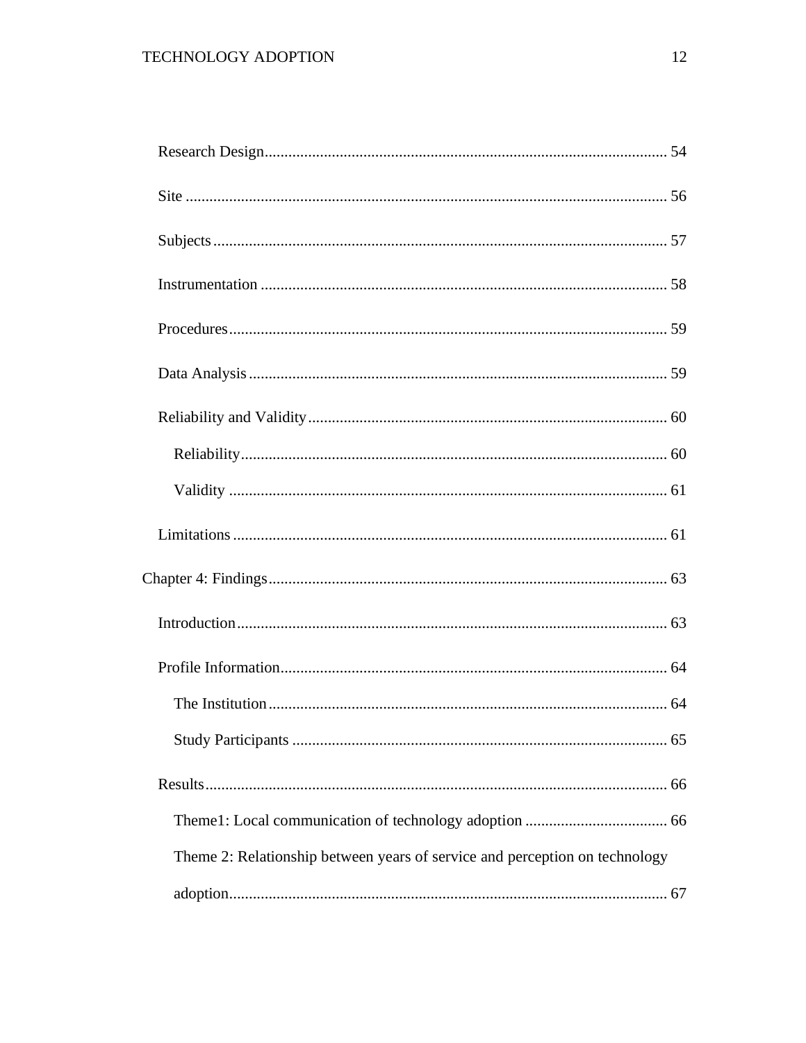Research Design ..... 54

Site ..... 56

Subjects ..... 57

Instrumentation ..... 58

Procedures ..... 59

Data Analysis ..... 59

Reliability and Validity ..... 60

Reliability ..... 60

Validity ..... 61

Limitations ..... 61

Chapter 4: Findings ..... 63

Introduction ..... 63

Profile Information ..... 64

The Institution ..... 64

Study Participants ..... 65

Results ..... 66

Theme1: Local communication of technology adoption ..... 66

Theme 2: Relationship between years of service and perception on technology adoption ..... 67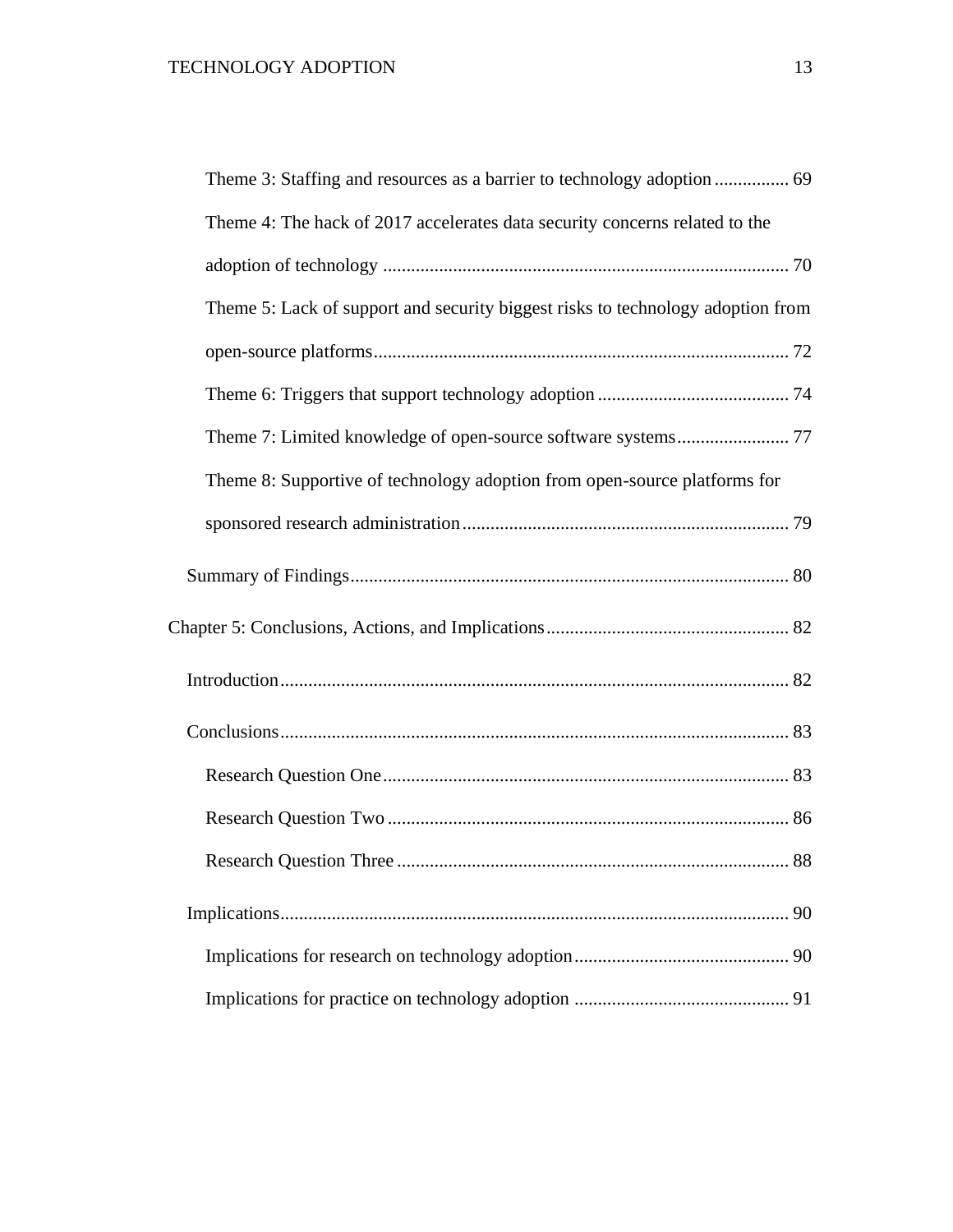Theme 3: Staffing and resources as a barrier to technology adoption ................ 69

Theme 4: The hack of 2017 accelerates data security concerns related to the adoption of technology ...................................................................................... 70

Theme 5: Lack of support and security biggest risks to technology adoption from open-source platforms......................................................................................... 72

Theme 6: Triggers that support technology adoption ......................................... 74

Theme 7: Limited knowledge of open-source software systems........................ 77

Theme 8: Supportive of technology adoption from open-source platforms for sponsored research administration ...................................................................... 79

Summary of Findings............................................................................................. 80

Chapter 5: Conclusions, Actions, and Implications.................................................... 82

Introduction............................................................................................................ 82

Conclusions............................................................................................................ 83

Research Question One...................................................................................... 83

Research Question Two ..................................................................................... 86

Research Question Three ................................................................................... 88

Implications............................................................................................................ 90

Implications for research on technology adoption............................................. 90

Implications for practice on technology adoption ............................................. 91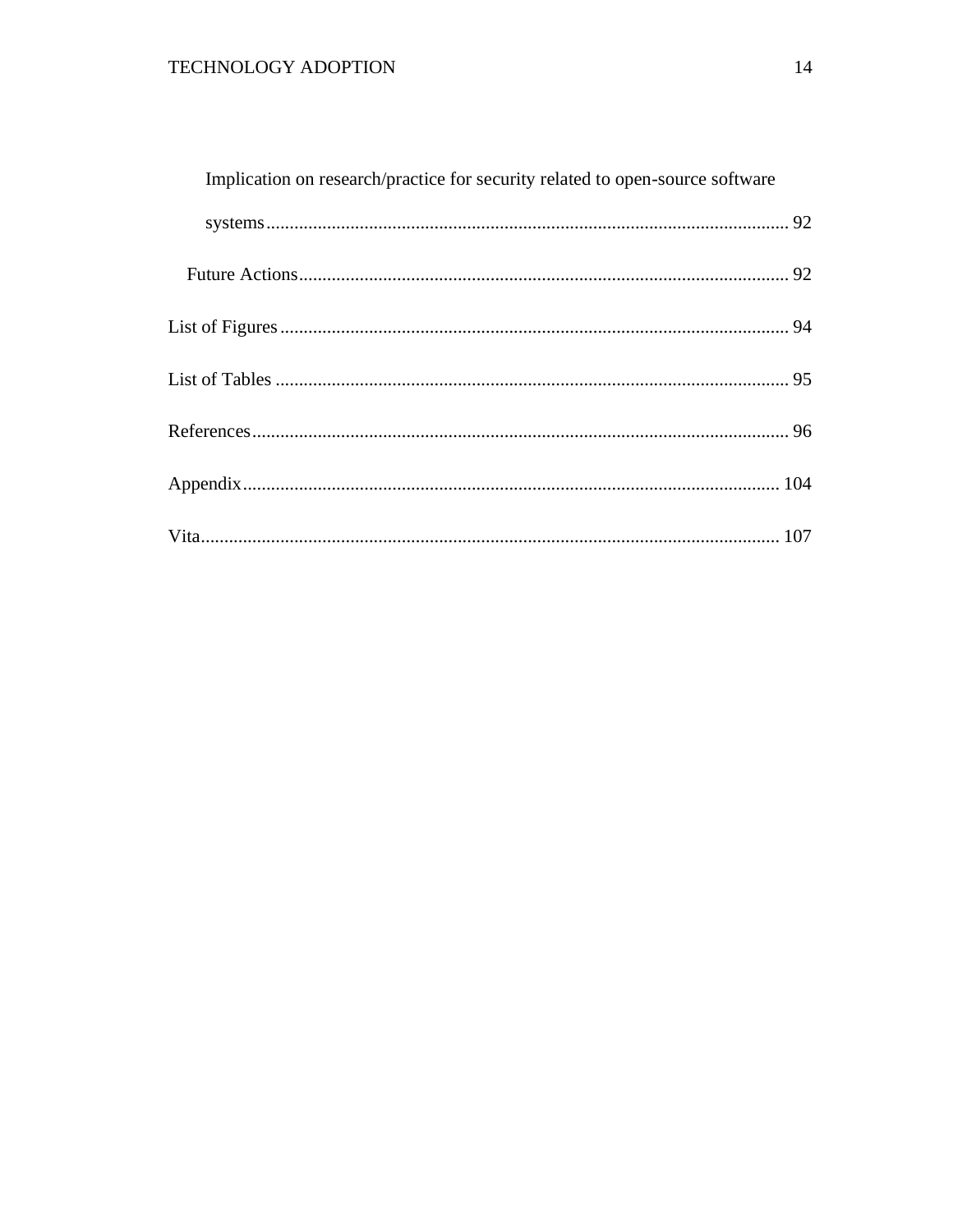Implication on research/practice for security related to open-source software systems ........ 92

Future Actions ........ 92

List of Figures ........ 94

List of Tables ........ 95

References ........ 96

Appendix ........ 104

Vita ........ 107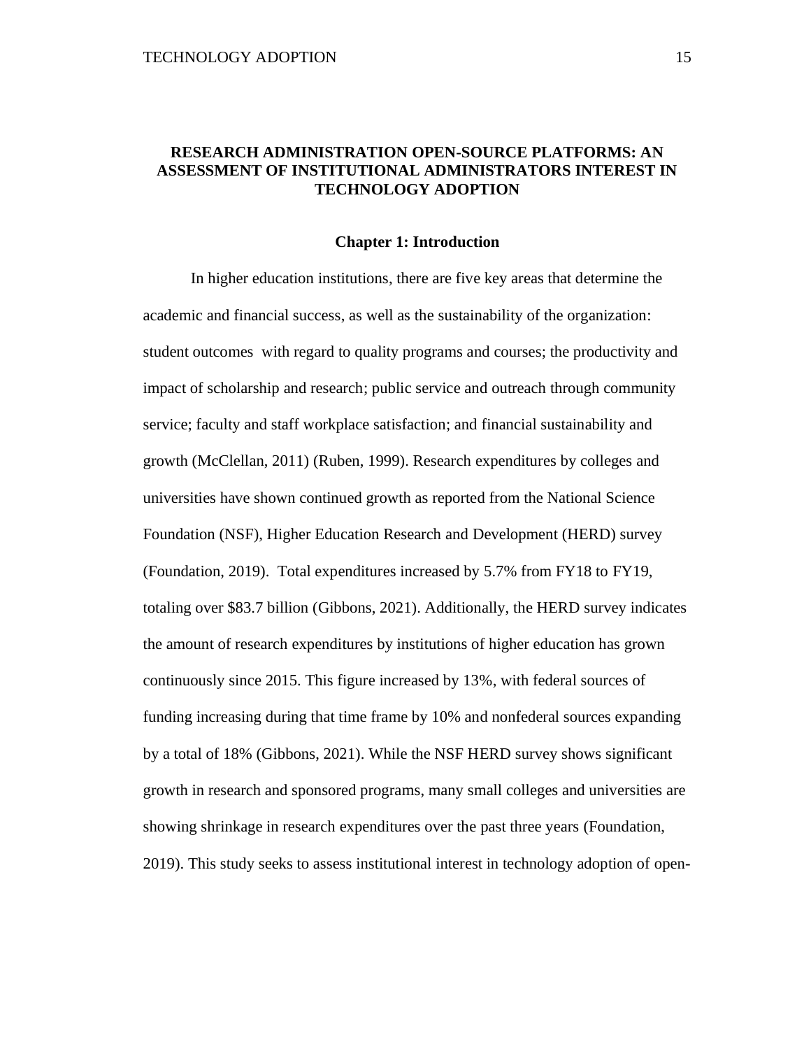# RESEARCH ADMINISTRATION OPEN-SOURCE PLATFORMS: AN ASSESSMENT OF INSTITUTIONAL ADMINISTRATORS INTEREST IN TECHNOLOGY ADOPTION

## Chapter 1: Introduction

In higher education institutions, there are five key areas that determine the academic and financial success, as well as the sustainability of the organization: student outcomes with regard to quality programs and courses; the productivity and impact of scholarship and research; public service and outreach through community service; faculty and staff workplace satisfaction; and financial sustainability and growth (McClellan, 2011) (Ruben, 1999). Research expenditures by colleges and universities have shown continued growth as reported from the National Science Foundation (NSF), Higher Education Research and Development (HERD) survey (Foundation, 2019). Total expenditures increased by 5.7% from FY18 to FY19, totaling over $83.7 billion (Gibbons, 2021). Additionally, the HERD survey indicates the amount of research expenditures by institutions of higher education has grown continuously since 2015. This figure increased by 13%, with federal sources of funding increasing during that time frame by 10% and nonfederal sources expanding by a total of 18% (Gibbons, 2021). While the NSF HERD survey shows significant growth in research and sponsored programs, many small colleges and universities are showing shrinkage in research expenditures over the past three years (Foundation, 2019). This study seeks to assess institutional interest in technology adoption of open-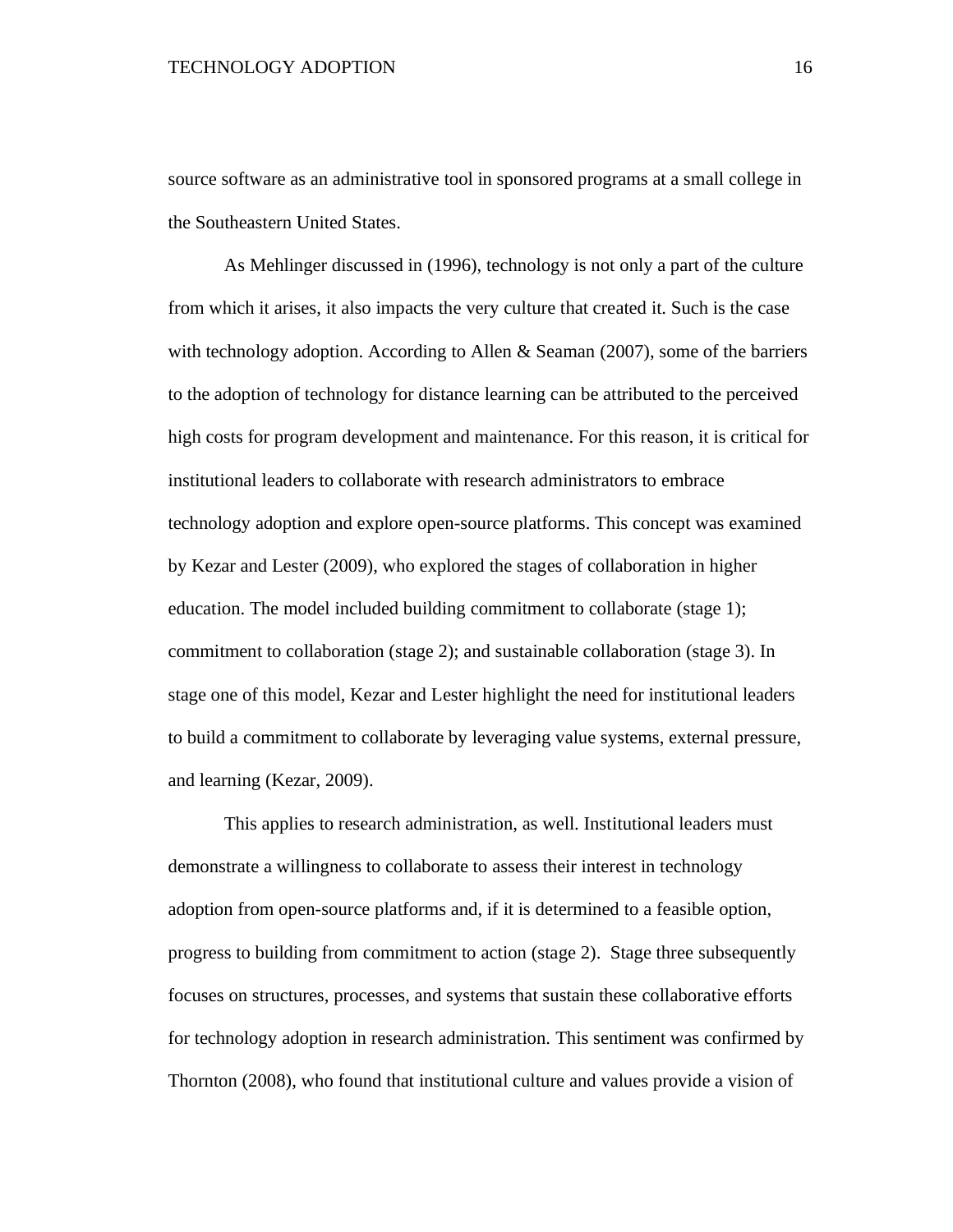source software as an administrative tool in sponsored programs at a small college in the Southeastern United States.

As Mehlinger discussed in (1996), technology is not only a part of the culture from which it arises, it also impacts the very culture that created it. Such is the case with technology adoption. According to Allen & Seaman (2007), some of the barriers to the adoption of technology for distance learning can be attributed to the perceived high costs for program development and maintenance. For this reason, it is critical for institutional leaders to collaborate with research administrators to embrace technology adoption and explore open-source platforms. This concept was examined by Kezar and Lester (2009), who explored the stages of collaboration in higher education. The model included building commitment to collaborate (stage 1); commitment to collaboration (stage 2); and sustainable collaboration (stage 3). In stage one of this model, Kezar and Lester highlight the need for institutional leaders to build a commitment to collaborate by leveraging value systems, external pressure, and learning (Kezar, 2009).

This applies to research administration, as well. Institutional leaders must demonstrate a willingness to collaborate to assess their interest in technology adoption from open-source platforms and, if it is determined to a feasible option, progress to building from commitment to action (stage 2). Stage three subsequently focuses on structures, processes, and systems that sustain these collaborative efforts for technology adoption in research administration. This sentiment was confirmed by Thornton (2008), who found that institutional culture and values provide a vision of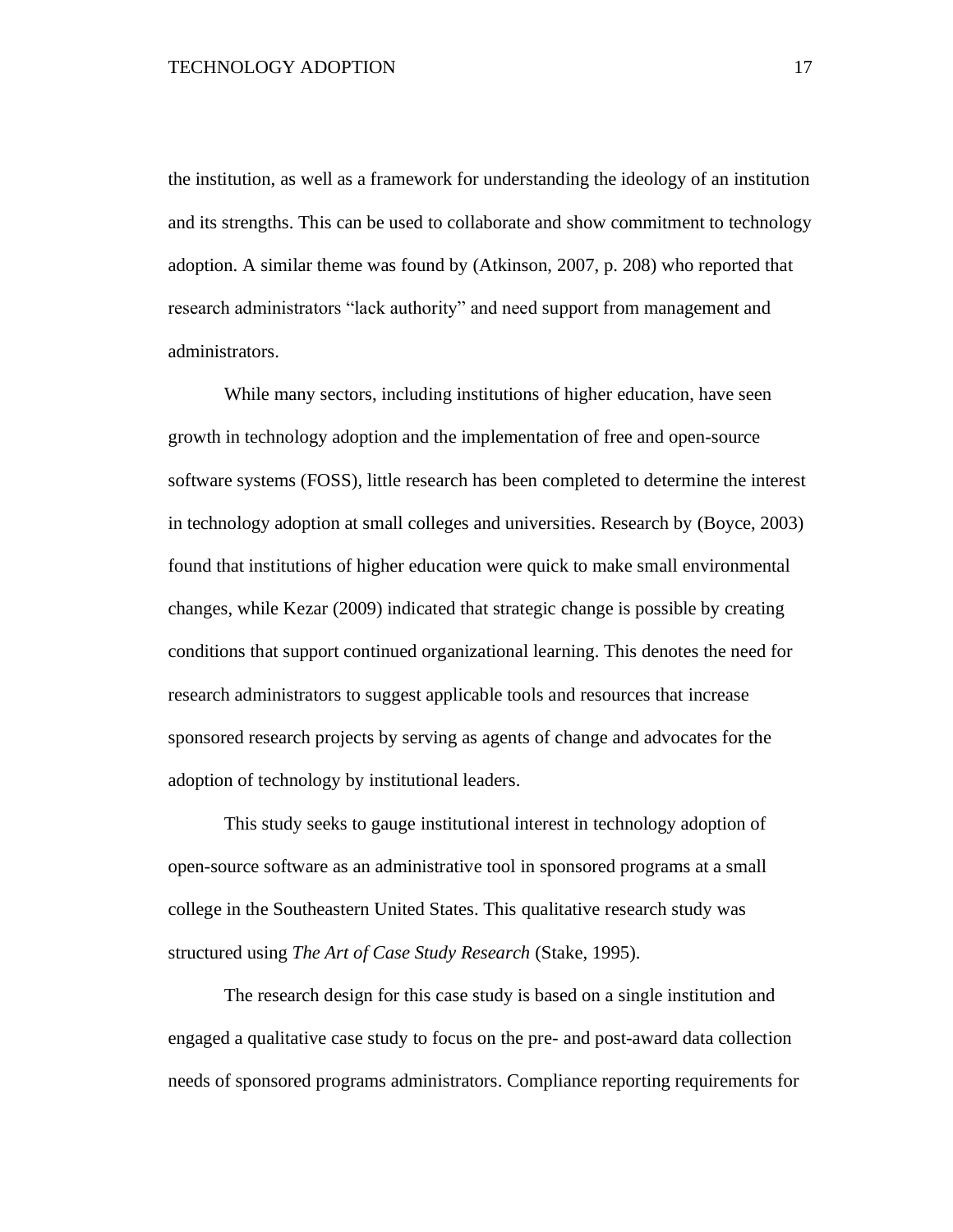the institution, as well as a framework for understanding the ideology of an institution and its strengths. This can be used to collaborate and show commitment to technology adoption. A similar theme was found by (Atkinson, 2007, p. 208) who reported that research administrators "lack authority" and need support from management and administrators.

While many sectors, including institutions of higher education, have seen growth in technology adoption and the implementation of free and open-source software systems (FOSS), little research has been completed to determine the interest in technology adoption at small colleges and universities. Research by (Boyce, 2003) found that institutions of higher education were quick to make small environmental changes, while Kezar (2009) indicated that strategic change is possible by creating conditions that support continued organizational learning. This denotes the need for research administrators to suggest applicable tools and resources that increase sponsored research projects by serving as agents of change and advocates for the adoption of technology by institutional leaders.

This study seeks to gauge institutional interest in technology adoption of open-source software as an administrative tool in sponsored programs at a small college in the Southeastern United States. This qualitative research study was structured using *The Art of Case Study Research* (Stake, 1995).

The research design for this case study is based on a single institution and engaged a qualitative case study to focus on the pre- and post-award data collection needs of sponsored programs administrators. Compliance reporting requirements for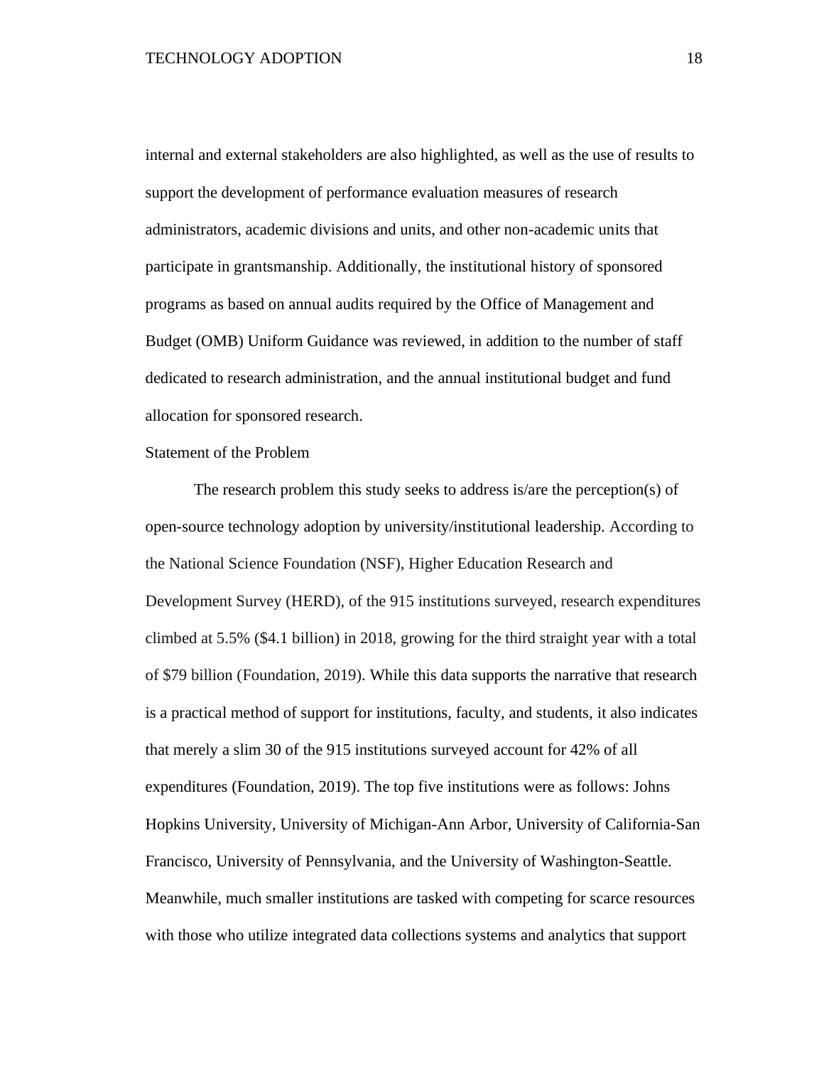internal and external stakeholders are also highlighted, as well as the use of results to support the development of performance evaluation measures of research administrators, academic divisions and units, and other non-academic units that participate in grantsmanship. Additionally, the institutional history of sponsored programs as based on annual audits required by the Office of Management and Budget (OMB) Uniform Guidance was reviewed, in addition to the number of staff dedicated to research administration, and the annual institutional budget and fund allocation for sponsored research.

## Statement of the Problem

The research problem this study seeks to address is/are the perception(s) of open-source technology adoption by university/institutional leadership. According to the National Science Foundation (NSF), Higher Education Research and Development Survey (HERD), of the 915 institutions surveyed, research expenditures climbed at 5.5% ($4.1 billion) in 2018, growing for the third straight year with a total of $79 billion (Foundation, 2019). While this data supports the narrative that research is a practical method of support for institutions, faculty, and students, it also indicates that merely a slim 30 of the 915 institutions surveyed account for 42% of all expenditures (Foundation, 2019). The top five institutions were as follows: Johns Hopkins University, University of Michigan-Ann Arbor, University of California-San Francisco, University of Pennsylvania, and the University of Washington-Seattle. Meanwhile, much smaller institutions are tasked with competing for scarce resources with those who utilize integrated data collections systems and analytics that support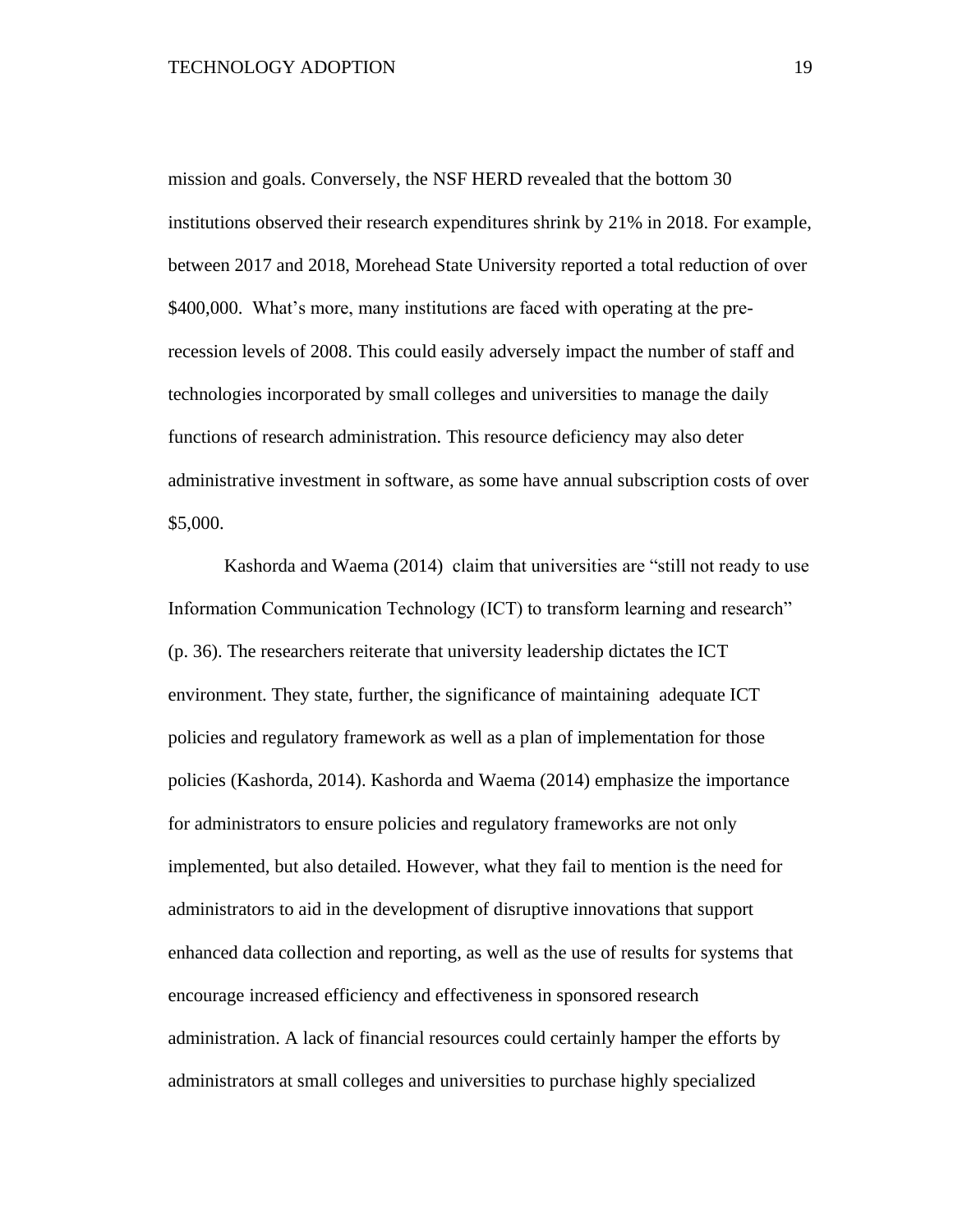mission and goals. Conversely, the NSF HERD revealed that the bottom 30 institutions observed their research expenditures shrink by 21% in 2018. For example, between 2017 and 2018, Morehead State University reported a total reduction of over $400,000. What's more, many institutions are faced with operating at the pre-recession levels of 2008. This could easily adversely impact the number of staff and technologies incorporated by small colleges and universities to manage the daily functions of research administration. This resource deficiency may also deter administrative investment in software, as some have annual subscription costs of over $5,000.

Kashorda and Waema (2014) claim that universities are "still not ready to use Information Communication Technology (ICT) to transform learning and research" (p. 36). The researchers reiterate that university leadership dictates the ICT environment. They state, further, the significance of maintaining adequate ICT policies and regulatory framework as well as a plan of implementation for those policies (Kashorda, 2014). Kashorda and Waema (2014) emphasize the importance for administrators to ensure policies and regulatory frameworks are not only implemented, but also detailed. However, what they fail to mention is the need for administrators to aid in the development of disruptive innovations that support enhanced data collection and reporting, as well as the use of results for systems that encourage increased efficiency and effectiveness in sponsored research administration. A lack of financial resources could certainly hamper the efforts by administrators at small colleges and universities to purchase highly specialized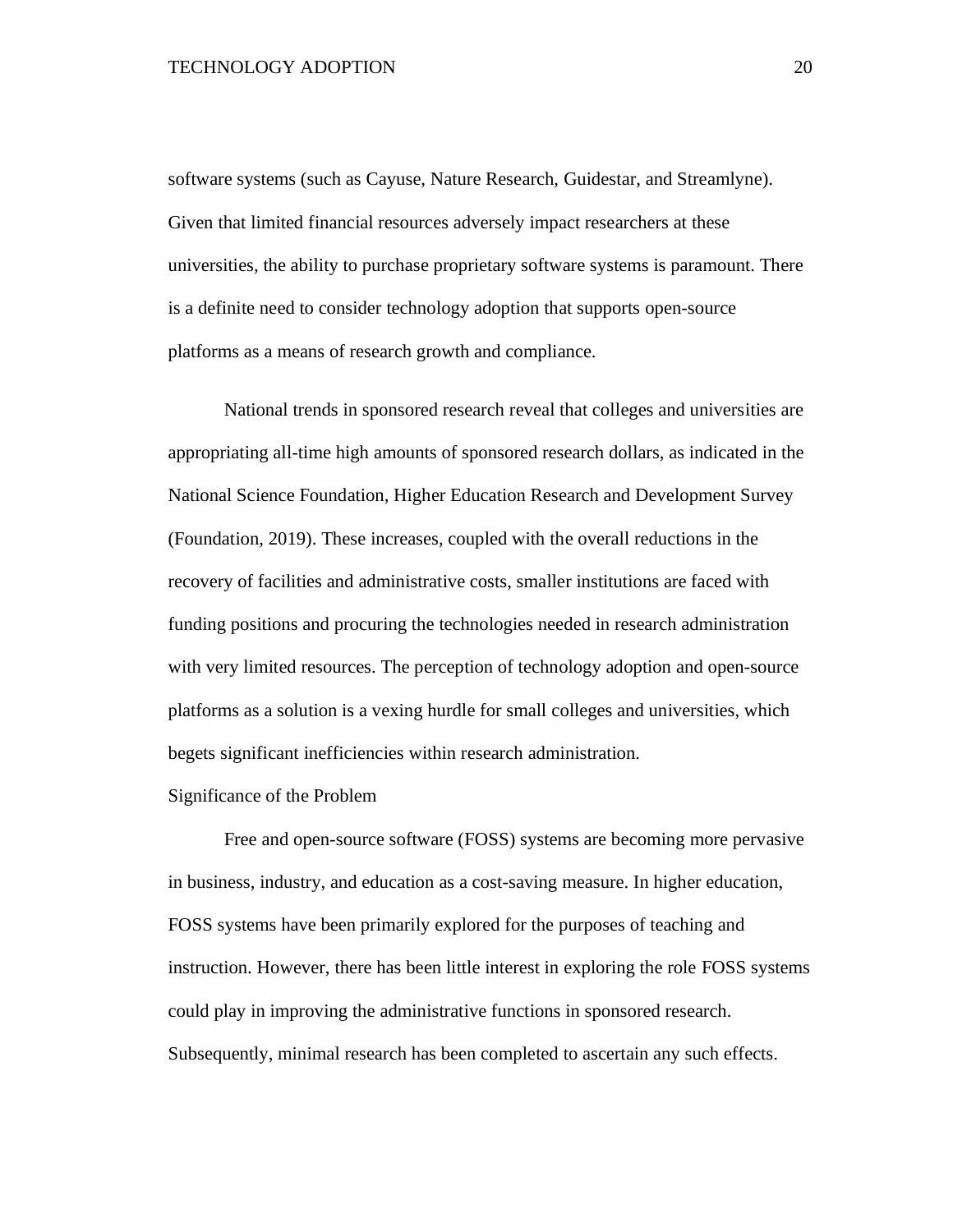software systems (such as Cayuse, Nature Research, Guidestar, and Streamlyne). Given that limited financial resources adversely impact researchers at these universities, the ability to purchase proprietary software systems is paramount. There is a definite need to consider technology adoption that supports open-source platforms as a means of research growth and compliance.

National trends in sponsored research reveal that colleges and universities are appropriating all-time high amounts of sponsored research dollars, as indicated in the National Science Foundation, Higher Education Research and Development Survey (Foundation, 2019). These increases, coupled with the overall reductions in the recovery of facilities and administrative costs, smaller institutions are faced with funding positions and procuring the technologies needed in research administration with very limited resources. The perception of technology adoption and open-source platforms as a solution is a vexing hurdle for small colleges and universities, which begets significant inefficiencies within research administration.

## Significance of the Problem

Free and open-source software (FOSS) systems are becoming more pervasive in business, industry, and education as a cost-saving measure. In higher education, FOSS systems have been primarily explored for the purposes of teaching and instruction. However, there has been little interest in exploring the role FOSS systems could play in improving the administrative functions in sponsored research. Subsequently, minimal research has been completed to ascertain any such effects.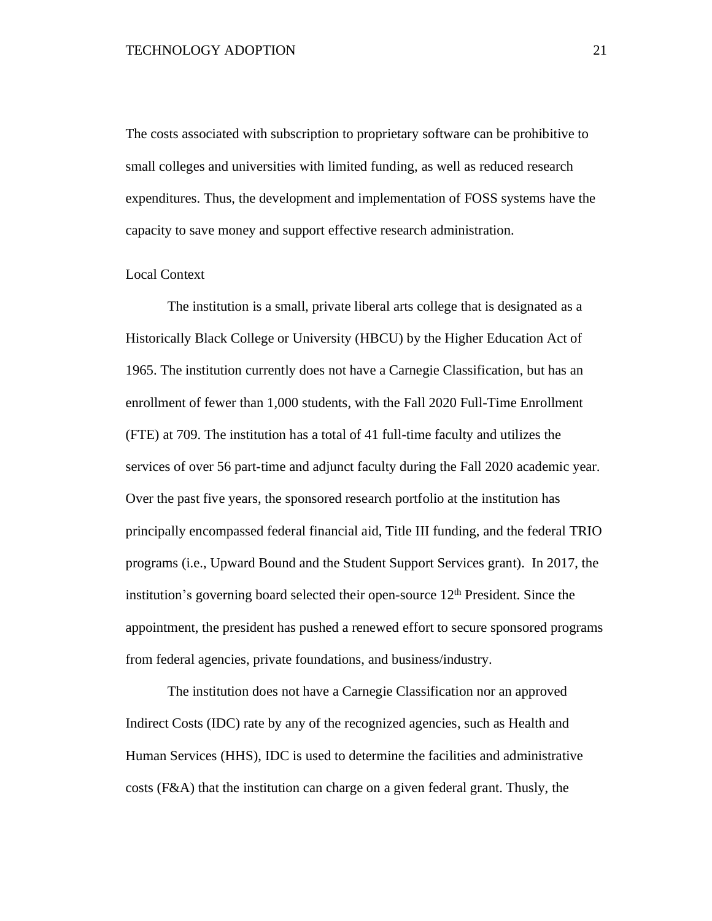The costs associated with subscription to proprietary software can be prohibitive to small colleges and universities with limited funding, as well as reduced research expenditures. Thus, the development and implementation of FOSS systems have the capacity to save money and support effective research administration.

## Local Context

The institution is a small, private liberal arts college that is designated as a Historically Black College or University (HBCU) by the Higher Education Act of 1965. The institution currently does not have a Carnegie Classification, but has an enrollment of fewer than 1,000 students, with the Fall 2020 Full-Time Enrollment (FTE) at 709. The institution has a total of 41 full-time faculty and utilizes the services of over 56 part-time and adjunct faculty during the Fall 2020 academic year. Over the past five years, the sponsored research portfolio at the institution has principally encompassed federal financial aid, Title III funding, and the federal TRIO programs (i.e., Upward Bound and the Student Support Services grant). In 2017, the institution's governing board selected their open-source 12th President. Since the appointment, the president has pushed a renewed effort to secure sponsored programs from federal agencies, private foundations, and business/industry.

The institution does not have a Carnegie Classification nor an approved Indirect Costs (IDC) rate by any of the recognized agencies, such as Health and Human Services (HHS), IDC is used to determine the facilities and administrative costs (F&A) that the institution can charge on a given federal grant. Thusly, the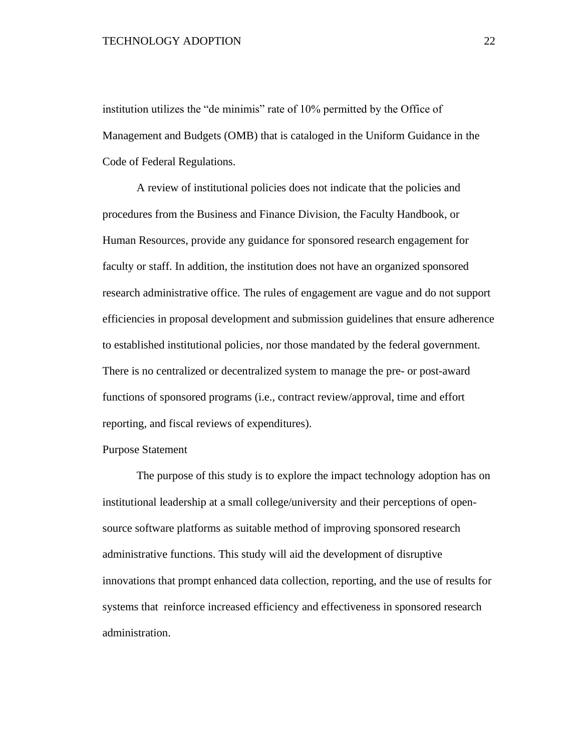institution utilizes the “de minimis” rate of 10% permitted by the Office of Management and Budgets (OMB) that is cataloged in the Uniform Guidance in the Code of Federal Regulations.

A review of institutional policies does not indicate that the policies and procedures from the Business and Finance Division, the Faculty Handbook, or Human Resources, provide any guidance for sponsored research engagement for faculty or staff. In addition, the institution does not have an organized sponsored research administrative office. The rules of engagement are vague and do not support efficiencies in proposal development and submission guidelines that ensure adherence to established institutional policies, nor those mandated by the federal government. There is no centralized or decentralized system to manage the pre- or post-award functions of sponsored programs (i.e., contract review/approval, time and effort reporting, and fiscal reviews of expenditures).

## Purpose Statement

The purpose of this study is to explore the impact technology adoption has on institutional leadership at a small college/university and their perceptions of open-source software platforms as suitable method of improving sponsored research administrative functions. This study will aid the development of disruptive innovations that prompt enhanced data collection, reporting, and the use of results for systems that reinforce increased efficiency and effectiveness in sponsored research administration.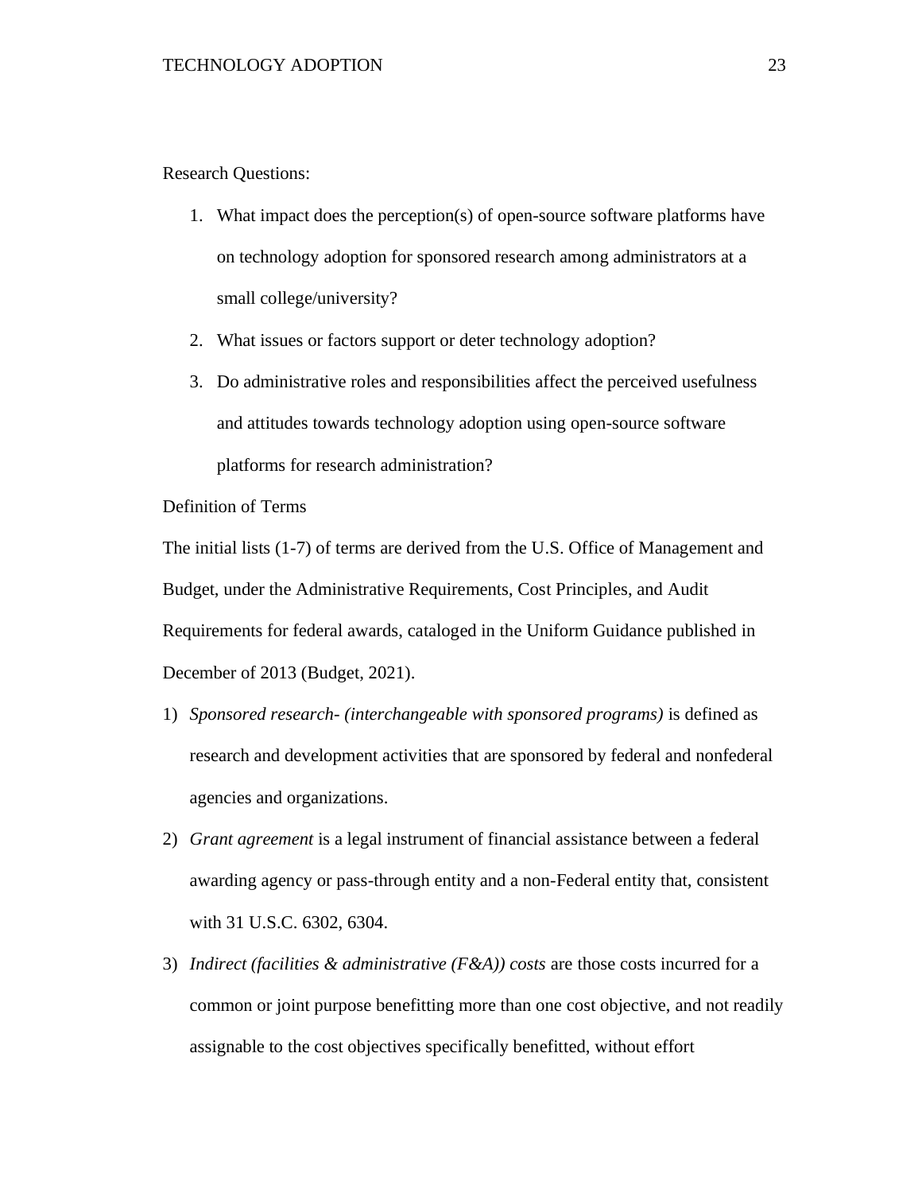Research Questions:

1. What impact does the perception(s) of open-source software platforms have on technology adoption for sponsored research among administrators at a small college/university?
2. What issues or factors support or deter technology adoption?
3. Do administrative roles and responsibilities affect the perceived usefulness and attitudes towards technology adoption using open-source software platforms for research administration?

Definition of Terms

The initial lists (1-7) of terms are derived from the U.S. Office of Management and Budget, under the Administrative Requirements, Cost Principles, and Audit Requirements for federal awards, cataloged in the Uniform Guidance published in December of 2013 (Budget, 2021).

1) *Sponsored research- (interchangeable with sponsored programs)* is defined as research and development activities that are sponsored by federal and nonfederal agencies and organizations.
2) *Grant agreement* is a legal instrument of financial assistance between a federal awarding agency or pass-through entity and a non-Federal entity that, consistent with 31 U.S.C. 6302, 6304.
3) *Indirect (facilities & administrative (F&A)) costs* are those costs incurred for a common or joint purpose benefitting more than one cost objective, and not readily assignable to the cost objectives specifically benefitted, without effort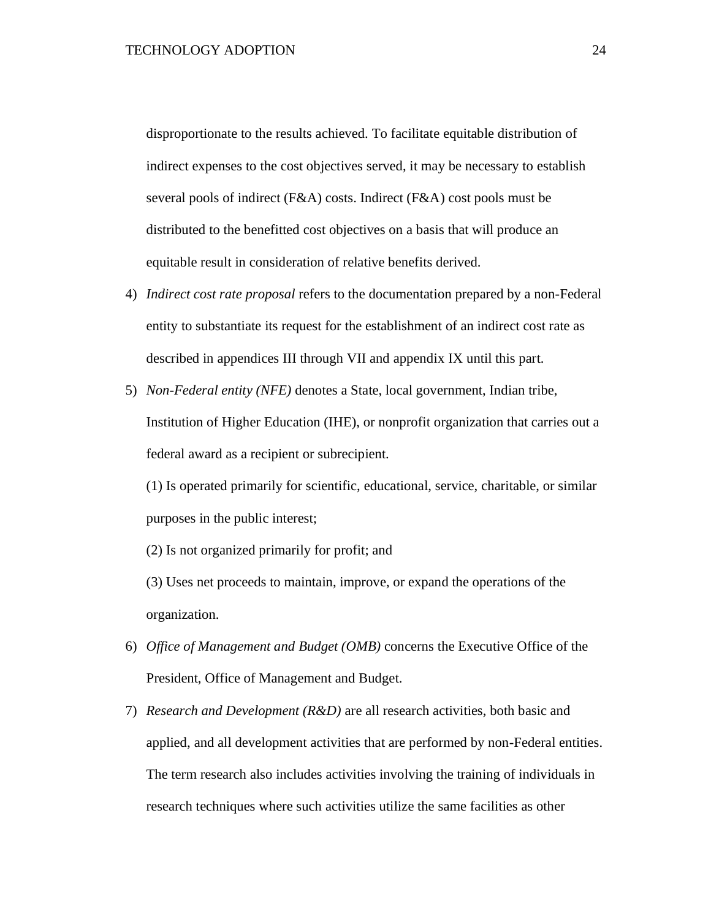disproportionate to the results achieved. To facilitate equitable distribution of indirect expenses to the cost objectives served, it may be necessary to establish several pools of indirect (F&A) costs. Indirect (F&A) cost pools must be distributed to the benefitted cost objectives on a basis that will produce an equitable result in consideration of relative benefits derived.

4) *Indirect cost rate proposal* refers to the documentation prepared by a non-Federal entity to substantiate its request for the establishment of an indirect cost rate as described in appendices III through VII and appendix IX until this part.

5) *Non-Federal entity (NFE)* denotes a State, local government, Indian tribe, Institution of Higher Education (IHE), or nonprofit organization that carries out a federal award as a recipient or subrecipient.

   (1) Is operated primarily for scientific, educational, service, charitable, or similar purposes in the public interest;

   (2) Is not organized primarily for profit; and

   (3) Uses net proceeds to maintain, improve, or expand the operations of the organization.

6) *Office of Management and Budget (OMB)* concerns the Executive Office of the President, Office of Management and Budget.

7) *Research and Development (R&D)* are all research activities, both basic and applied, and all development activities that are performed by non-Federal entities. The term research also includes activities involving the training of individuals in research techniques where such activities utilize the same facilities as other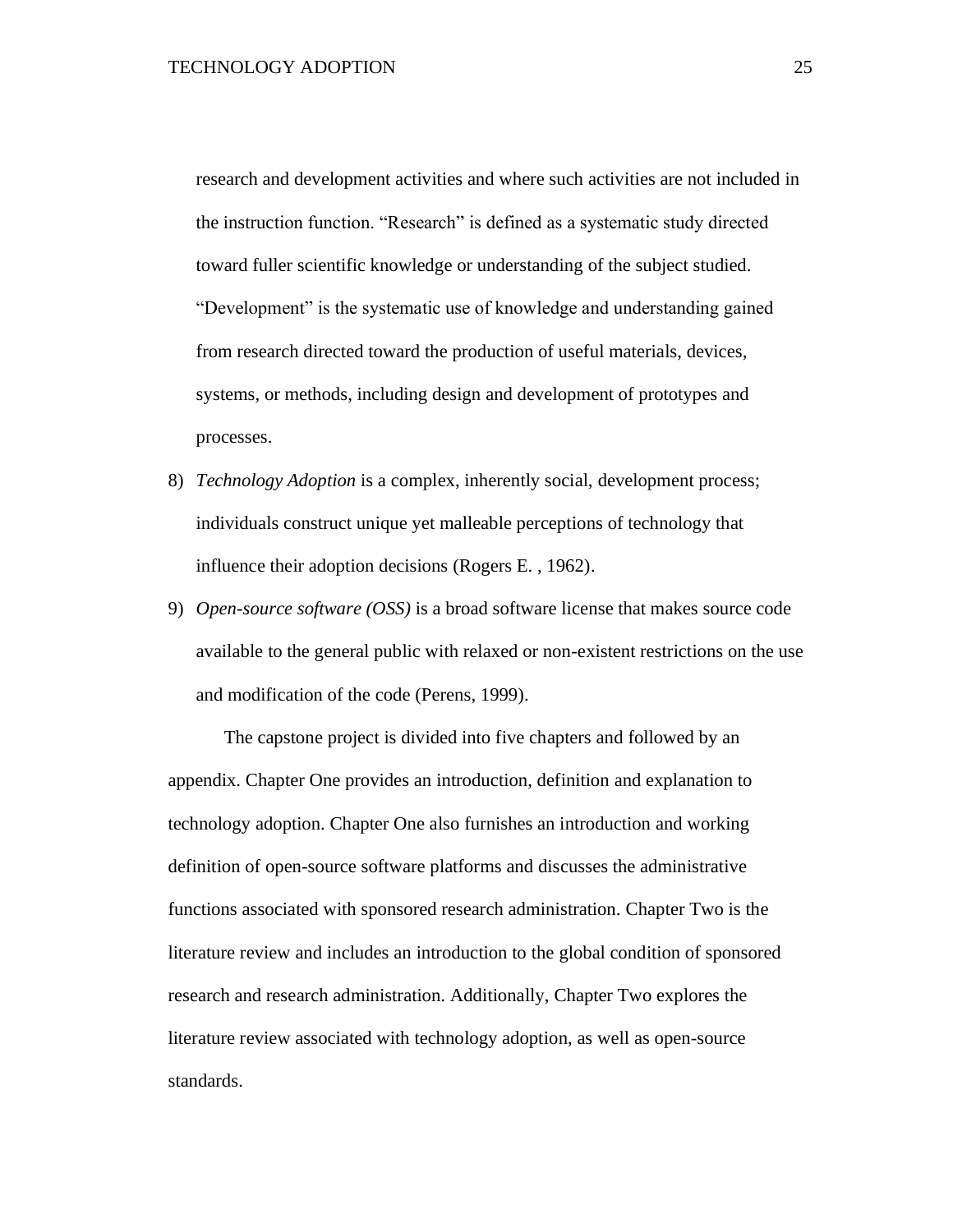research and development activities and where such activities are not included in the instruction function. “Research” is defined as a systematic study directed toward fuller scientific knowledge or understanding of the subject studied. “Development” is the systematic use of knowledge and understanding gained from research directed toward the production of useful materials, devices, systems, or methods, including design and development of prototypes and processes.

8) *Technology Adoption* is a complex, inherently social, development process; individuals construct unique yet malleable perceptions of technology that influence their adoption decisions (Rogers E. , 1962).
9) *Open-source software (OSS)* is a broad software license that makes source code available to the general public with relaxed or non-existent restrictions on the use and modification of the code (Perens, 1999).

The capstone project is divided into five chapters and followed by an appendix. Chapter One provides an introduction, definition and explanation to technology adoption. Chapter One also furnishes an introduction and working definition of open-source software platforms and discusses the administrative functions associated with sponsored research administration. Chapter Two is the literature review and includes an introduction to the global condition of sponsored research and research administration. Additionally, Chapter Two explores the literature review associated with technology adoption, as well as open-source standards.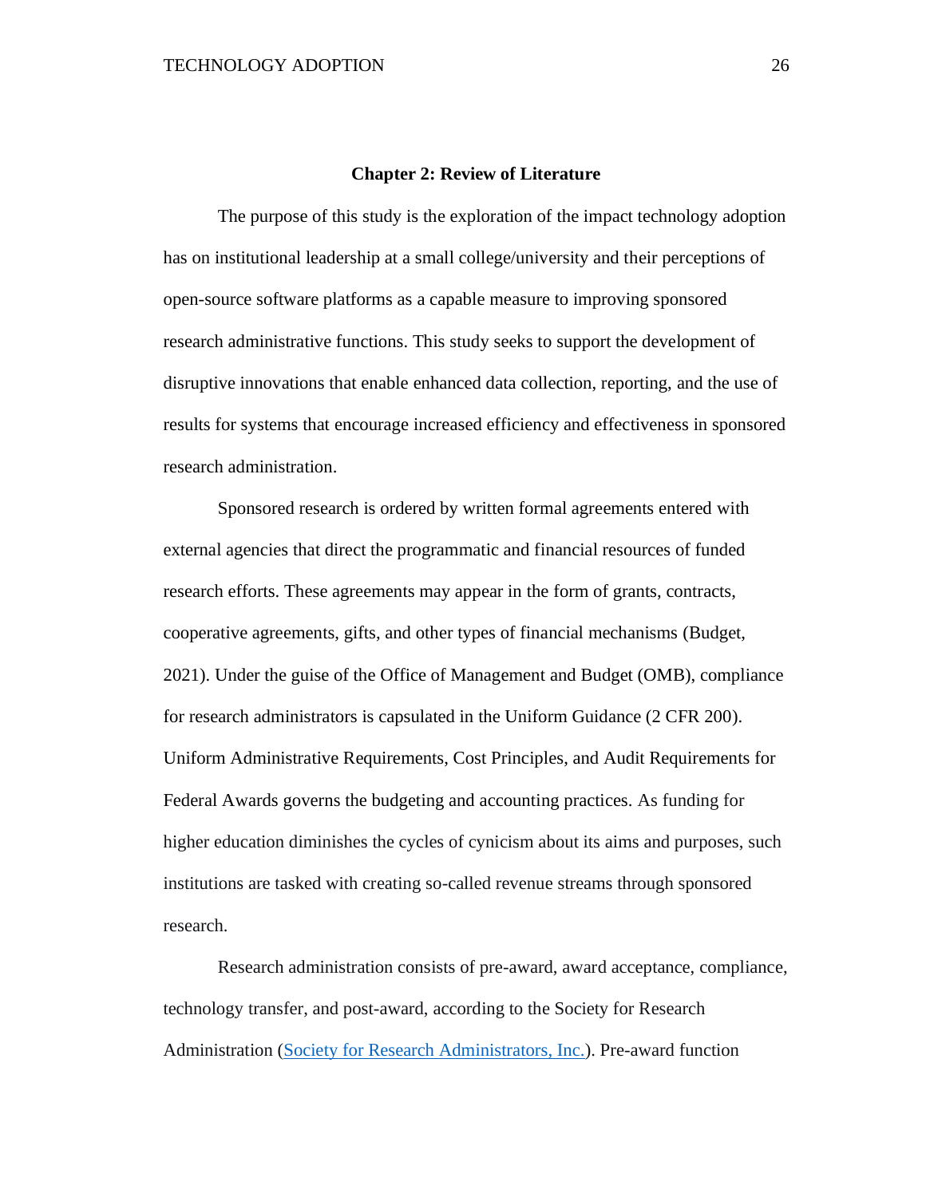## Chapter 2: Review of Literature

The purpose of this study is the exploration of the impact technology adoption has on institutional leadership at a small college/university and their perceptions of open-source software platforms as a capable measure to improving sponsored research administrative functions. This study seeks to support the development of disruptive innovations that enable enhanced data collection, reporting, and the use of results for systems that encourage increased efficiency and effectiveness in sponsored research administration.

Sponsored research is ordered by written formal agreements entered with external agencies that direct the programmatic and financial resources of funded research efforts. These agreements may appear in the form of grants, contracts, cooperative agreements, gifts, and other types of financial mechanisms (Budget, 2021). Under the guise of the Office of Management and Budget (OMB), compliance for research administrators is capsulated in the Uniform Guidance (2 CFR 200). Uniform Administrative Requirements, Cost Principles, and Audit Requirements for Federal Awards governs the budgeting and accounting practices. As funding for higher education diminishes the cycles of cynicism about its aims and purposes, such institutions are tasked with creating so-called revenue streams through sponsored research.

Research administration consists of pre-award, award acceptance, compliance, technology transfer, and post-award, according to the Society for Research Administration (Society for Research Administrators, Inc.). Pre-award function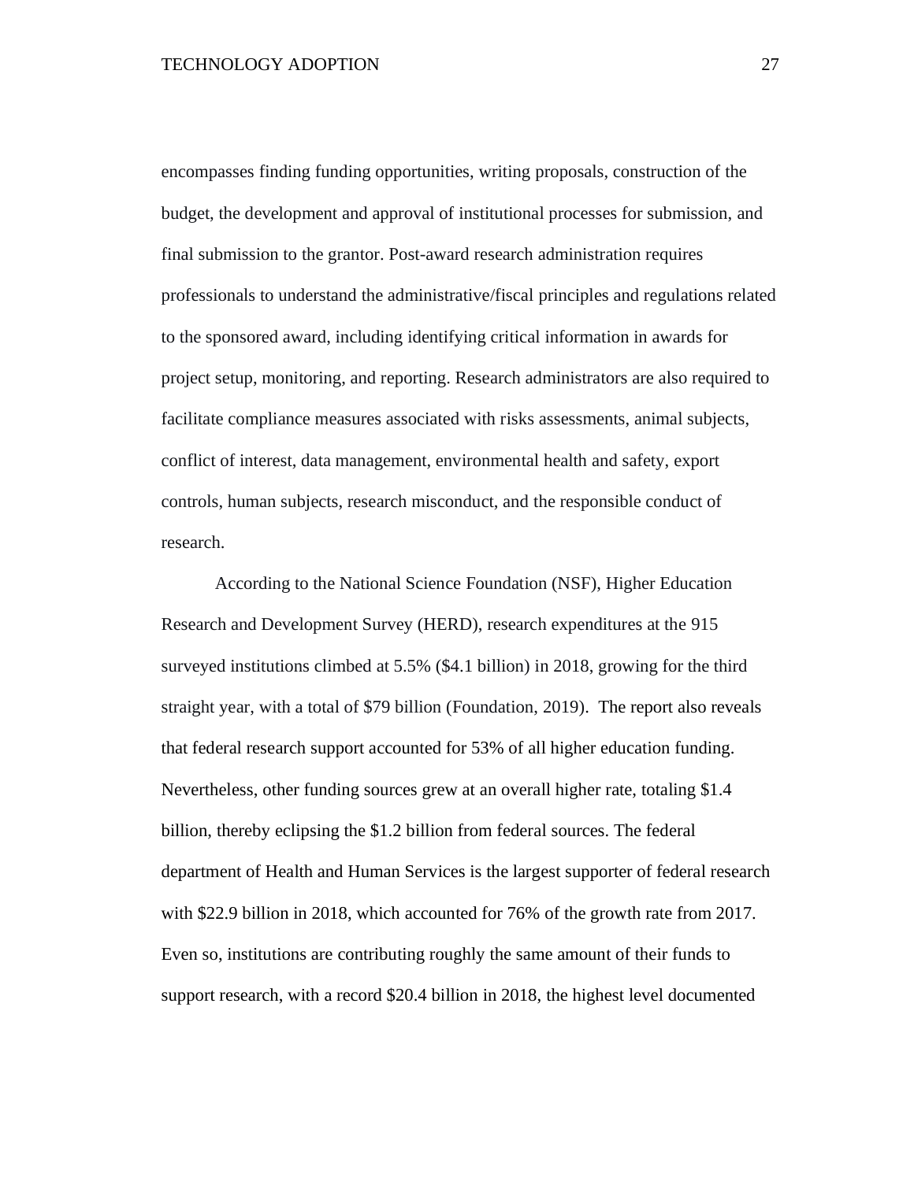encompasses finding funding opportunities, writing proposals, construction of the budget, the development and approval of institutional processes for submission, and final submission to the grantor. Post-award research administration requires professionals to understand the administrative/fiscal principles and regulations related to the sponsored award, including identifying critical information in awards for project setup, monitoring, and reporting. Research administrators are also required to facilitate compliance measures associated with risks assessments, animal subjects, conflict of interest, data management, environmental health and safety, export controls, human subjects, research misconduct, and the responsible conduct of research.

According to the National Science Foundation (NSF), Higher Education Research and Development Survey (HERD), research expenditures at the 915 surveyed institutions climbed at 5.5% ($4.1 billion) in 2018, growing for the third straight year, with a total of $79 billion (Foundation, 2019). The report also reveals that federal research support accounted for 53% of all higher education funding. Nevertheless, other funding sources grew at an overall higher rate, totaling $1.4 billion, thereby eclipsing the $1.2 billion from federal sources. The federal department of Health and Human Services is the largest supporter of federal research with $22.9 billion in 2018, which accounted for 76% of the growth rate from 2017. Even so, institutions are contributing roughly the same amount of their funds to support research, with a record $20.4 billion in 2018, the highest level documented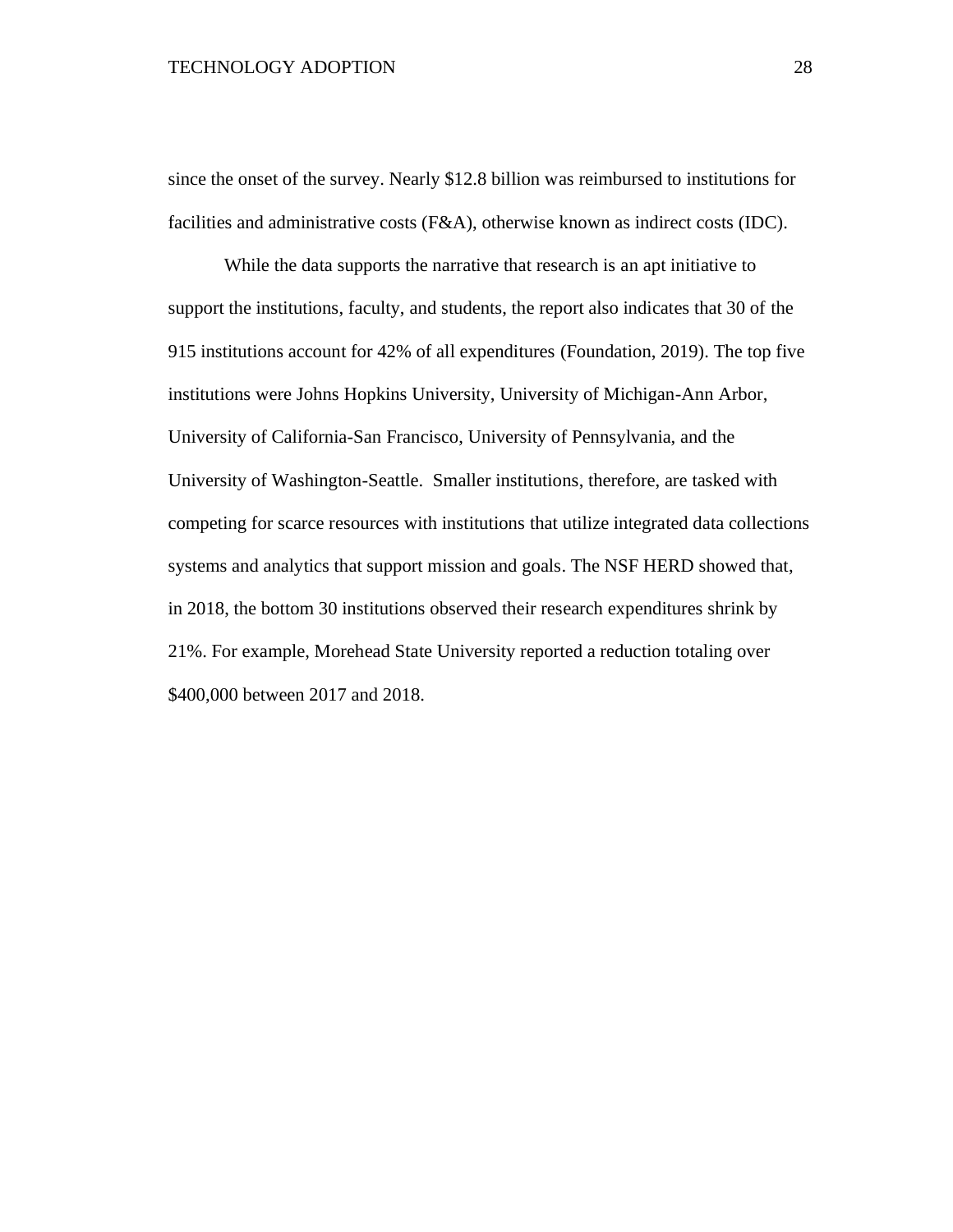since the onset of the survey. Nearly $12.8 billion was reimbursed to institutions for facilities and administrative costs (F&A), otherwise known as indirect costs (IDC).

While the data supports the narrative that research is an apt initiative to support the institutions, faculty, and students, the report also indicates that 30 of the 915 institutions account for 42% of all expenditures (Foundation, 2019). The top five institutions were Johns Hopkins University, University of Michigan-Ann Arbor, University of California-San Francisco, University of Pennsylvania, and the University of Washington-Seattle. Smaller institutions, therefore, are tasked with competing for scarce resources with institutions that utilize integrated data collections systems and analytics that support mission and goals. The NSF HERD showed that, in 2018, the bottom 30 institutions observed their research expenditures shrink by 21%. For example, Morehead State University reported a reduction totaling over $400,000 between 2017 and 2018.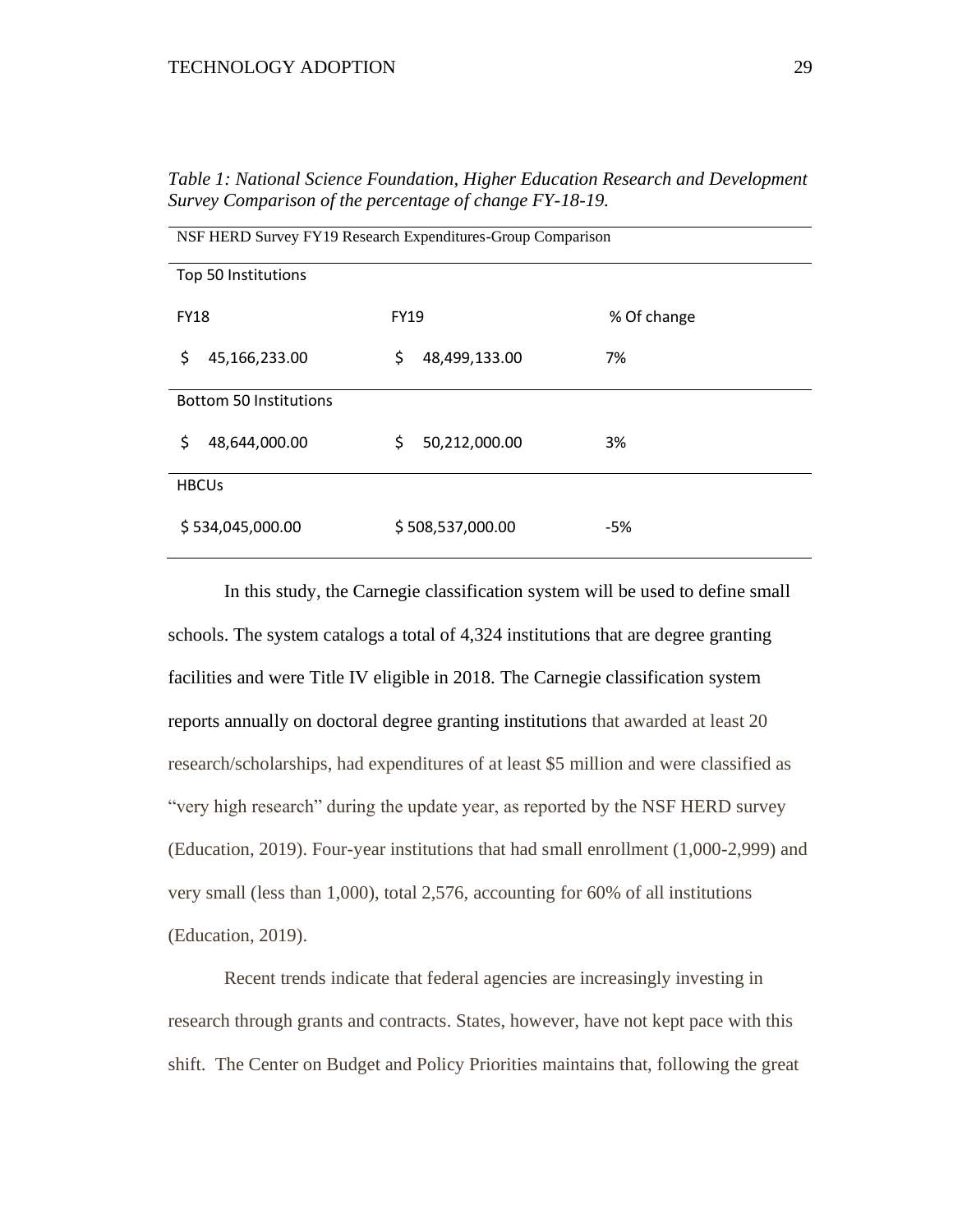*Table 1: National Science Foundation, Higher Education Research and Development Survey Comparison of the percentage of change FY-18-19.*

| NSF HERD Survey FY19 Research Expenditures-Group Comparison | | |
|---|---|---|
| Top 50 Institutions | | |
| FY18 | FY19 | % Of change |
| $ 45,166,233.00 | $ 48,499,133.00 | 7% |
| Bottom 50 Institutions | | |
| $ 48,644,000.00 | $ 50,212,000.00 | 3% |
| HBCUs | | |
| $ 534,045,000.00 | $ 508,537,000.00 | -5% |

In this study, the Carnegie classification system will be used to define small schools. The system catalogs a total of 4,324 institutions that are degree granting facilities and were Title IV eligible in 2018. The Carnegie classification system reports annually on doctoral degree granting institutions that awarded at least 20 research/scholarships, had expenditures of at least $5 million and were classified as "very high research" during the update year, as reported by the NSF HERD survey (Education, 2019). Four-year institutions that had small enrollment (1,000-2,999) and very small (less than 1,000), total 2,576, accounting for 60% of all institutions (Education, 2019).

Recent trends indicate that federal agencies are increasingly investing in research through grants and contracts. States, however, have not kept pace with this shift. The Center on Budget and Policy Priorities maintains that, following the great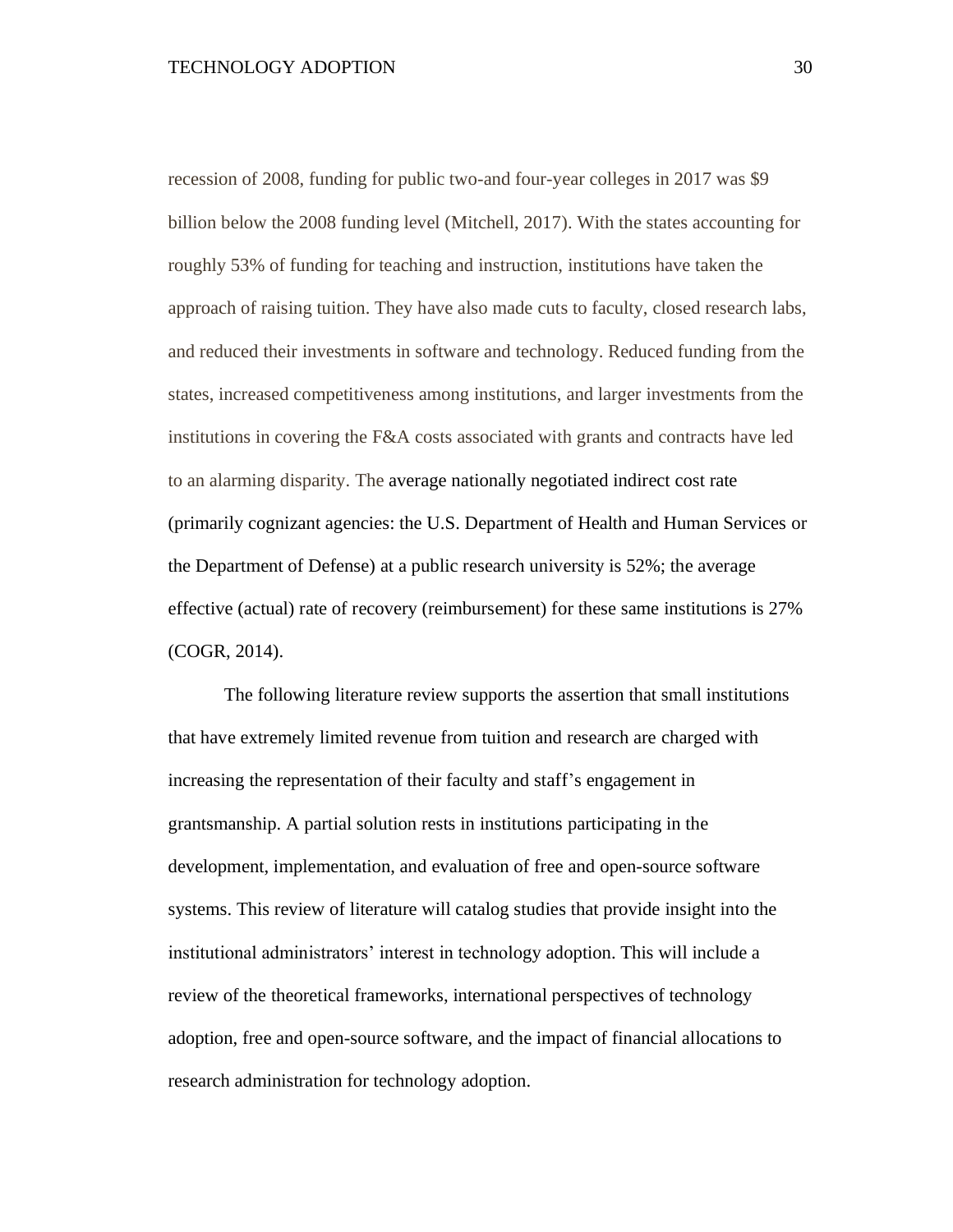recession of 2008, funding for public two-and four-year colleges in 2017 was $9 billion below the 2008 funding level (Mitchell, 2017). With the states accounting for roughly 53% of funding for teaching and instruction, institutions have taken the approach of raising tuition. They have also made cuts to faculty, closed research labs, and reduced their investments in software and technology. Reduced funding from the states, increased competitiveness among institutions, and larger investments from the institutions in covering the F&A costs associated with grants and contracts have led to an alarming disparity. The average nationally negotiated indirect cost rate (primarily cognizant agencies: the U.S. Department of Health and Human Services or the Department of Defense) at a public research university is 52%; the average effective (actual) rate of recovery (reimbursement) for these same institutions is 27% (COGR, 2014).

The following literature review supports the assertion that small institutions that have extremely limited revenue from tuition and research are charged with increasing the representation of their faculty and staff's engagement in grantsmanship. A partial solution rests in institutions participating in the development, implementation, and evaluation of free and open-source software systems. This review of literature will catalog studies that provide insight into the institutional administrators' interest in technology adoption. This will include a review of the theoretical frameworks, international perspectives of technology adoption, free and open-source software, and the impact of financial allocations to research administration for technology adoption.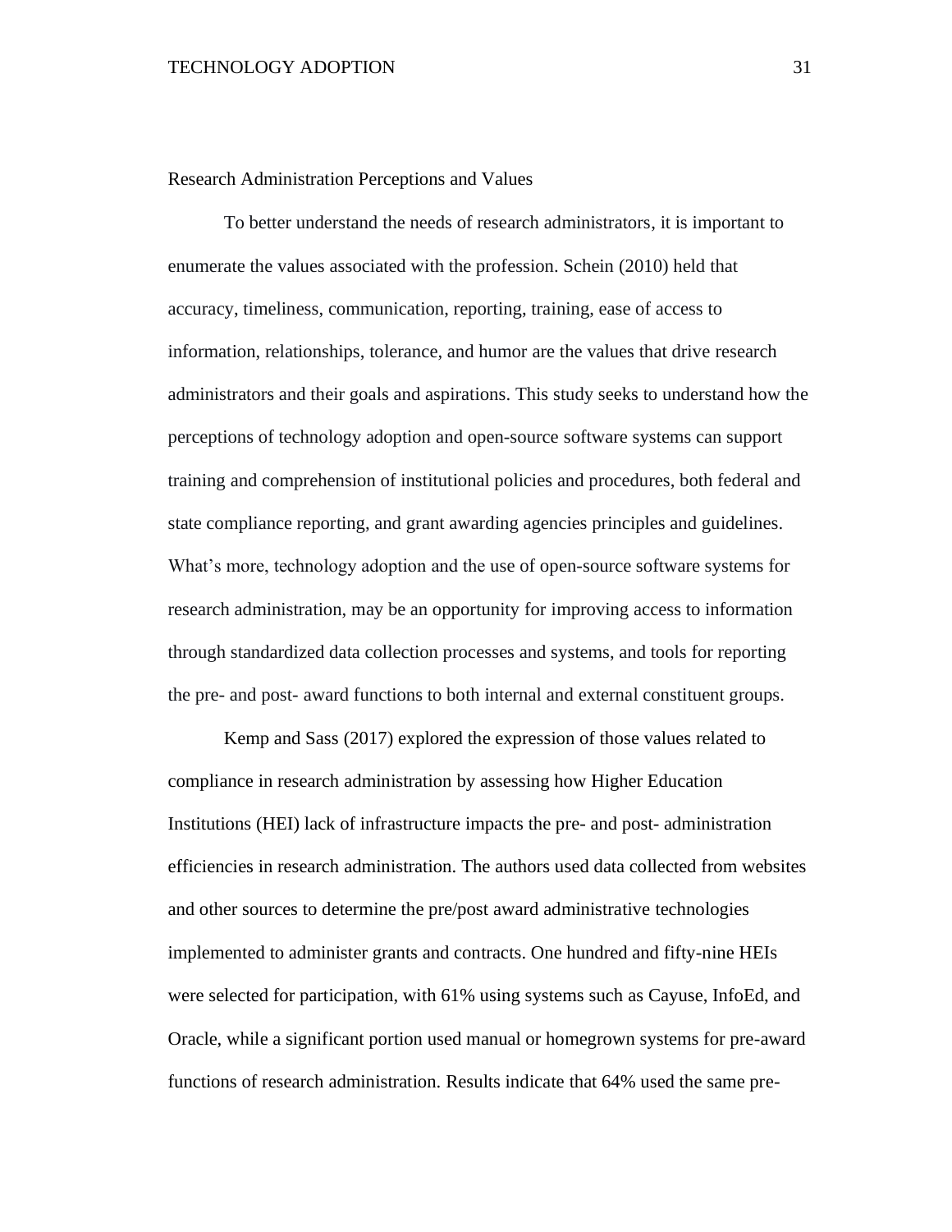## Research Administration Perceptions and Values

To better understand the needs of research administrators, it is important to enumerate the values associated with the profession. Schein (2010) held that accuracy, timeliness, communication, reporting, training, ease of access to information, relationships, tolerance, and humor are the values that drive research administrators and their goals and aspirations. This study seeks to understand how the perceptions of technology adoption and open-source software systems can support training and comprehension of institutional policies and procedures, both federal and state compliance reporting, and grant awarding agencies principles and guidelines. What's more, technology adoption and the use of open-source software systems for research administration, may be an opportunity for improving access to information through standardized data collection processes and systems, and tools for reporting the pre- and post- award functions to both internal and external constituent groups.

Kemp and Sass (2017) explored the expression of those values related to compliance in research administration by assessing how Higher Education Institutions (HEI) lack of infrastructure impacts the pre- and post- administration efficiencies in research administration. The authors used data collected from websites and other sources to determine the pre/post award administrative technologies implemented to administer grants and contracts. One hundred and fifty-nine HEIs were selected for participation, with 61% using systems such as Cayuse, InfoEd, and Oracle, while a significant portion used manual or homegrown systems for pre-award functions of research administration. Results indicate that 64% used the same pre-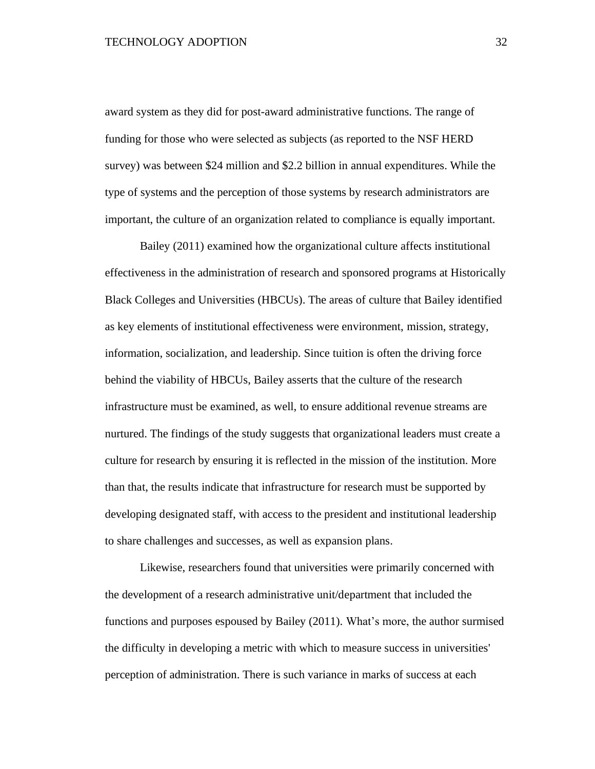award system as they did for post-award administrative functions. The range of funding for those who were selected as subjects (as reported to the NSF HERD survey) was between $24 million and $2.2 billion in annual expenditures. While the type of systems and the perception of those systems by research administrators are important, the culture of an organization related to compliance is equally important.

Bailey (2011) examined how the organizational culture affects institutional effectiveness in the administration of research and sponsored programs at Historically Black Colleges and Universities (HBCUs). The areas of culture that Bailey identified as key elements of institutional effectiveness were environment, mission, strategy, information, socialization, and leadership. Since tuition is often the driving force behind the viability of HBCUs, Bailey asserts that the culture of the research infrastructure must be examined, as well, to ensure additional revenue streams are nurtured. The findings of the study suggests that organizational leaders must create a culture for research by ensuring it is reflected in the mission of the institution. More than that, the results indicate that infrastructure for research must be supported by developing designated staff, with access to the president and institutional leadership to share challenges and successes, as well as expansion plans.

Likewise, researchers found that universities were primarily concerned with the development of a research administrative unit/department that included the functions and purposes espoused by Bailey (2011). What's more, the author surmised the difficulty in developing a metric with which to measure success in universities' perception of administration. There is such variance in marks of success at each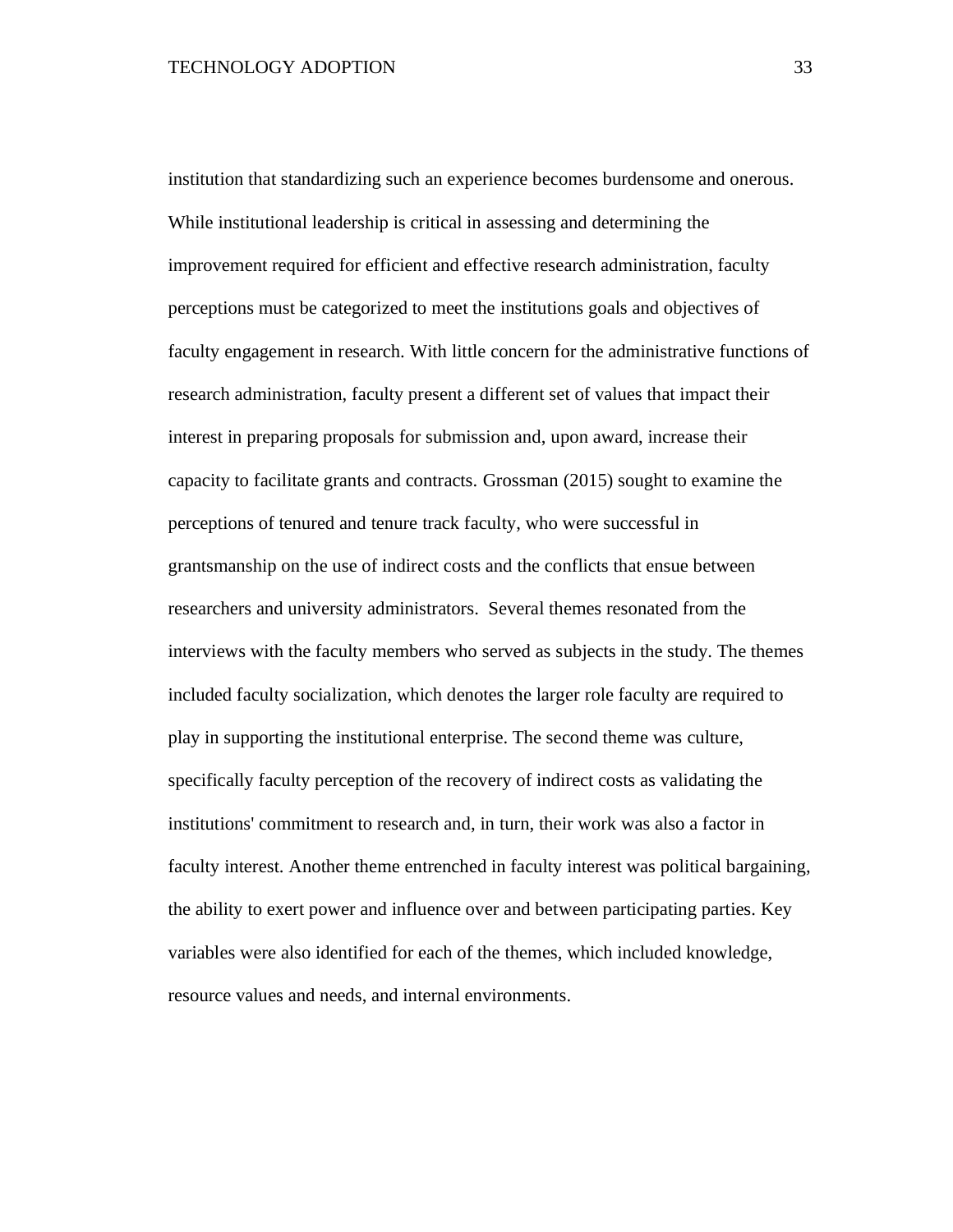institution that standardizing such an experience becomes burdensome and onerous. While institutional leadership is critical in assessing and determining the improvement required for efficient and effective research administration, faculty perceptions must be categorized to meet the institutions goals and objectives of faculty engagement in research. With little concern for the administrative functions of research administration, faculty present a different set of values that impact their interest in preparing proposals for submission and, upon award, increase their capacity to facilitate grants and contracts. Grossman (2015) sought to examine the perceptions of tenured and tenure track faculty, who were successful in grantsmanship on the use of indirect costs and the conflicts that ensue between researchers and university administrators. Several themes resonated from the interviews with the faculty members who served as subjects in the study. The themes included faculty socialization, which denotes the larger role faculty are required to play in supporting the institutional enterprise. The second theme was culture, specifically faculty perception of the recovery of indirect costs as validating the institutions' commitment to research and, in turn, their work was also a factor in faculty interest. Another theme entrenched in faculty interest was political bargaining, the ability to exert power and influence over and between participating parties. Key variables were also identified for each of the themes, which included knowledge, resource values and needs, and internal environments.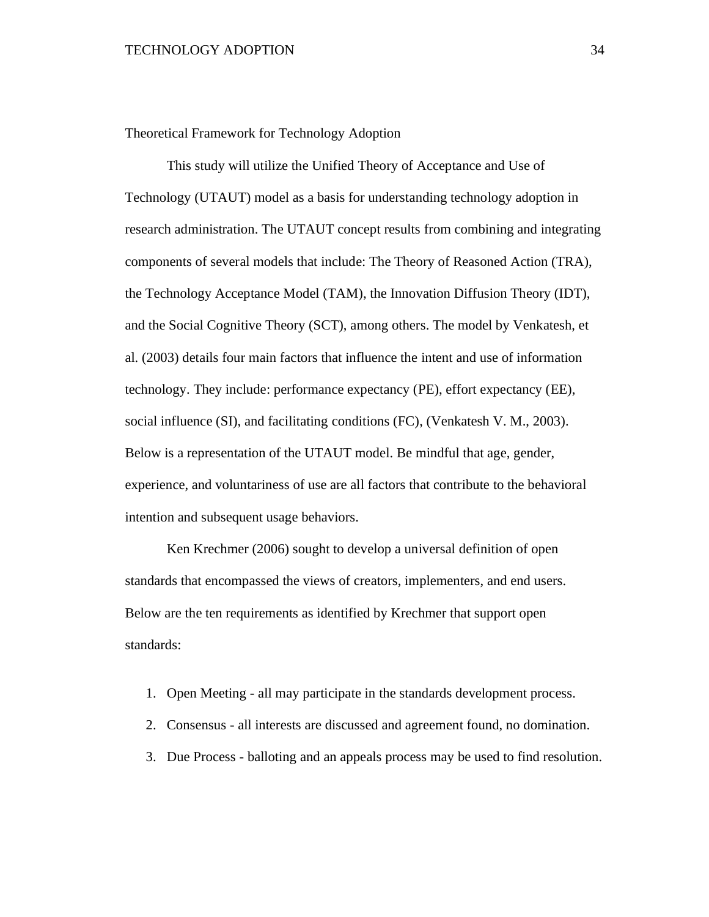## Theoretical Framework for Technology Adoption

This study will utilize the Unified Theory of Acceptance and Use of Technology (UTAUT) model as a basis for understanding technology adoption in research administration. The UTAUT concept results from combining and integrating components of several models that include: The Theory of Reasoned Action (TRA), the Technology Acceptance Model (TAM), the Innovation Diffusion Theory (IDT), and the Social Cognitive Theory (SCT), among others. The model by Venkatesh, et al. (2003) details four main factors that influence the intent and use of information technology. They include: performance expectancy (PE), effort expectancy (EE), social influence (SI), and facilitating conditions (FC), (Venkatesh V. M., 2003). Below is a representation of the UTAUT model. Be mindful that age, gender, experience, and voluntariness of use are all factors that contribute to the behavioral intention and subsequent usage behaviors.

Ken Krechmer (2006) sought to develop a universal definition of open standards that encompassed the views of creators, implementers, and end users. Below are the ten requirements as identified by Krechmer that support open standards:

1. Open Meeting - all may participate in the standards development process.
2. Consensus - all interests are discussed and agreement found, no domination.
3. Due Process - balloting and an appeals process may be used to find resolution.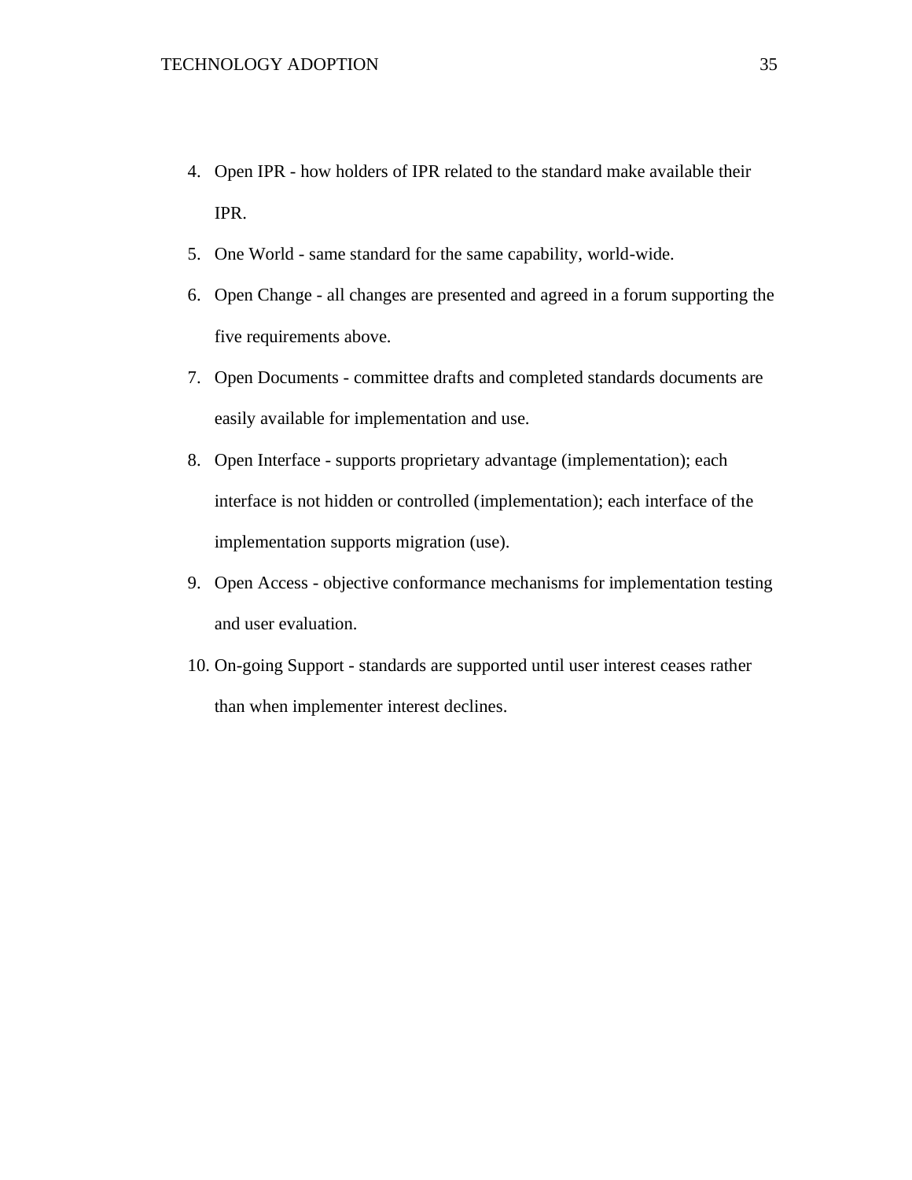4. Open IPR - how holders of IPR related to the standard make available their IPR.
5. One World - same standard for the same capability, world-wide.
6. Open Change - all changes are presented and agreed in a forum supporting the five requirements above.
7. Open Documents - committee drafts and completed standards documents are easily available for implementation and use.
8. Open Interface - supports proprietary advantage (implementation); each interface is not hidden or controlled (implementation); each interface of the implementation supports migration (use).
9. Open Access - objective conformance mechanisms for implementation testing and user evaluation.
10. On-going Support - standards are supported until user interest ceases rather than when implementer interest declines.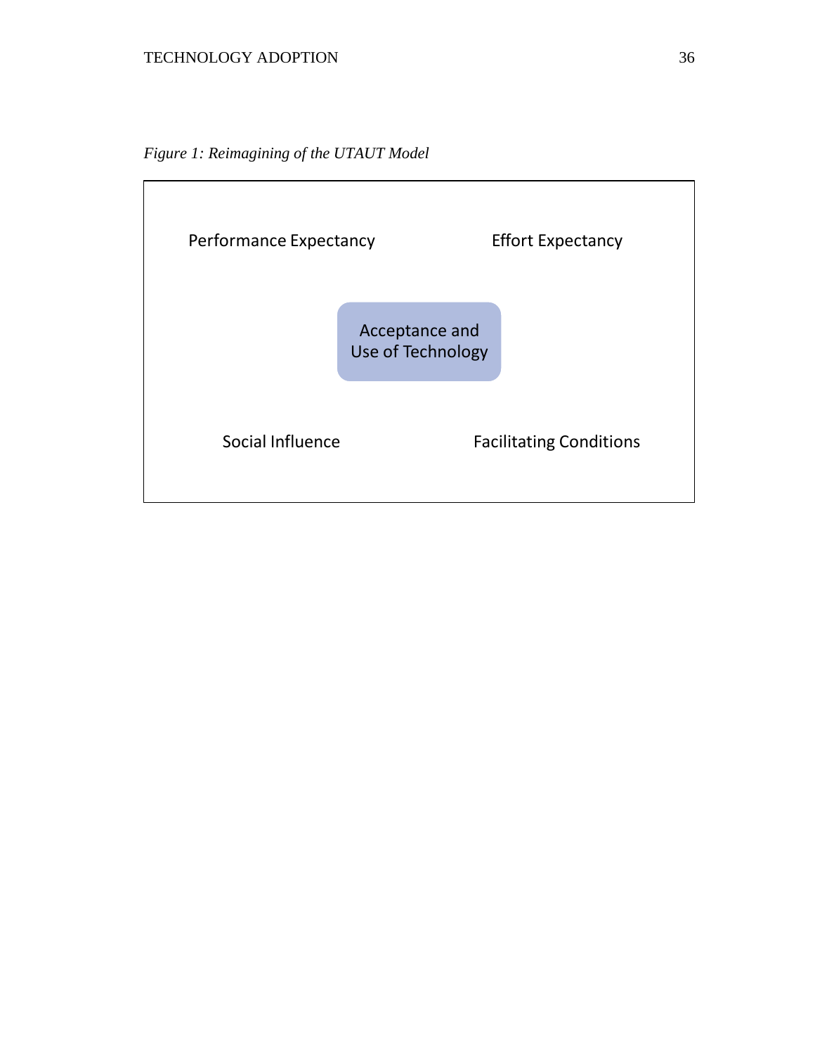*Figure 1: Reimagining of the UTAUT Model*

Performance Expectancy

Effort Expectancy

Acceptance and Use of Technology

Social Influence

Facilitating Conditions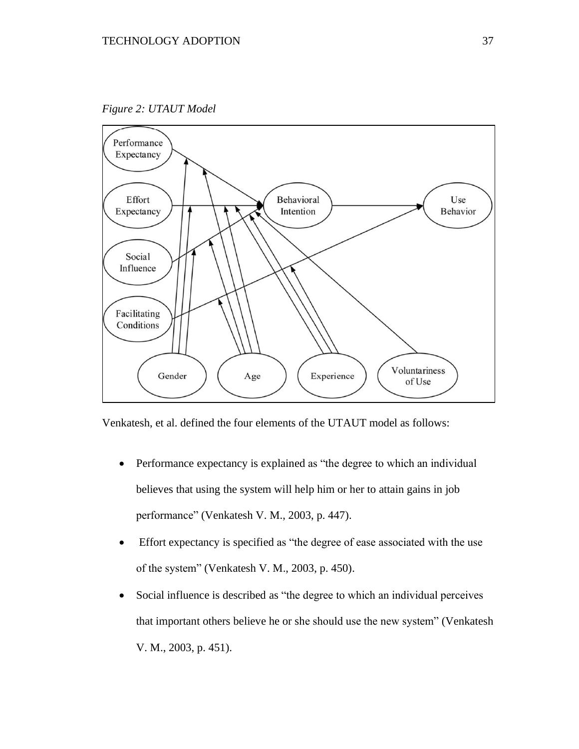*Figure 2: UTAUT Model*

Venkatesh, et al. defined the four elements of the UTAUT model as follows:

- Performance expectancy is explained as "the degree to which an individual believes that using the system will help him or her to attain gains in job performance" (Venkatesh V. M., 2003, p. 447).
- Effort expectancy is specified as "the degree of ease associated with the use of the system" (Venkatesh V. M., 2003, p. 450).
- Social influence is described as "the degree to which an individual perceives that important others believe he or she should use the new system" (Venkatesh V. M., 2003, p. 451).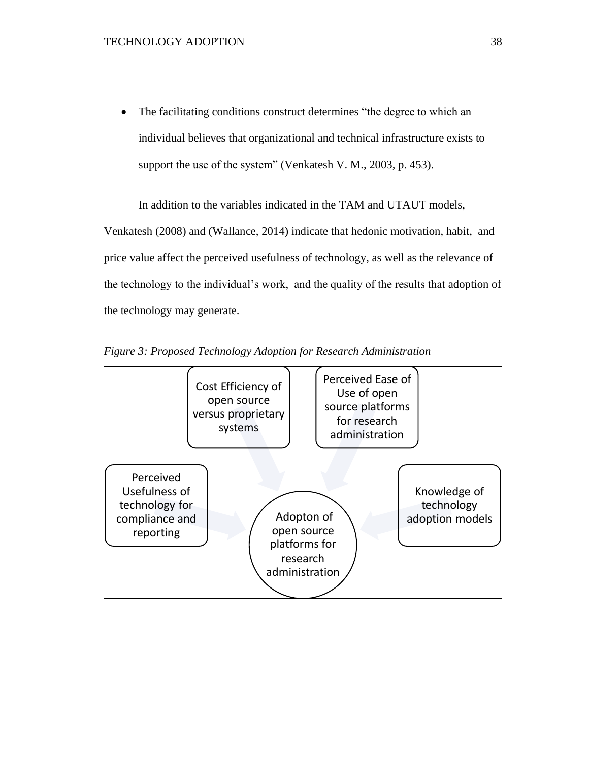- The facilitating conditions construct determines "the degree to which an individual believes that organizational and technical infrastructure exists to support the use of the system" (Venkatesh V. M., 2003, p. 453).

In addition to the variables indicated in the TAM and UTAUT models, Venkatesh (2008) and (Wallance, 2014) indicate that hedonic motivation, habit, and price value affect the perceived usefulness of technology, as well as the relevance of the technology to the individual's work, and the quality of the results that adoption of the technology may generate.

*Figure 3: Proposed Technology Adoption for Research Administration*

Cost Efficiency of open source versus proprietary systems

Perceived Ease of Use of open source platforms for research administration

Perceived Usefulness of technology for compliance and reporting

Knowledge of technology adoption models

Adopton of open source platforms for research administration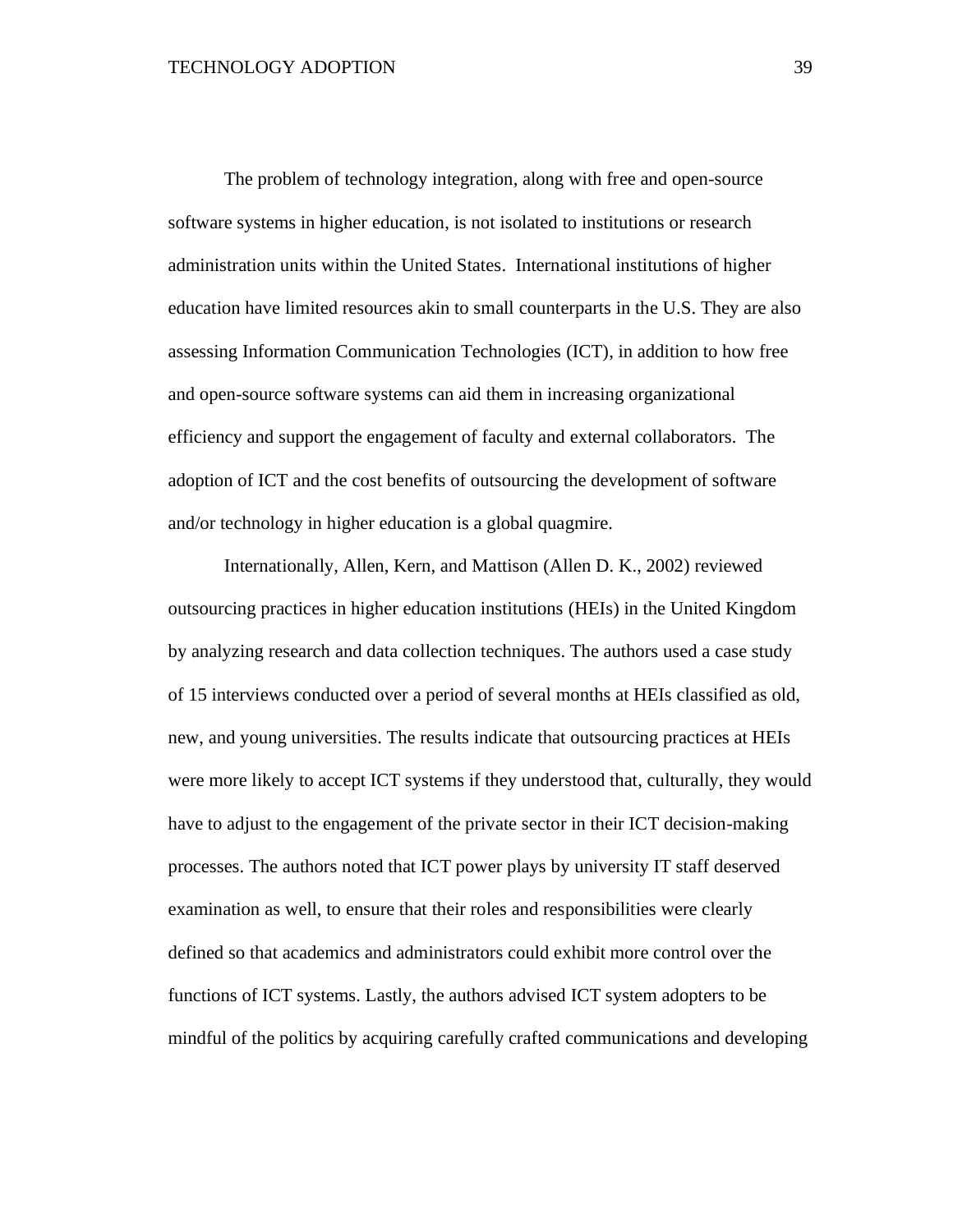The problem of technology integration, along with free and open-source software systems in higher education, is not isolated to institutions or research administration units within the United States. International institutions of higher education have limited resources akin to small counterparts in the U.S. They are also assessing Information Communication Technologies (ICT), in addition to how free and open-source software systems can aid them in increasing organizational efficiency and support the engagement of faculty and external collaborators. The adoption of ICT and the cost benefits of outsourcing the development of software and/or technology in higher education is a global quagmire.

Internationally, Allen, Kern, and Mattison (Allen D. K., 2002) reviewed outsourcing practices in higher education institutions (HEIs) in the United Kingdom by analyzing research and data collection techniques. The authors used a case study of 15 interviews conducted over a period of several months at HEIs classified as old, new, and young universities. The results indicate that outsourcing practices at HEIs were more likely to accept ICT systems if they understood that, culturally, they would have to adjust to the engagement of the private sector in their ICT decision-making processes. The authors noted that ICT power plays by university IT staff deserved examination as well, to ensure that their roles and responsibilities were clearly defined so that academics and administrators could exhibit more control over the functions of ICT systems. Lastly, the authors advised ICT system adopters to be mindful of the politics by acquiring carefully crafted communications and developing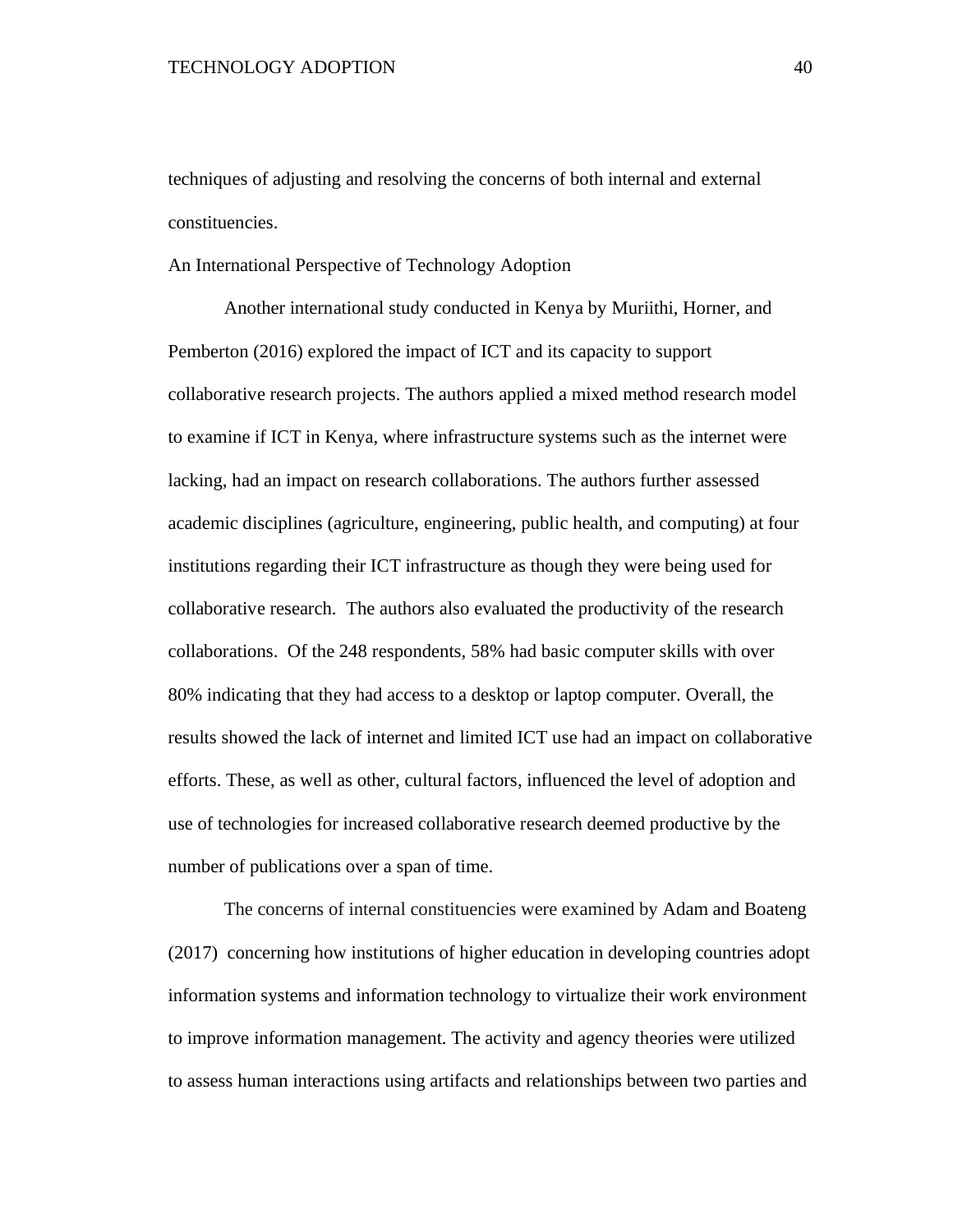techniques of adjusting and resolving the concerns of both internal and external constituencies.

## An International Perspective of Technology Adoption

Another international study conducted in Kenya by Muriithi, Horner, and Pemberton (2016) explored the impact of ICT and its capacity to support collaborative research projects. The authors applied a mixed method research model to examine if ICT in Kenya, where infrastructure systems such as the internet were lacking, had an impact on research collaborations. The authors further assessed academic disciplines (agriculture, engineering, public health, and computing) at four institutions regarding their ICT infrastructure as though they were being used for collaborative research. The authors also evaluated the productivity of the research collaborations. Of the 248 respondents, 58% had basic computer skills with over 80% indicating that they had access to a desktop or laptop computer. Overall, the results showed the lack of internet and limited ICT use had an impact on collaborative efforts. These, as well as other, cultural factors, influenced the level of adoption and use of technologies for increased collaborative research deemed productive by the number of publications over a span of time.

The concerns of internal constituencies were examined by Adam and Boateng (2017) concerning how institutions of higher education in developing countries adopt information systems and information technology to virtualize their work environment to improve information management. The activity and agency theories were utilized to assess human interactions using artifacts and relationships between two parties and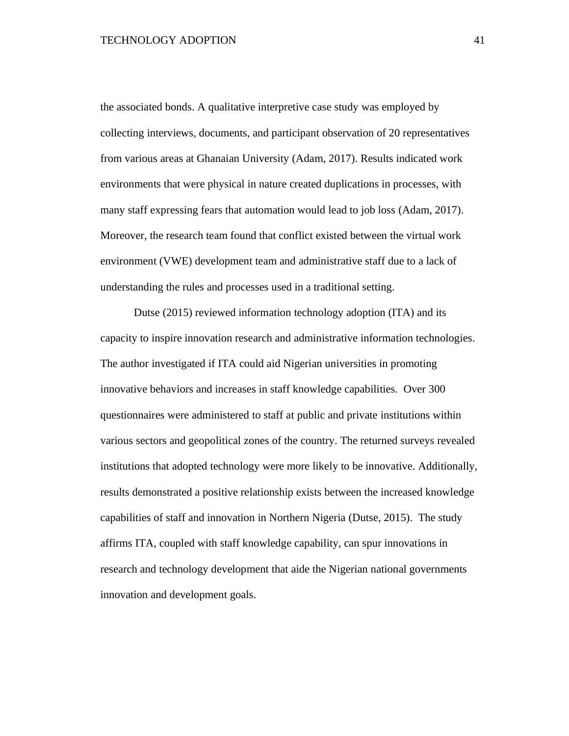the associated bonds. A qualitative interpretive case study was employed by collecting interviews, documents, and participant observation of 20 representatives from various areas at Ghanaian University (Adam, 2017). Results indicated work environments that were physical in nature created duplications in processes, with many staff expressing fears that automation would lead to job loss (Adam, 2017). Moreover, the research team found that conflict existed between the virtual work environment (VWE) development team and administrative staff due to a lack of understanding the rules and processes used in a traditional setting.

Dutse (2015) reviewed information technology adoption (ITA) and its capacity to inspire innovation research and administrative information technologies. The author investigated if ITA could aid Nigerian universities in promoting innovative behaviors and increases in staff knowledge capabilities.  Over 300 questionnaires were administered to staff at public and private institutions within various sectors and geopolitical zones of the country. The returned surveys revealed institutions that adopted technology were more likely to be innovative. Additionally, results demonstrated a positive relationship exists between the increased knowledge capabilities of staff and innovation in Northern Nigeria (Dutse, 2015).  The study affirms ITA, coupled with staff knowledge capability, can spur innovations in research and technology development that aide the Nigerian national governments innovation and development goals.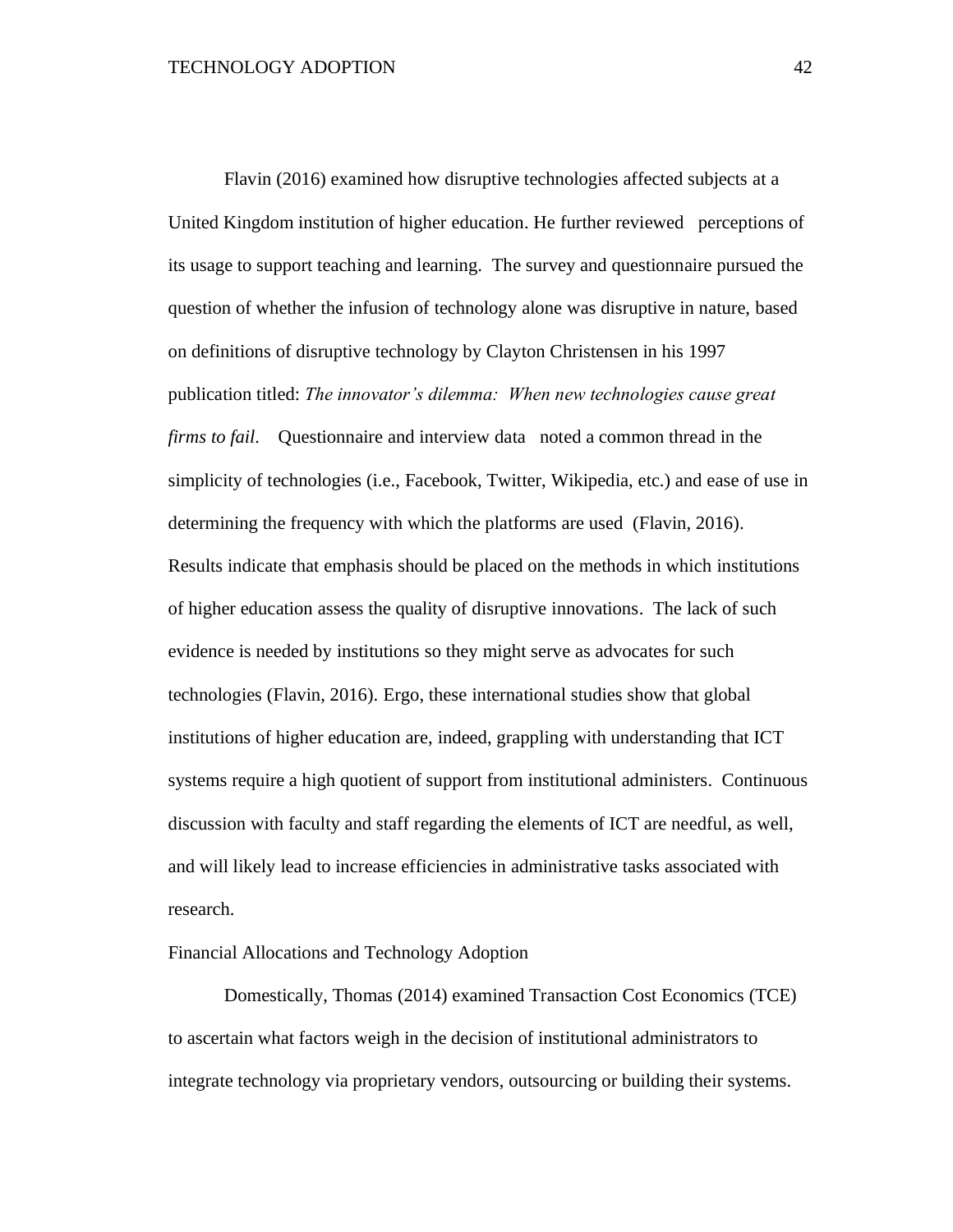Flavin (2016) examined how disruptive technologies affected subjects at a United Kingdom institution of higher education. He further reviewed perceptions of its usage to support teaching and learning. The survey and questionnaire pursued the question of whether the infusion of technology alone was disruptive in nature, based on definitions of disruptive technology by Clayton Christensen in his 1997 publication titled: *The innovator's dilemma: When new technologies cause great firms to fail*. Questionnaire and interview data noted a common thread in the simplicity of technologies (i.e., Facebook, Twitter, Wikipedia, etc.) and ease of use in determining the frequency with which the platforms are used (Flavin, 2016). Results indicate that emphasis should be placed on the methods in which institutions of higher education assess the quality of disruptive innovations. The lack of such evidence is needed by institutions so they might serve as advocates for such technologies (Flavin, 2016). Ergo, these international studies show that global institutions of higher education are, indeed, grappling with understanding that ICT systems require a high quotient of support from institutional administers. Continuous discussion with faculty and staff regarding the elements of ICT are needful, as well, and will likely lead to increase efficiencies in administrative tasks associated with research.

## Financial Allocations and Technology Adoption

Domestically, Thomas (2014) examined Transaction Cost Economics (TCE) to ascertain what factors weigh in the decision of institutional administrators to integrate technology via proprietary vendors, outsourcing or building their systems.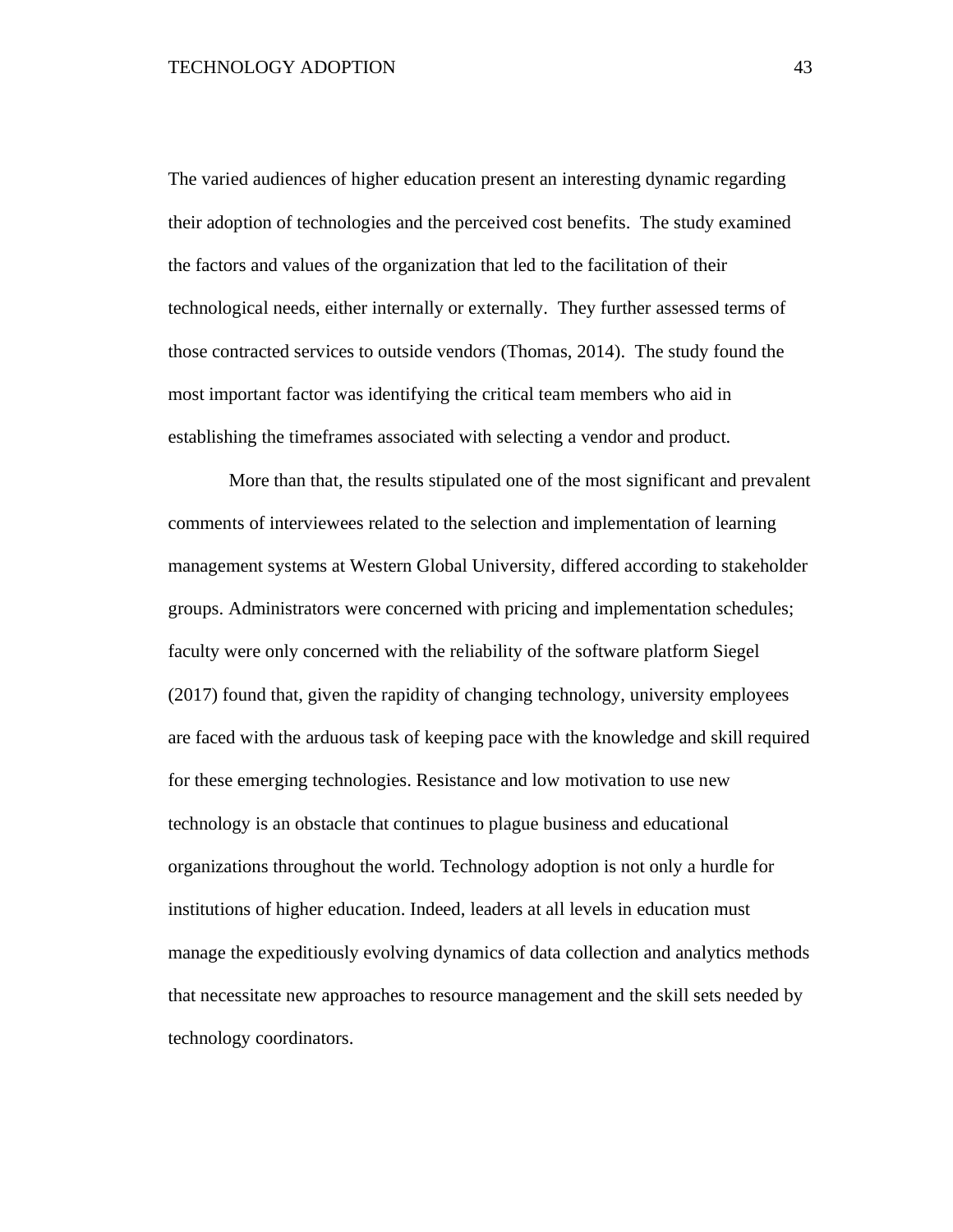The varied audiences of higher education present an interesting dynamic regarding their adoption of technologies and the perceived cost benefits. The study examined the factors and values of the organization that led to the facilitation of their technological needs, either internally or externally. They further assessed terms of those contracted services to outside vendors (Thomas, 2014). The study found the most important factor was identifying the critical team members who aid in establishing the timeframes associated with selecting a vendor and product.

More than that, the results stipulated one of the most significant and prevalent comments of interviewees related to the selection and implementation of learning management systems at Western Global University, differed according to stakeholder groups. Administrators were concerned with pricing and implementation schedules; faculty were only concerned with the reliability of the software platform Siegel (2017) found that, given the rapidity of changing technology, university employees are faced with the arduous task of keeping pace with the knowledge and skill required for these emerging technologies. Resistance and low motivation to use new technology is an obstacle that continues to plague business and educational organizations throughout the world. Technology adoption is not only a hurdle for institutions of higher education. Indeed, leaders at all levels in education must manage the expeditiously evolving dynamics of data collection and analytics methods that necessitate new approaches to resource management and the skill sets needed by technology coordinators.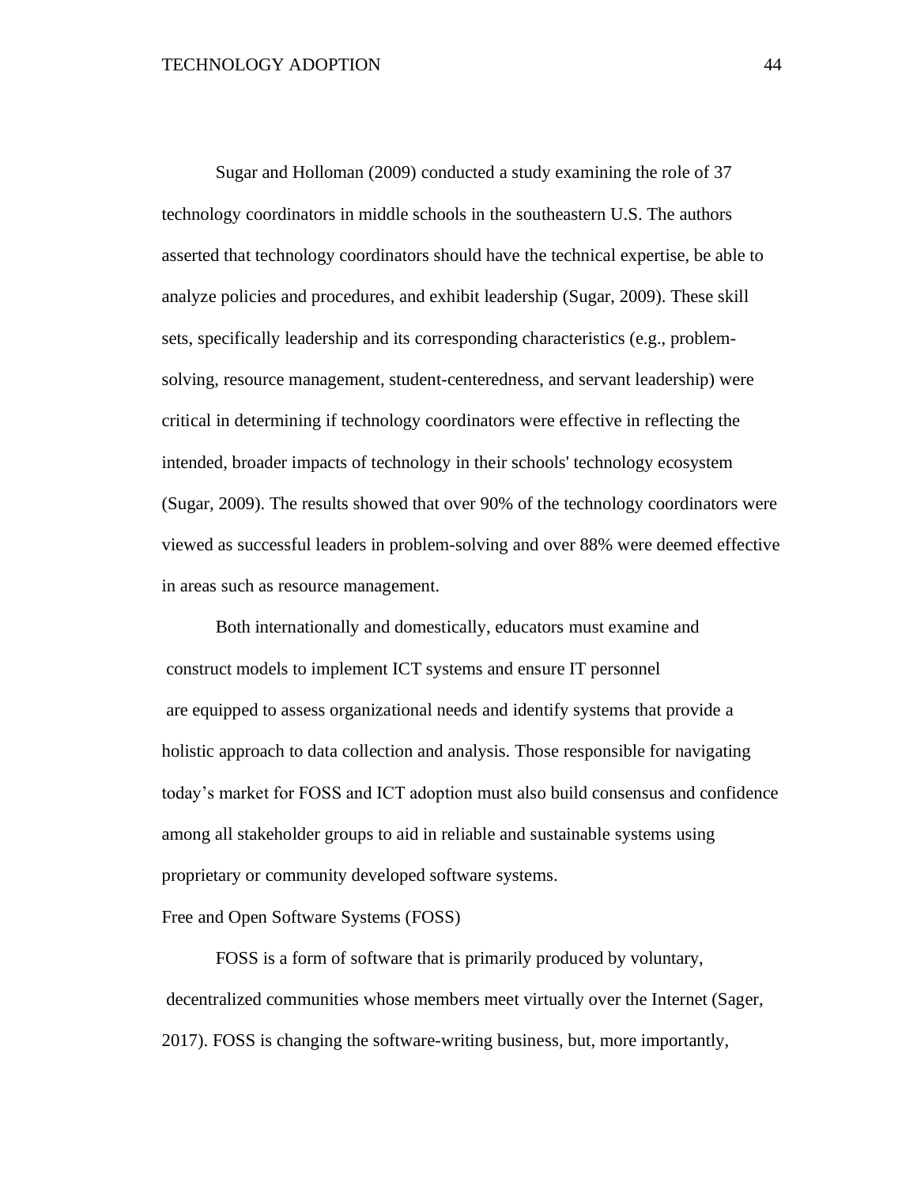Sugar and Holloman (2009) conducted a study examining the role of 37 technology coordinators in middle schools in the southeastern U.S. The authors asserted that technology coordinators should have the technical expertise, be able to analyze policies and procedures, and exhibit leadership (Sugar, 2009). These skill sets, specifically leadership and its corresponding characteristics (e.g., problem-solving, resource management, student-centeredness, and servant leadership) were critical in determining if technology coordinators were effective in reflecting the intended, broader impacts of technology in their schools' technology ecosystem (Sugar, 2009). The results showed that over 90% of the technology coordinators were viewed as successful leaders in problem-solving and over 88% were deemed effective in areas such as resource management.

Both internationally and domestically, educators must examine and construct models to implement ICT systems and ensure IT personnel are equipped to assess organizational needs and identify systems that provide a holistic approach to data collection and analysis. Those responsible for navigating today's market for FOSS and ICT adoption must also build consensus and confidence among all stakeholder groups to aid in reliable and sustainable systems using proprietary or community developed software systems.

## Free and Open Software Systems (FOSS)

FOSS is a form of software that is primarily produced by voluntary, decentralized communities whose members meet virtually over the Internet (Sager, 2017). FOSS is changing the software-writing business, but, more importantly,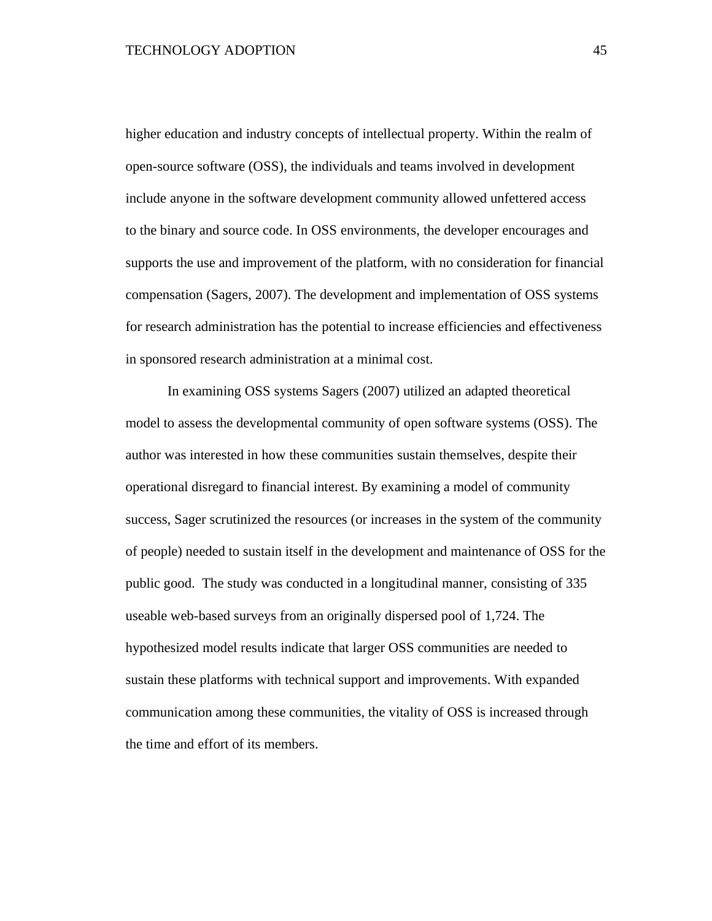higher education and industry concepts of intellectual property. Within the realm of open-source software (OSS), the individuals and teams involved in development include anyone in the software development community allowed unfettered access to the binary and source code. In OSS environments, the developer encourages and supports the use and improvement of the platform, with no consideration for financial compensation (Sagers, 2007). The development and implementation of OSS systems for research administration has the potential to increase efficiencies and effectiveness in sponsored research administration at a minimal cost.

In examining OSS systems Sagers (2007) utilized an adapted theoretical model to assess the developmental community of open software systems (OSS). The author was interested in how these communities sustain themselves, despite their operational disregard to financial interest. By examining a model of community success, Sager scrutinized the resources (or increases in the system of the community of people) needed to sustain itself in the development and maintenance of OSS for the public good. The study was conducted in a longitudinal manner, consisting of 335 useable web-based surveys from an originally dispersed pool of 1,724. The hypothesized model results indicate that larger OSS communities are needed to sustain these platforms with technical support and improvements. With expanded communication among these communities, the vitality of OSS is increased through the time and effort of its members.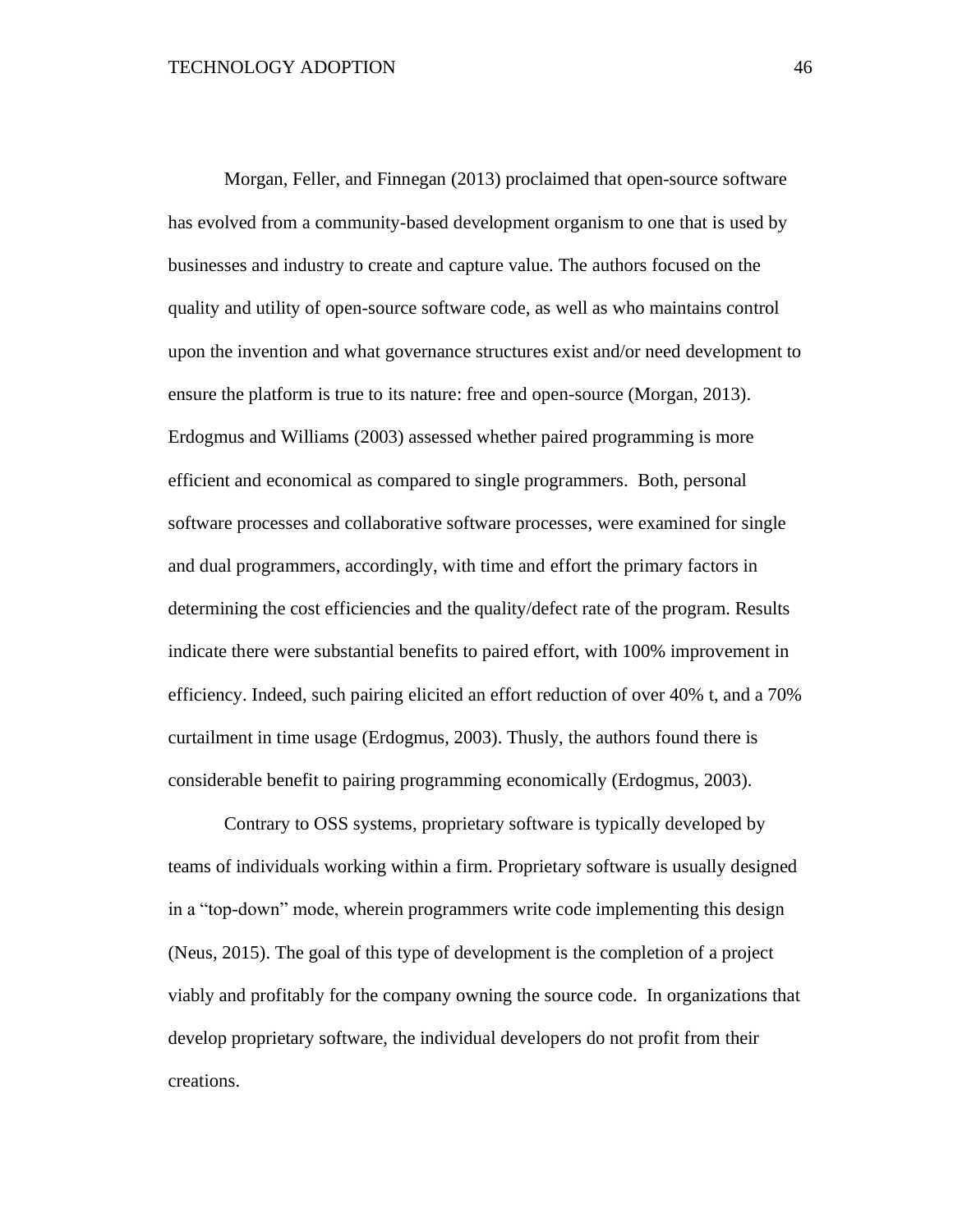Morgan, Feller, and Finnegan (2013) proclaimed that open-source software has evolved from a community-based development organism to one that is used by businesses and industry to create and capture value. The authors focused on the quality and utility of open-source software code, as well as who maintains control upon the invention and what governance structures exist and/or need development to ensure the platform is true to its nature: free and open-source (Morgan, 2013). Erdogmus and Williams (2003) assessed whether paired programming is more efficient and economical as compared to single programmers. Both, personal software processes and collaborative software processes, were examined for single and dual programmers, accordingly, with time and effort the primary factors in determining the cost efficiencies and the quality/defect rate of the program. Results indicate there were substantial benefits to paired effort, with 100% improvement in efficiency. Indeed, such pairing elicited an effort reduction of over 40% t, and a 70% curtailment in time usage (Erdogmus, 2003). Thusly, the authors found there is considerable benefit to pairing programming economically (Erdogmus, 2003).

Contrary to OSS systems, proprietary software is typically developed by teams of individuals working within a firm. Proprietary software is usually designed in a "top-down" mode, wherein programmers write code implementing this design (Neus, 2015). The goal of this type of development is the completion of a project viably and profitably for the company owning the source code. In organizations that develop proprietary software, the individual developers do not profit from their creations.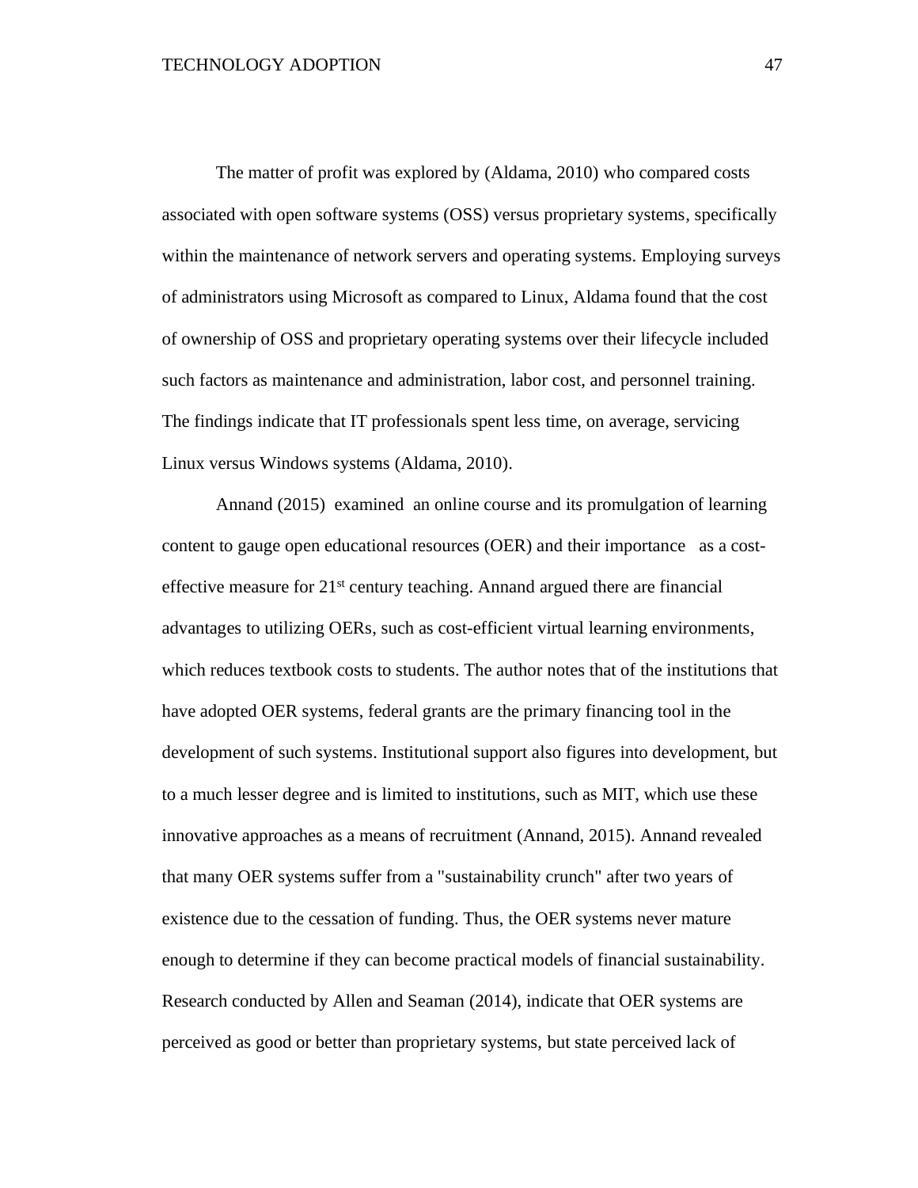The matter of profit was explored by (Aldama, 2010) who compared costs associated with open software systems (OSS) versus proprietary systems, specifically within the maintenance of network servers and operating systems. Employing surveys of administrators using Microsoft as compared to Linux, Aldama found that the cost of ownership of OSS and proprietary operating systems over their lifecycle included such factors as maintenance and administration, labor cost, and personnel training. The findings indicate that IT professionals spent less time, on average, servicing Linux versus Windows systems (Aldama, 2010).

Annand (2015) examined an online course and its promulgation of learning content to gauge open educational resources (OER) and their importance as a cost-effective measure for 21st century teaching. Annand argued there are financial advantages to utilizing OERs, such as cost-efficient virtual learning environments, which reduces textbook costs to students. The author notes that of the institutions that have adopted OER systems, federal grants are the primary financing tool in the development of such systems. Institutional support also figures into development, but to a much lesser degree and is limited to institutions, such as MIT, which use these innovative approaches as a means of recruitment (Annand, 2015). Annand revealed that many OER systems suffer from a "sustainability crunch" after two years of existence due to the cessation of funding. Thus, the OER systems never mature enough to determine if they can become practical models of financial sustainability. Research conducted by Allen and Seaman (2014), indicate that OER systems are perceived as good or better than proprietary systems, but state perceived lack of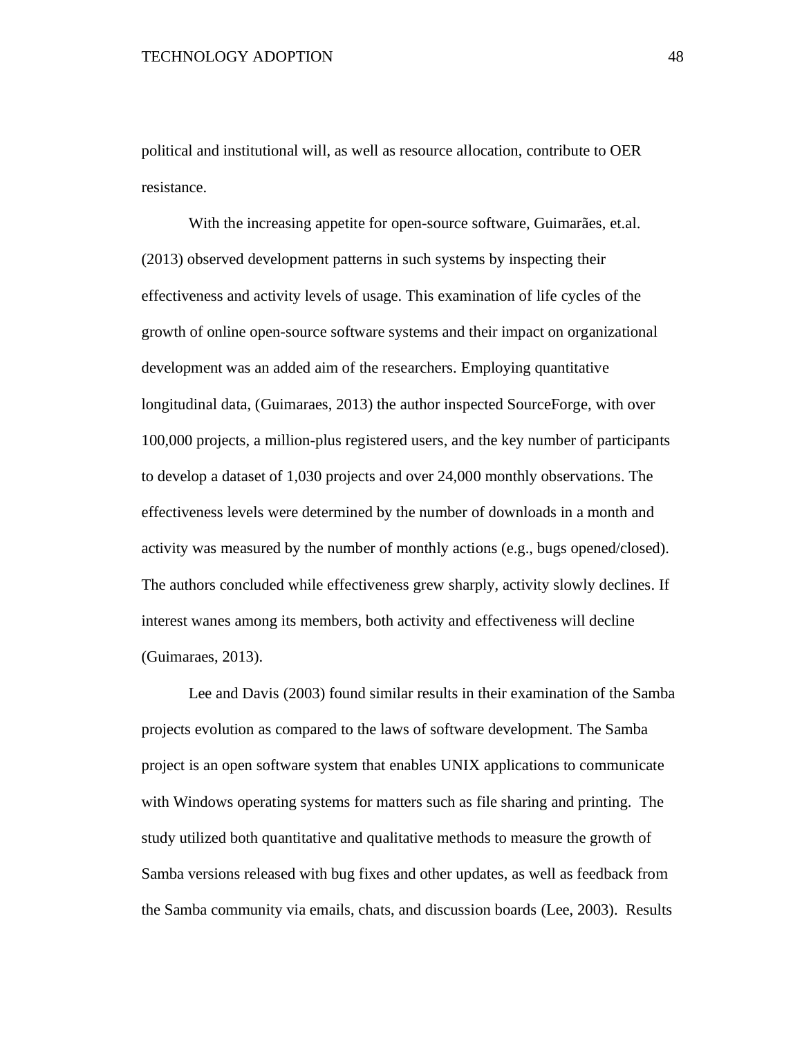political and institutional will, as well as resource allocation, contribute to OER resistance.

With the increasing appetite for open-source software, Guimarães, et.al. (2013) observed development patterns in such systems by inspecting their effectiveness and activity levels of usage. This examination of life cycles of the growth of online open-source software systems and their impact on organizational development was an added aim of the researchers. Employing quantitative longitudinal data, (Guimaraes, 2013) the author inspected SourceForge, with over 100,000 projects, a million-plus registered users, and the key number of participants to develop a dataset of 1,030 projects and over 24,000 monthly observations. The effectiveness levels were determined by the number of downloads in a month and activity was measured by the number of monthly actions (e.g., bugs opened/closed). The authors concluded while effectiveness grew sharply, activity slowly declines. If interest wanes among its members, both activity and effectiveness will decline (Guimaraes, 2013).

Lee and Davis (2003) found similar results in their examination of the Samba projects evolution as compared to the laws of software development. The Samba project is an open software system that enables UNIX applications to communicate with Windows operating systems for matters such as file sharing and printing. The study utilized both quantitative and qualitative methods to measure the growth of Samba versions released with bug fixes and other updates, as well as feedback from the Samba community via emails, chats, and discussion boards (Lee, 2003). Results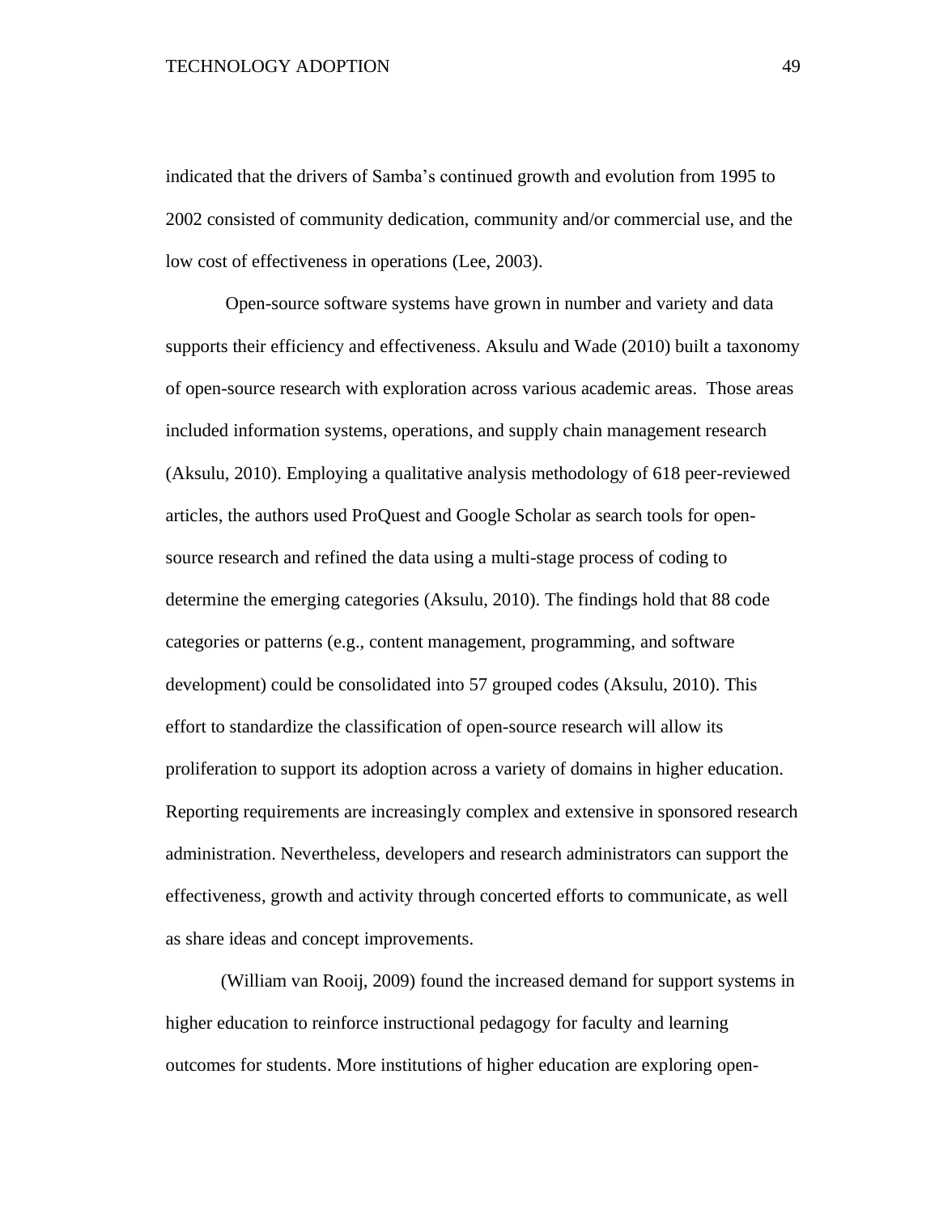indicated that the drivers of Samba's continued growth and evolution from 1995 to 2002 consisted of community dedication, community and/or commercial use, and the low cost of effectiveness in operations (Lee, 2003).

Open-source software systems have grown in number and variety and data supports their efficiency and effectiveness. Aksulu and Wade (2010) built a taxonomy of open-source research with exploration across various academic areas. Those areas included information systems, operations, and supply chain management research (Aksulu, 2010). Employing a qualitative analysis methodology of 618 peer-reviewed articles, the authors used ProQuest and Google Scholar as search tools for open-source research and refined the data using a multi-stage process of coding to determine the emerging categories (Aksulu, 2010). The findings hold that 88 code categories or patterns (e.g., content management, programming, and software development) could be consolidated into 57 grouped codes (Aksulu, 2010). This effort to standardize the classification of open-source research will allow its proliferation to support its adoption across a variety of domains in higher education. Reporting requirements are increasingly complex and extensive in sponsored research administration. Nevertheless, developers and research administrators can support the effectiveness, growth and activity through concerted efforts to communicate, as well as share ideas and concept improvements.

(William van Rooij, 2009) found the increased demand for support systems in higher education to reinforce instructional pedagogy for faculty and learning outcomes for students. More institutions of higher education are exploring open-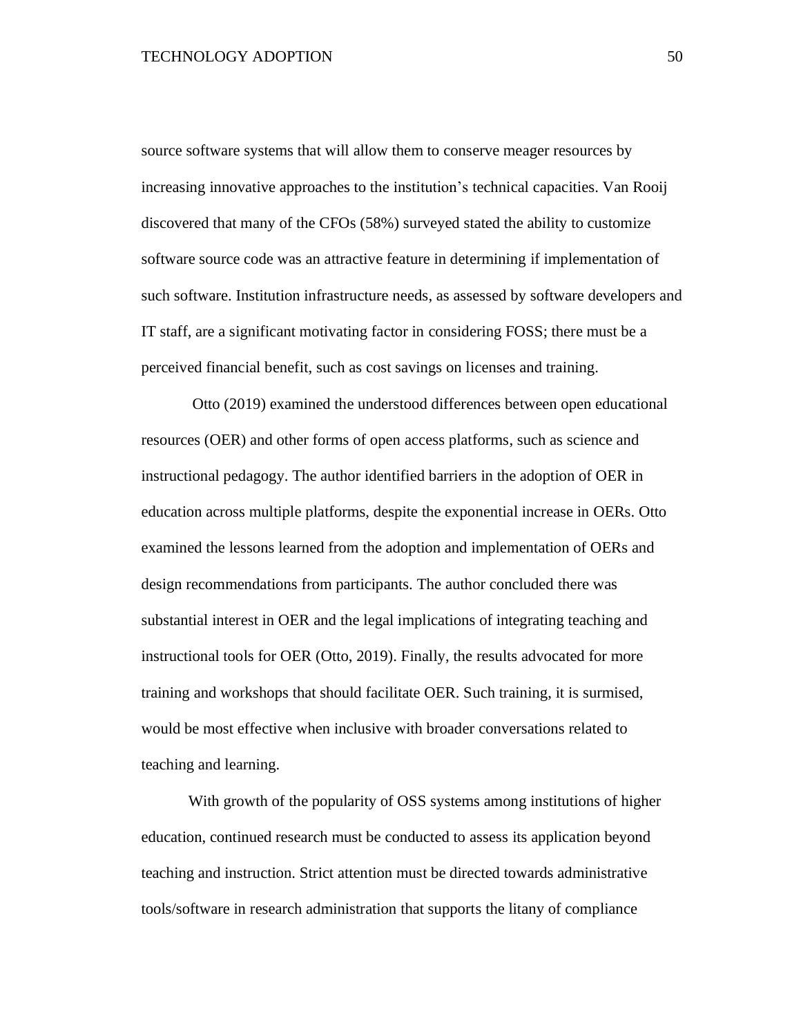source software systems that will allow them to conserve meager resources by increasing innovative approaches to the institution's technical capacities. Van Rooij discovered that many of the CFOs (58%) surveyed stated the ability to customize software source code was an attractive feature in determining if implementation of such software. Institution infrastructure needs, as assessed by software developers and IT staff, are a significant motivating factor in considering FOSS; there must be a perceived financial benefit, such as cost savings on licenses and training.

Otto (2019) examined the understood differences between open educational resources (OER) and other forms of open access platforms, such as science and instructional pedagogy. The author identified barriers in the adoption of OER in education across multiple platforms, despite the exponential increase in OERs. Otto examined the lessons learned from the adoption and implementation of OERs and design recommendations from participants. The author concluded there was substantial interest in OER and the legal implications of integrating teaching and instructional tools for OER (Otto, 2019). Finally, the results advocated for more training and workshops that should facilitate OER. Such training, it is surmised, would be most effective when inclusive with broader conversations related to teaching and learning.

With growth of the popularity of OSS systems among institutions of higher education, continued research must be conducted to assess its application beyond teaching and instruction. Strict attention must be directed towards administrative tools/software in research administration that supports the litany of compliance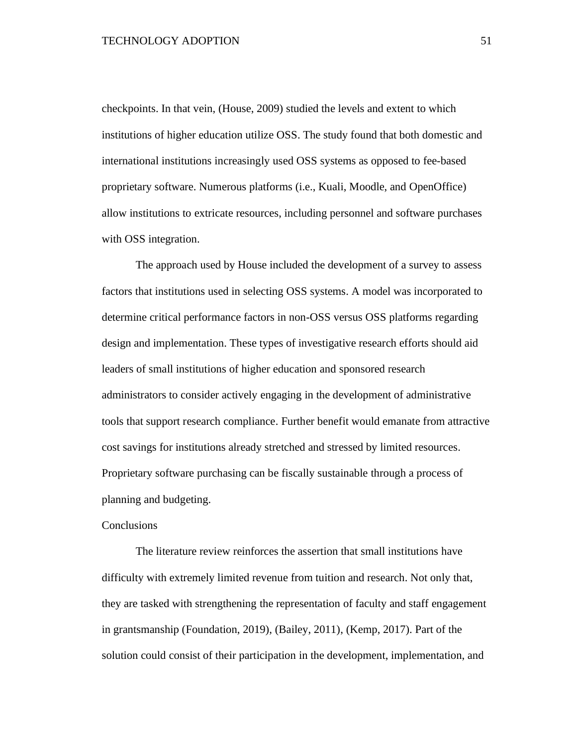checkpoints. In that vein, (House, 2009) studied the levels and extent to which institutions of higher education utilize OSS. The study found that both domestic and international institutions increasingly used OSS systems as opposed to fee-based proprietary software. Numerous platforms (i.e., Kuali, Moodle, and OpenOffice) allow institutions to extricate resources, including personnel and software purchases with OSS integration.

The approach used by House included the development of a survey to assess factors that institutions used in selecting OSS systems. A model was incorporated to determine critical performance factors in non-OSS versus OSS platforms regarding design and implementation. These types of investigative research efforts should aid leaders of small institutions of higher education and sponsored research administrators to consider actively engaging in the development of administrative tools that support research compliance. Further benefit would emanate from attractive cost savings for institutions already stretched and stressed by limited resources. Proprietary software purchasing can be fiscally sustainable through a process of planning and budgeting.

## Conclusions

The literature review reinforces the assertion that small institutions have difficulty with extremely limited revenue from tuition and research. Not only that, they are tasked with strengthening the representation of faculty and staff engagement in grantsmanship (Foundation, 2019), (Bailey, 2011), (Kemp, 2017). Part of the solution could consist of their participation in the development, implementation, and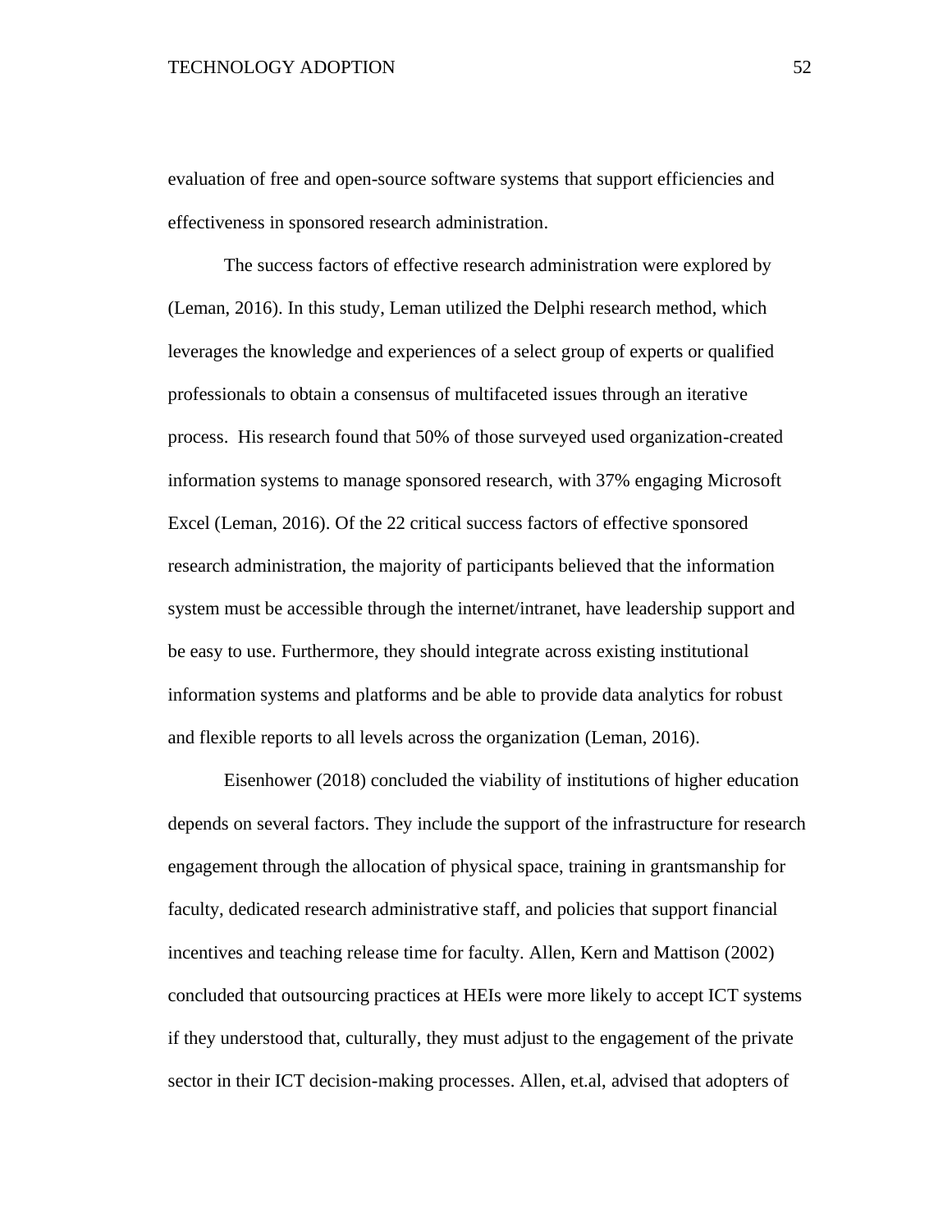evaluation of free and open-source software systems that support efficiencies and effectiveness in sponsored research administration.

The success factors of effective research administration were explored by (Leman, 2016). In this study, Leman utilized the Delphi research method, which leverages the knowledge and experiences of a select group of experts or qualified professionals to obtain a consensus of multifaceted issues through an iterative process. His research found that 50% of those surveyed used organization-created information systems to manage sponsored research, with 37% engaging Microsoft Excel (Leman, 2016). Of the 22 critical success factors of effective sponsored research administration, the majority of participants believed that the information system must be accessible through the internet/intranet, have leadership support and be easy to use. Furthermore, they should integrate across existing institutional information systems and platforms and be able to provide data analytics for robust and flexible reports to all levels across the organization (Leman, 2016).

Eisenhower (2018) concluded the viability of institutions of higher education depends on several factors. They include the support of the infrastructure for research engagement through the allocation of physical space, training in grantsmanship for faculty, dedicated research administrative staff, and policies that support financial incentives and teaching release time for faculty. Allen, Kern and Mattison (2002) concluded that outsourcing practices at HEIs were more likely to accept ICT systems if they understood that, culturally, they must adjust to the engagement of the private sector in their ICT decision-making processes. Allen, et.al, advised that adopters of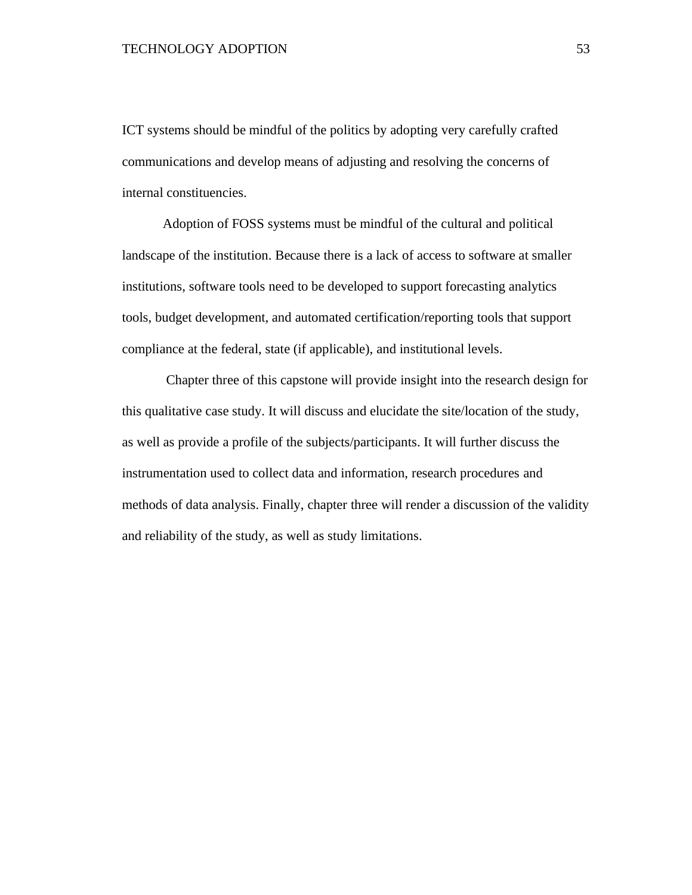ICT systems should be mindful of the politics by adopting very carefully crafted communications and develop means of adjusting and resolving the concerns of internal constituencies.

Adoption of FOSS systems must be mindful of the cultural and political landscape of the institution. Because there is a lack of access to software at smaller institutions, software tools need to be developed to support forecasting analytics tools, budget development, and automated certification/reporting tools that support compliance at the federal, state (if applicable), and institutional levels.

Chapter three of this capstone will provide insight into the research design for this qualitative case study. It will discuss and elucidate the site/location of the study, as well as provide a profile of the subjects/participants. It will further discuss the instrumentation used to collect data and information, research procedures and methods of data analysis. Finally, chapter three will render a discussion of the validity and reliability of the study, as well as study limitations.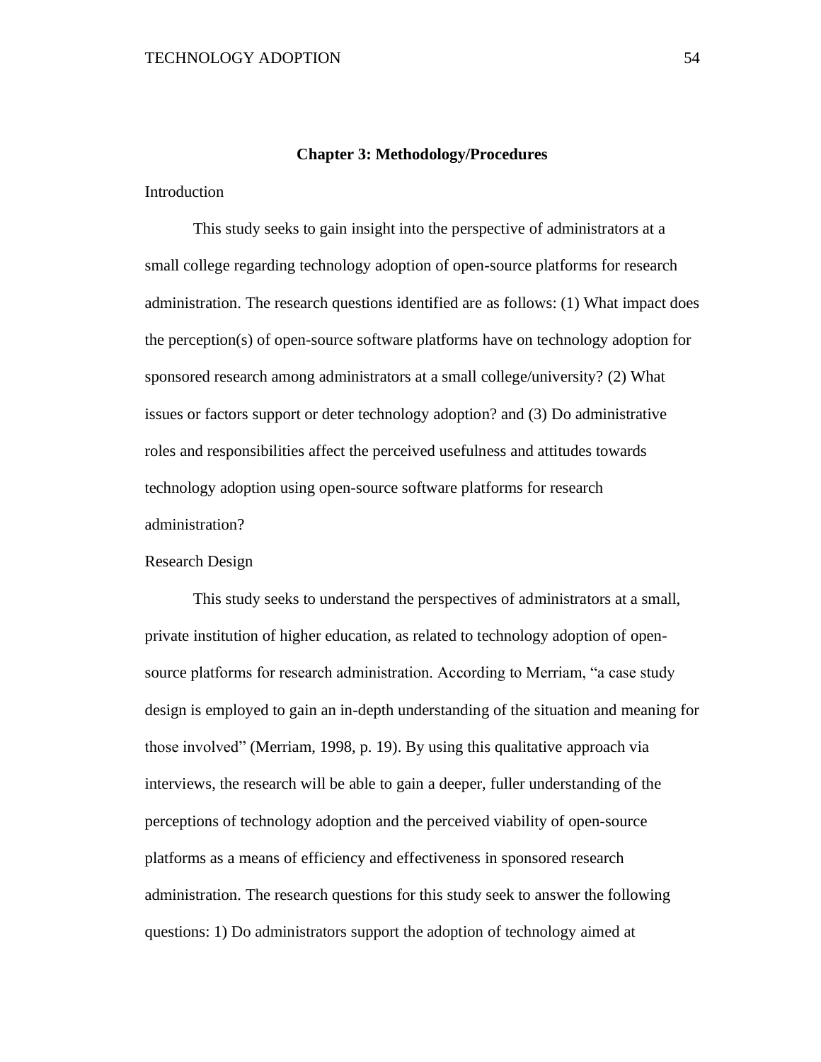## Chapter 3: Methodology/Procedures

### Introduction

This study seeks to gain insight into the perspective of administrators at a small college regarding technology adoption of open-source platforms for research administration. The research questions identified are as follows: (1) What impact does the perception(s) of open-source software platforms have on technology adoption for sponsored research among administrators at a small college/university? (2) What issues or factors support or deter technology adoption? and (3) Do administrative roles and responsibilities affect the perceived usefulness and attitudes towards technology adoption using open-source software platforms for research administration?

### Research Design

This study seeks to understand the perspectives of administrators at a small, private institution of higher education, as related to technology adoption of open-source platforms for research administration. According to Merriam, "a case study design is employed to gain an in-depth understanding of the situation and meaning for those involved" (Merriam, 1998, p. 19). By using this qualitative approach via interviews, the research will be able to gain a deeper, fuller understanding of the perceptions of technology adoption and the perceived viability of open-source platforms as a means of efficiency and effectiveness in sponsored research administration. The research questions for this study seek to answer the following questions: 1) Do administrators support the adoption of technology aimed at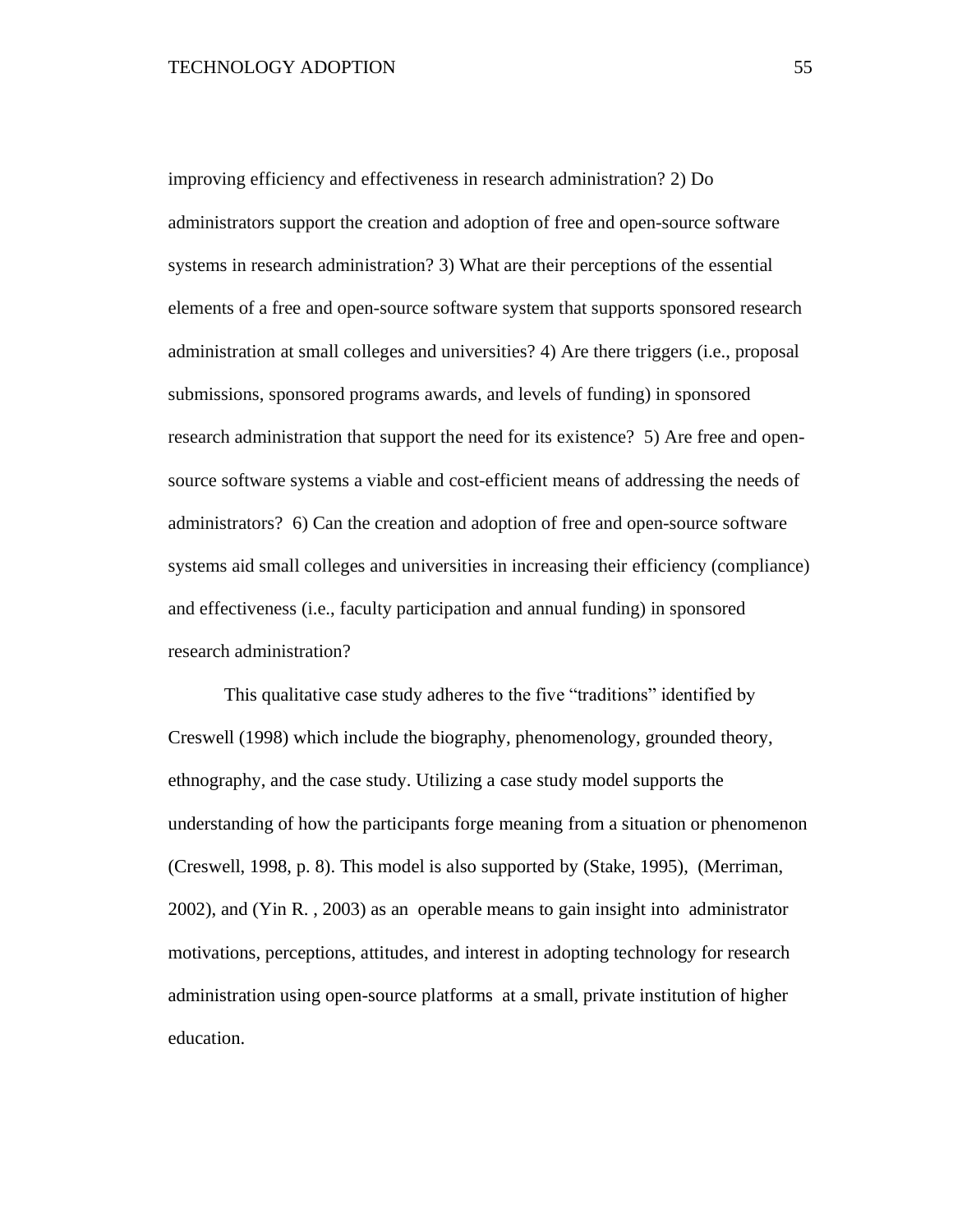improving efficiency and effectiveness in research administration? 2) Do administrators support the creation and adoption of free and open-source software systems in research administration? 3) What are their perceptions of the essential elements of a free and open-source software system that supports sponsored research administration at small colleges and universities? 4) Are there triggers (i.e., proposal submissions, sponsored programs awards, and levels of funding) in sponsored research administration that support the need for its existence? 5) Are free and open-source software systems a viable and cost-efficient means of addressing the needs of administrators? 6) Can the creation and adoption of free and open-source software systems aid small colleges and universities in increasing their efficiency (compliance) and effectiveness (i.e., faculty participation and annual funding) in sponsored research administration?

This qualitative case study adheres to the five "traditions" identified by Creswell (1998) which include the biography, phenomenology, grounded theory, ethnography, and the case study. Utilizing a case study model supports the understanding of how the participants forge meaning from a situation or phenomenon (Creswell, 1998, p. 8). This model is also supported by (Stake, 1995), (Merriman, 2002), and (Yin R. , 2003) as an operable means to gain insight into administrator motivations, perceptions, attitudes, and interest in adopting technology for research administration using open-source platforms at a small, private institution of higher education.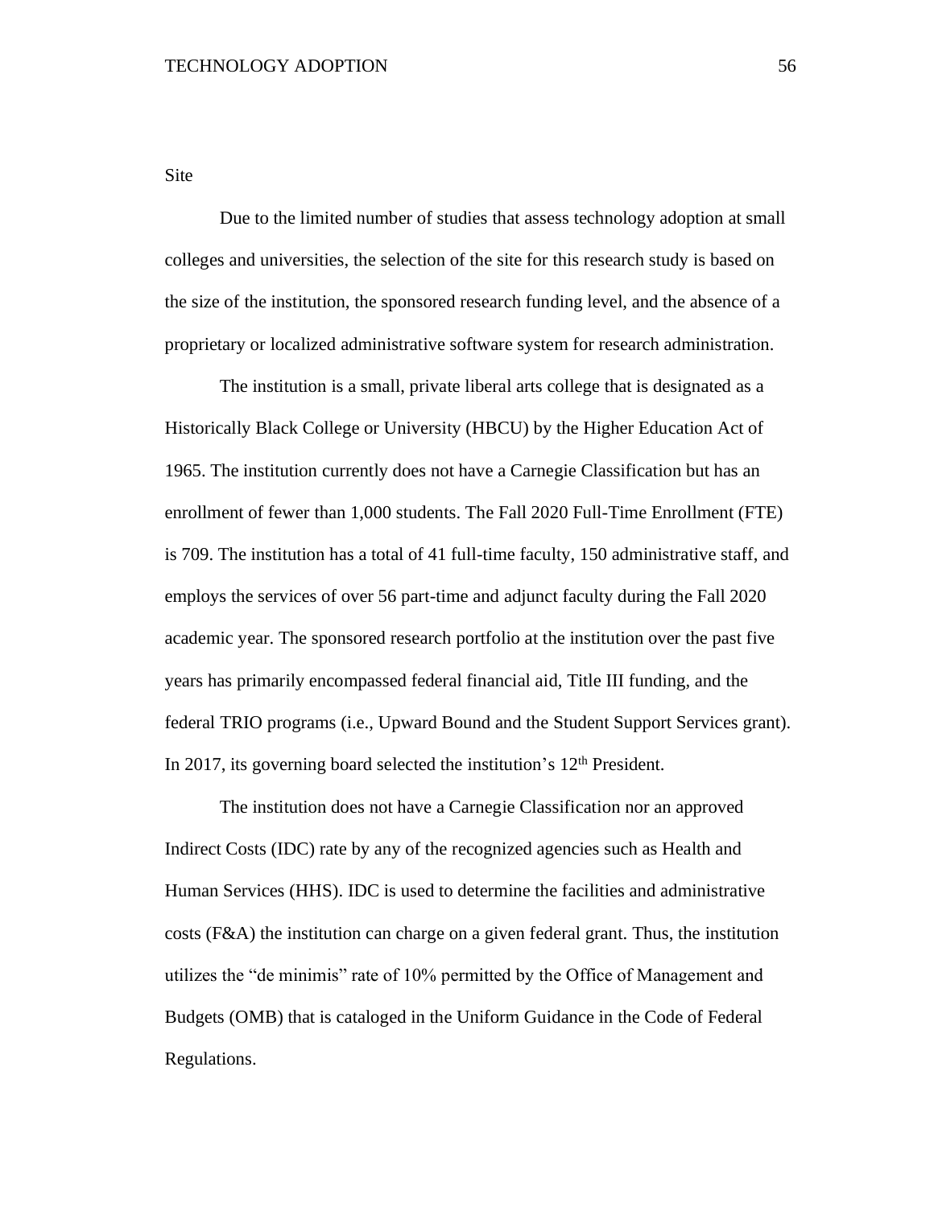## Site

Due to the limited number of studies that assess technology adoption at small colleges and universities, the selection of the site for this research study is based on the size of the institution, the sponsored research funding level, and the absence of a proprietary or localized administrative software system for research administration.

The institution is a small, private liberal arts college that is designated as a Historically Black College or University (HBCU) by the Higher Education Act of 1965. The institution currently does not have a Carnegie Classification but has an enrollment of fewer than 1,000 students. The Fall 2020 Full-Time Enrollment (FTE) is 709. The institution has a total of 41 full-time faculty, 150 administrative staff, and employs the services of over 56 part-time and adjunct faculty during the Fall 2020 academic year. The sponsored research portfolio at the institution over the past five years has primarily encompassed federal financial aid, Title III funding, and the federal TRIO programs (i.e., Upward Bound and the Student Support Services grant). In 2017, its governing board selected the institution's 12th President.

The institution does not have a Carnegie Classification nor an approved Indirect Costs (IDC) rate by any of the recognized agencies such as Health and Human Services (HHS). IDC is used to determine the facilities and administrative costs (F&A) the institution can charge on a given federal grant. Thus, the institution utilizes the "de minimis" rate of 10% permitted by the Office of Management and Budgets (OMB) that is cataloged in the Uniform Guidance in the Code of Federal Regulations.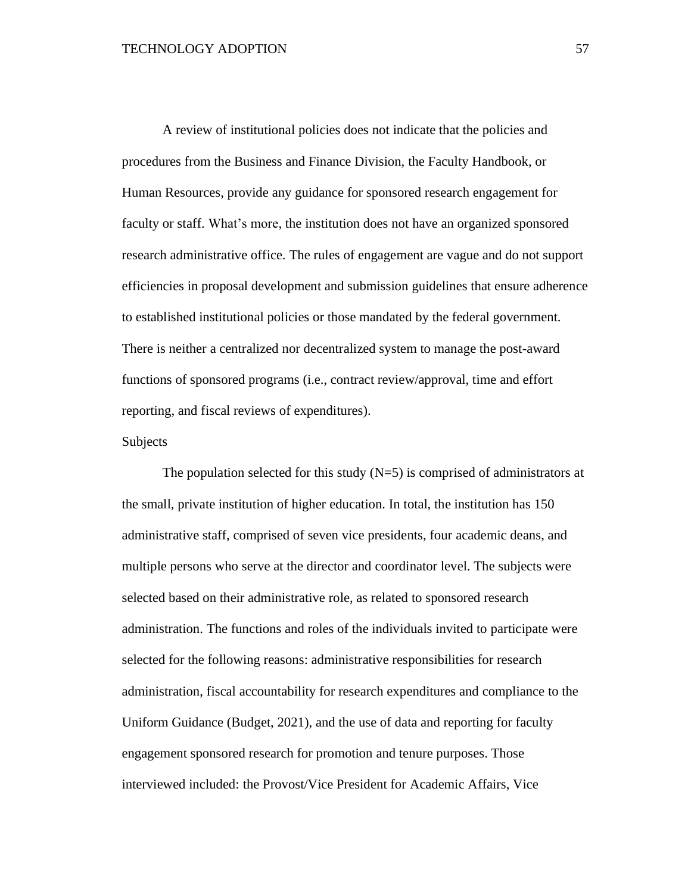A review of institutional policies does not indicate that the policies and procedures from the Business and Finance Division, the Faculty Handbook, or Human Resources, provide any guidance for sponsored research engagement for faculty or staff. What's more, the institution does not have an organized sponsored research administrative office. The rules of engagement are vague and do not support efficiencies in proposal development and submission guidelines that ensure adherence to established institutional policies or those mandated by the federal government. There is neither a centralized nor decentralized system to manage the post-award functions of sponsored programs (i.e., contract review/approval, time and effort reporting, and fiscal reviews of expenditures).

## Subjects

The population selected for this study (N=5) is comprised of administrators at the small, private institution of higher education. In total, the institution has 150 administrative staff, comprised of seven vice presidents, four academic deans, and multiple persons who serve at the director and coordinator level. The subjects were selected based on their administrative role, as related to sponsored research administration. The functions and roles of the individuals invited to participate were selected for the following reasons: administrative responsibilities for research administration, fiscal accountability for research expenditures and compliance to the Uniform Guidance (Budget, 2021), and the use of data and reporting for faculty engagement sponsored research for promotion and tenure purposes. Those interviewed included: the Provost/Vice President for Academic Affairs, Vice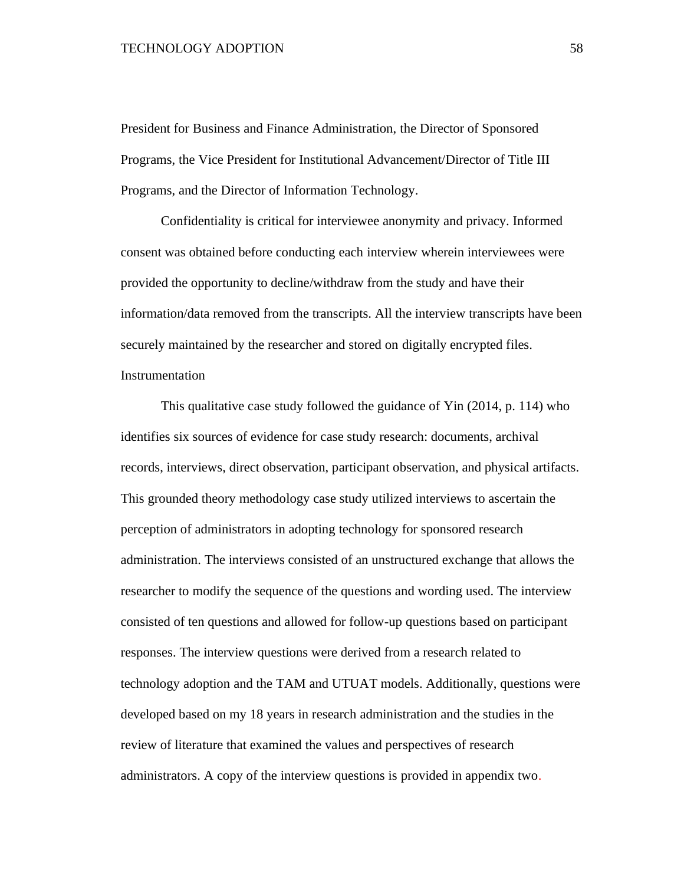President for Business and Finance Administration, the Director of Sponsored Programs, the Vice President for Institutional Advancement/Director of Title III Programs, and the Director of Information Technology.

Confidentiality is critical for interviewee anonymity and privacy. Informed consent was obtained before conducting each interview wherein interviewees were provided the opportunity to decline/withdraw from the study and have their information/data removed from the transcripts. All the interview transcripts have been securely maintained by the researcher and stored on digitally encrypted files.

## Instrumentation

This qualitative case study followed the guidance of Yin (2014, p. 114) who identifies six sources of evidence for case study research: documents, archival records, interviews, direct observation, participant observation, and physical artifacts. This grounded theory methodology case study utilized interviews to ascertain the perception of administrators in adopting technology for sponsored research administration. The interviews consisted of an unstructured exchange that allows the researcher to modify the sequence of the questions and wording used. The interview consisted of ten questions and allowed for follow-up questions based on participant responses. The interview questions were derived from a research related to technology adoption and the TAM and UTUAT models. Additionally, questions were developed based on my 18 years in research administration and the studies in the review of literature that examined the values and perspectives of research administrators. A copy of the interview questions is provided in appendix two.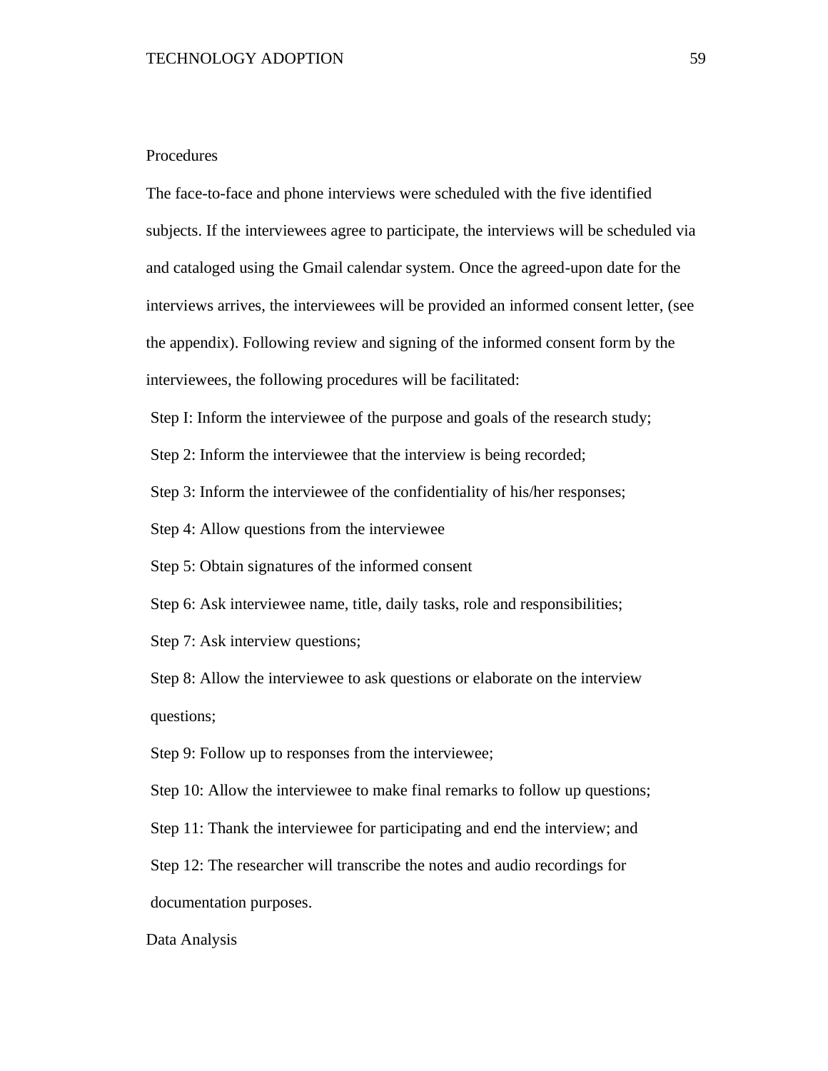## Procedures

The face-to-face and phone interviews were scheduled with the five identified subjects. If the interviewees agree to participate, the interviews will be scheduled via and cataloged using the Gmail calendar system. Once the agreed-upon date for the interviews arrives, the interviewees will be provided an informed consent letter, (see the appendix). Following review and signing of the informed consent form by the interviewees, the following procedures will be facilitated:

Step I: Inform the interviewee of the purpose and goals of the research study;

Step 2: Inform the interviewee that the interview is being recorded;

Step 3: Inform the interviewee of the confidentiality of his/her responses;

Step 4: Allow questions from the interviewee

Step 5: Obtain signatures of the informed consent

Step 6: Ask interviewee name, title, daily tasks, role and responsibilities;

Step 7: Ask interview questions;

Step 8: Allow the interviewee to ask questions or elaborate on the interview questions;

Step 9: Follow up to responses from the interviewee;

Step 10: Allow the interviewee to make final remarks to follow up questions;

Step 11: Thank the interviewee for participating and end the interview; and

Step 12: The researcher will transcribe the notes and audio recordings for documentation purposes.

## Data Analysis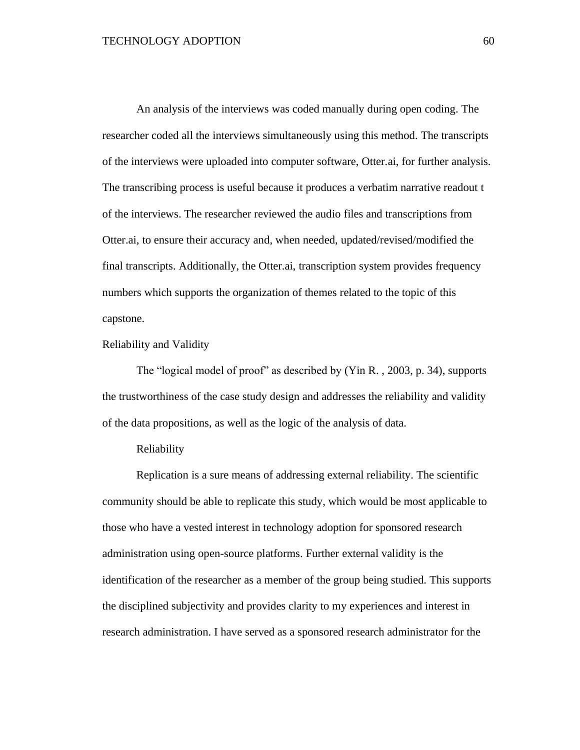An analysis of the interviews was coded manually during open coding. The researcher coded all the interviews simultaneously using this method. The transcripts of the interviews were uploaded into computer software, Otter.ai, for further analysis. The transcribing process is useful because it produces a verbatim narrative readout t of the interviews. The researcher reviewed the audio files and transcriptions from Otter.ai, to ensure their accuracy and, when needed, updated/revised/modified the final transcripts. Additionally, the Otter.ai, transcription system provides frequency numbers which supports the organization of themes related to the topic of this capstone.

## Reliability and Validity

The "logical model of proof" as described by (Yin R. , 2003, p. 34), supports the trustworthiness of the case study design and addresses the reliability and validity of the data propositions, as well as the logic of the analysis of data.

### Reliability

Replication is a sure means of addressing external reliability. The scientific community should be able to replicate this study, which would be most applicable to those who have a vested interest in technology adoption for sponsored research administration using open-source platforms. Further external validity is the identification of the researcher as a member of the group being studied. This supports the disciplined subjectivity and provides clarity to my experiences and interest in research administration. I have served as a sponsored research administrator for the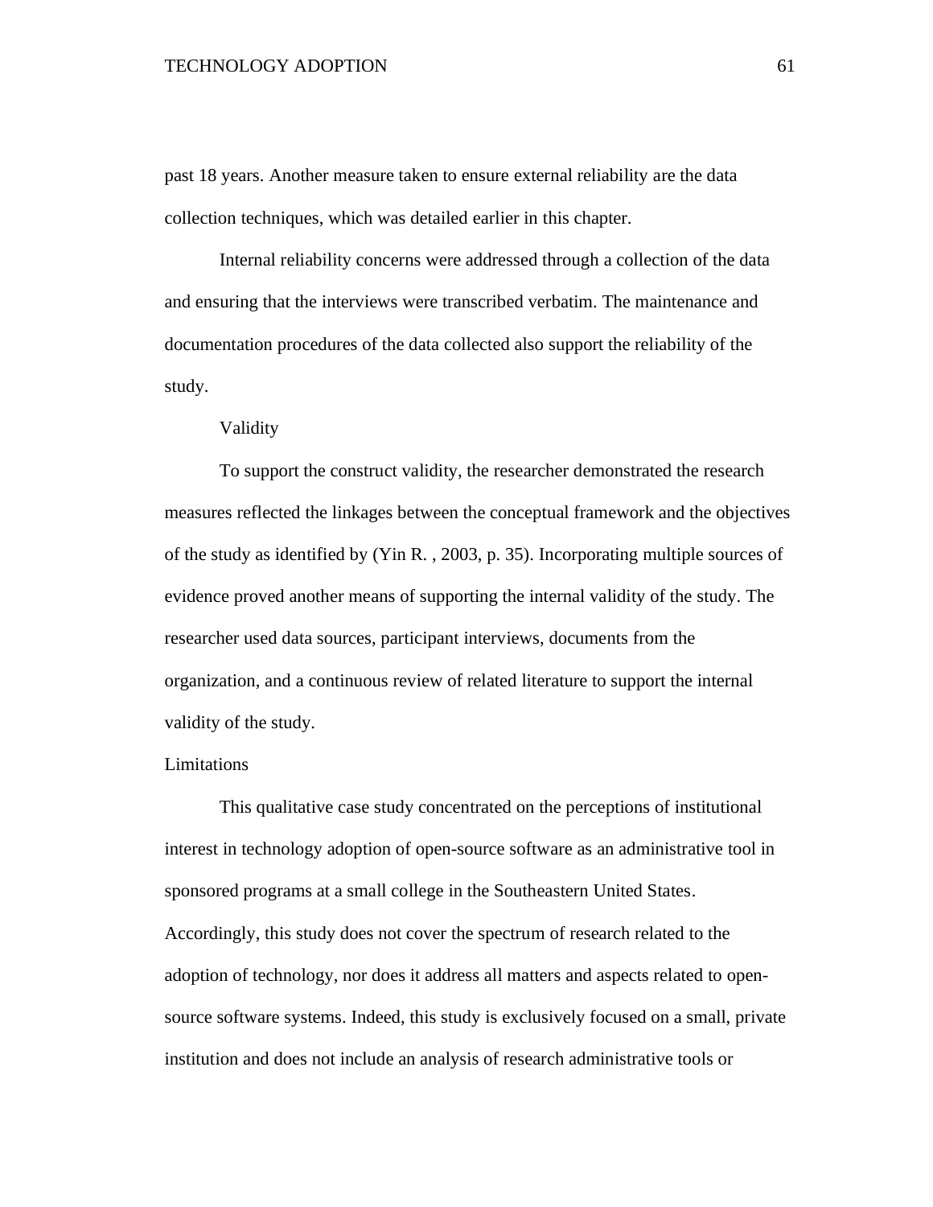past 18 years. Another measure taken to ensure external reliability are the data collection techniques, which was detailed earlier in this chapter.

Internal reliability concerns were addressed through a collection of the data and ensuring that the interviews were transcribed verbatim. The maintenance and documentation procedures of the data collected also support the reliability of the study.

#### Validity

To support the construct validity, the researcher demonstrated the research measures reflected the linkages between the conceptual framework and the objectives of the study as identified by (Yin R. , 2003, p. 35). Incorporating multiple sources of evidence proved another means of supporting the internal validity of the study. The researcher used data sources, participant interviews, documents from the organization, and a continuous review of related literature to support the internal validity of the study.

### Limitations

This qualitative case study concentrated on the perceptions of institutional interest in technology adoption of open-source software as an administrative tool in sponsored programs at a small college in the Southeastern United States. Accordingly, this study does not cover the spectrum of research related to the adoption of technology, nor does it address all matters and aspects related to open-source software systems. Indeed, this study is exclusively focused on a small, private institution and does not include an analysis of research administrative tools or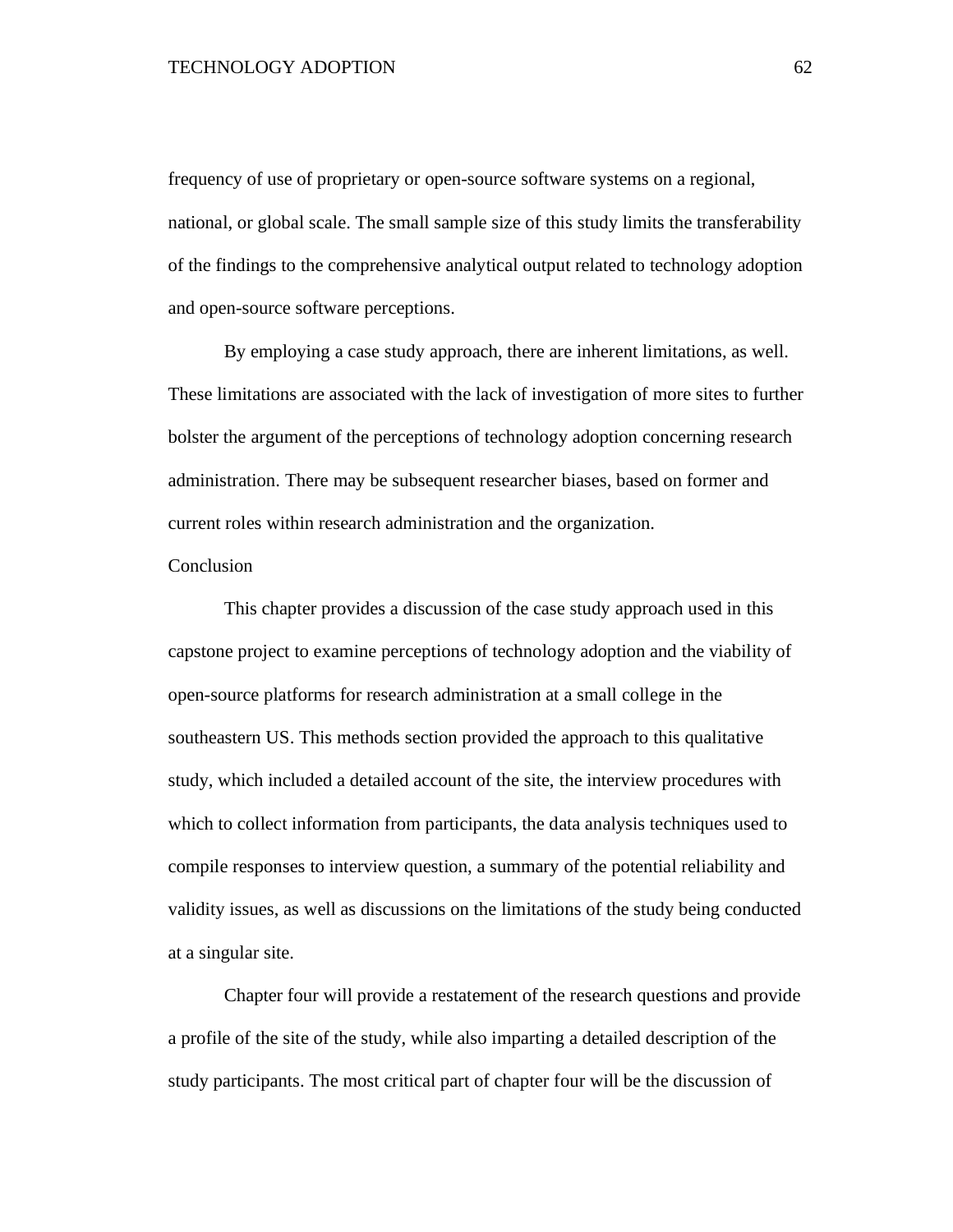frequency of use of proprietary or open-source software systems on a regional, national, or global scale. The small sample size of this study limits the transferability of the findings to the comprehensive analytical output related to technology adoption and open-source software perceptions.

By employing a case study approach, there are inherent limitations, as well. These limitations are associated with the lack of investigation of more sites to further bolster the argument of the perceptions of technology adoption concerning research administration. There may be subsequent researcher biases, based on former and current roles within research administration and the organization.

## Conclusion

This chapter provides a discussion of the case study approach used in this capstone project to examine perceptions of technology adoption and the viability of open-source platforms for research administration at a small college in the southeastern US. This methods section provided the approach to this qualitative study, which included a detailed account of the site, the interview procedures with which to collect information from participants, the data analysis techniques used to compile responses to interview question, a summary of the potential reliability and validity issues, as well as discussions on the limitations of the study being conducted at a singular site.

Chapter four will provide a restatement of the research questions and provide a profile of the site of the study, while also imparting a detailed description of the study participants. The most critical part of chapter four will be the discussion of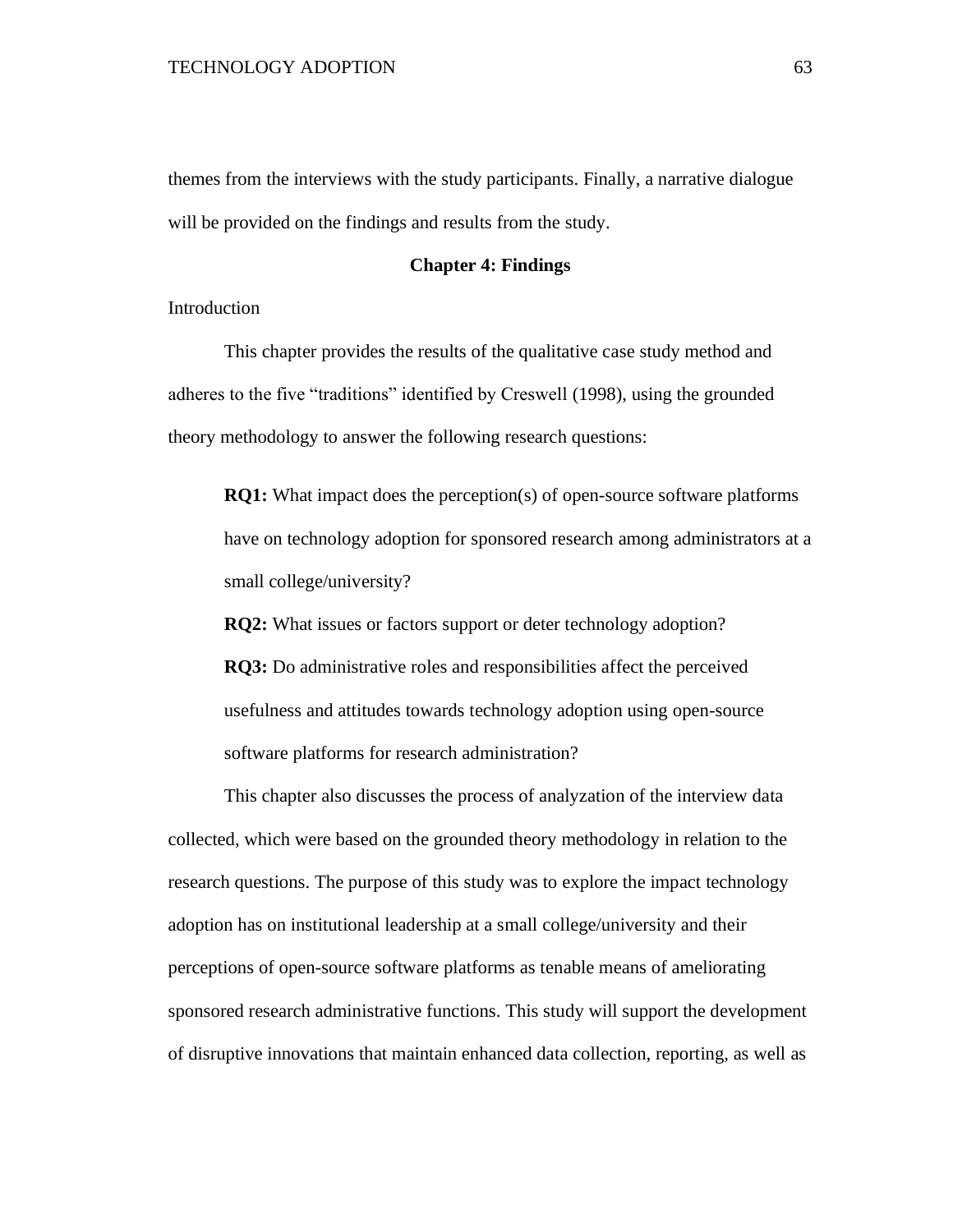themes from the interviews with the study participants. Finally, a narrative dialogue will be provided on the findings and results from the study.

# Chapter 4: Findings

## Introduction

This chapter provides the results of the qualitative case study method and adheres to the five "traditions" identified by Creswell (1998), using the grounded theory methodology to answer the following research questions:

> **RQ1:** What impact does the perception(s) of open-source software platforms have on technology adoption for sponsored research among administrators at a small college/university?
>
> **RQ2:** What issues or factors support or deter technology adoption?
>
> **RQ3:** Do administrative roles and responsibilities affect the perceived usefulness and attitudes towards technology adoption using open-source software platforms for research administration?

This chapter also discusses the process of analyzation of the interview data collected, which were based on the grounded theory methodology in relation to the research questions. The purpose of this study was to explore the impact technology adoption has on institutional leadership at a small college/university and their perceptions of open-source software platforms as tenable means of ameliorating sponsored research administrative functions. This study will support the development of disruptive innovations that maintain enhanced data collection, reporting, as well as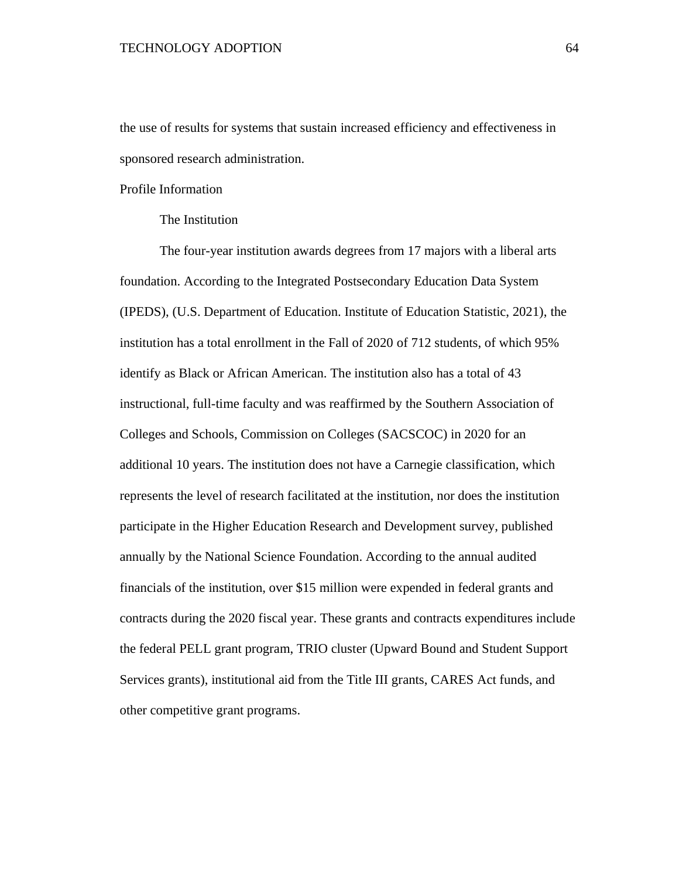the use of results for systems that sustain increased efficiency and effectiveness in sponsored research administration.

## Profile Information

### The Institution

The four-year institution awards degrees from 17 majors with a liberal arts foundation. According to the Integrated Postsecondary Education Data System (IPEDS), (U.S. Department of Education. Institute of Education Statistic, 2021), the institution has a total enrollment in the Fall of 2020 of 712 students, of which 95% identify as Black or African American. The institution also has a total of 43 instructional, full-time faculty and was reaffirmed by the Southern Association of Colleges and Schools, Commission on Colleges (SACSCOC) in 2020 for an additional 10 years. The institution does not have a Carnegie classification, which represents the level of research facilitated at the institution, nor does the institution participate in the Higher Education Research and Development survey, published annually by the National Science Foundation. According to the annual audited financials of the institution, over $15 million were expended in federal grants and contracts during the 2020 fiscal year. These grants and contracts expenditures include the federal PELL grant program, TRIO cluster (Upward Bound and Student Support Services grants), institutional aid from the Title III grants, CARES Act funds, and other competitive grant programs.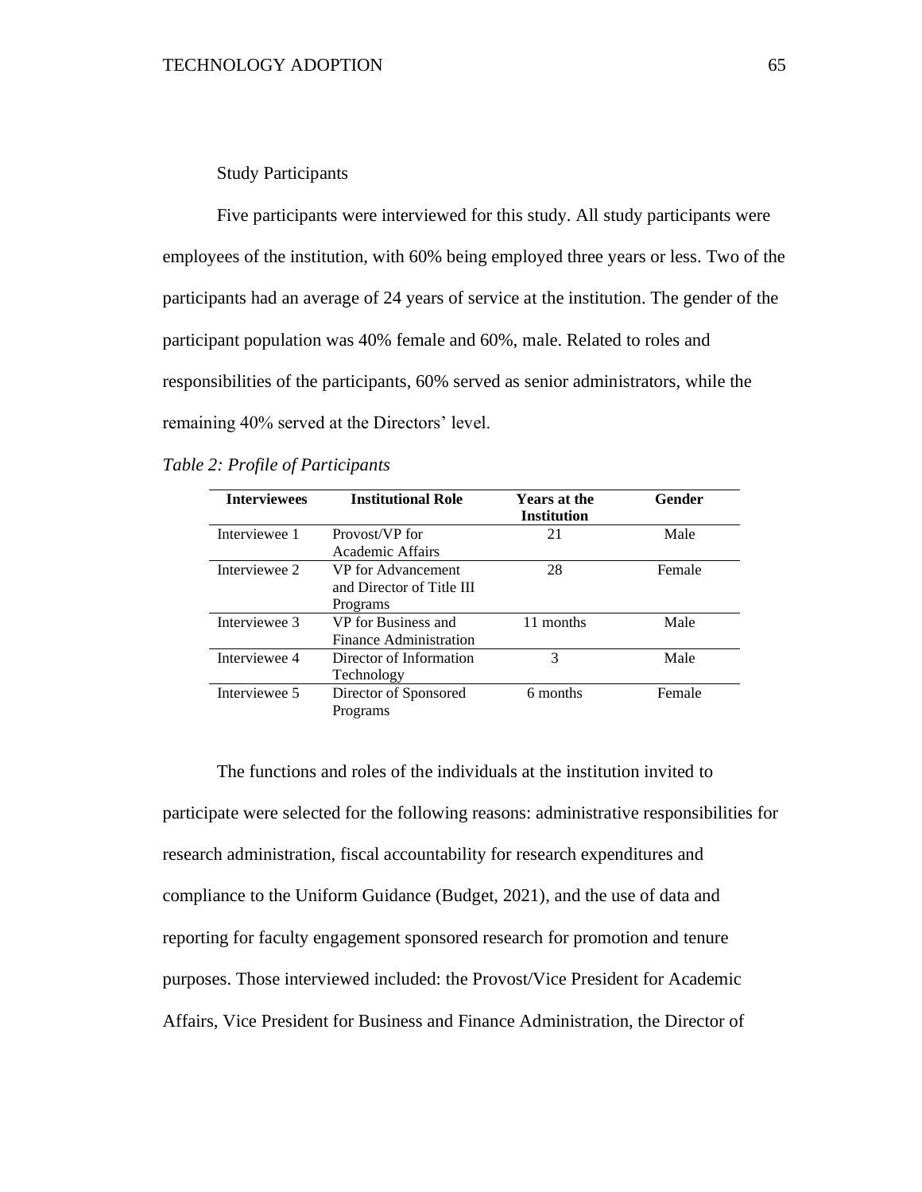Study Participants

Five participants were interviewed for this study. All study participants were employees of the institution, with 60% being employed three years or less. Two of the participants had an average of 24 years of service at the institution. The gender of the participant population was 40% female and 60%, male. Related to roles and responsibilities of the participants, 60% served as senior administrators, while the remaining 40% served at the Directors' level.

*Table 2: Profile of Participants*

| Interviewees | Institutional Role | Years at the Institution | Gender |
| --- | --- | --- | --- |
| Interviewee 1 | Provost/VP for Academic Affairs | 21 | Male |
| Interviewee 2 | VP for Advancement and Director of Title III Programs | 28 | Female |
| Interviewee 3 | VP for Business and Finance Administration | 11 months | Male |
| Interviewee 4 | Director of Information Technology | 3 | Male |
| Interviewee 5 | Director of Sponsored Programs | 6 months | Female |

The functions and roles of the individuals at the institution invited to participate were selected for the following reasons: administrative responsibilities for research administration, fiscal accountability for research expenditures and compliance to the Uniform Guidance (Budget, 2021), and the use of data and reporting for faculty engagement sponsored research for promotion and tenure purposes. Those interviewed included: the Provost/Vice President for Academic Affairs, Vice President for Business and Finance Administration, the Director of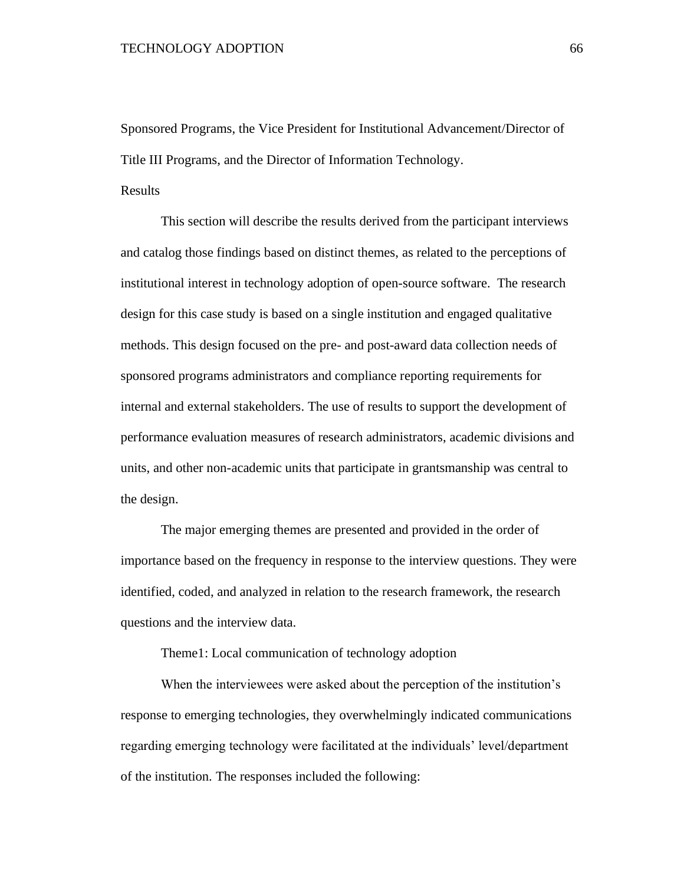Sponsored Programs, the Vice President for Institutional Advancement/Director of Title III Programs, and the Director of Information Technology.

## Results

This section will describe the results derived from the participant interviews and catalog those findings based on distinct themes, as related to the perceptions of institutional interest in technology adoption of open-source software. The research design for this case study is based on a single institution and engaged qualitative methods. This design focused on the pre- and post-award data collection needs of sponsored programs administrators and compliance reporting requirements for internal and external stakeholders. The use of results to support the development of performance evaluation measures of research administrators, academic divisions and units, and other non-academic units that participate in grantsmanship was central to the design.

The major emerging themes are presented and provided in the order of importance based on the frequency in response to the interview questions. They were identified, coded, and analyzed in relation to the research framework, the research questions and the interview data.

### Theme1: Local communication of technology adoption

When the interviewees were asked about the perception of the institution's response to emerging technologies, they overwhelmingly indicated communications regarding emerging technology were facilitated at the individuals' level/department of the institution. The responses included the following: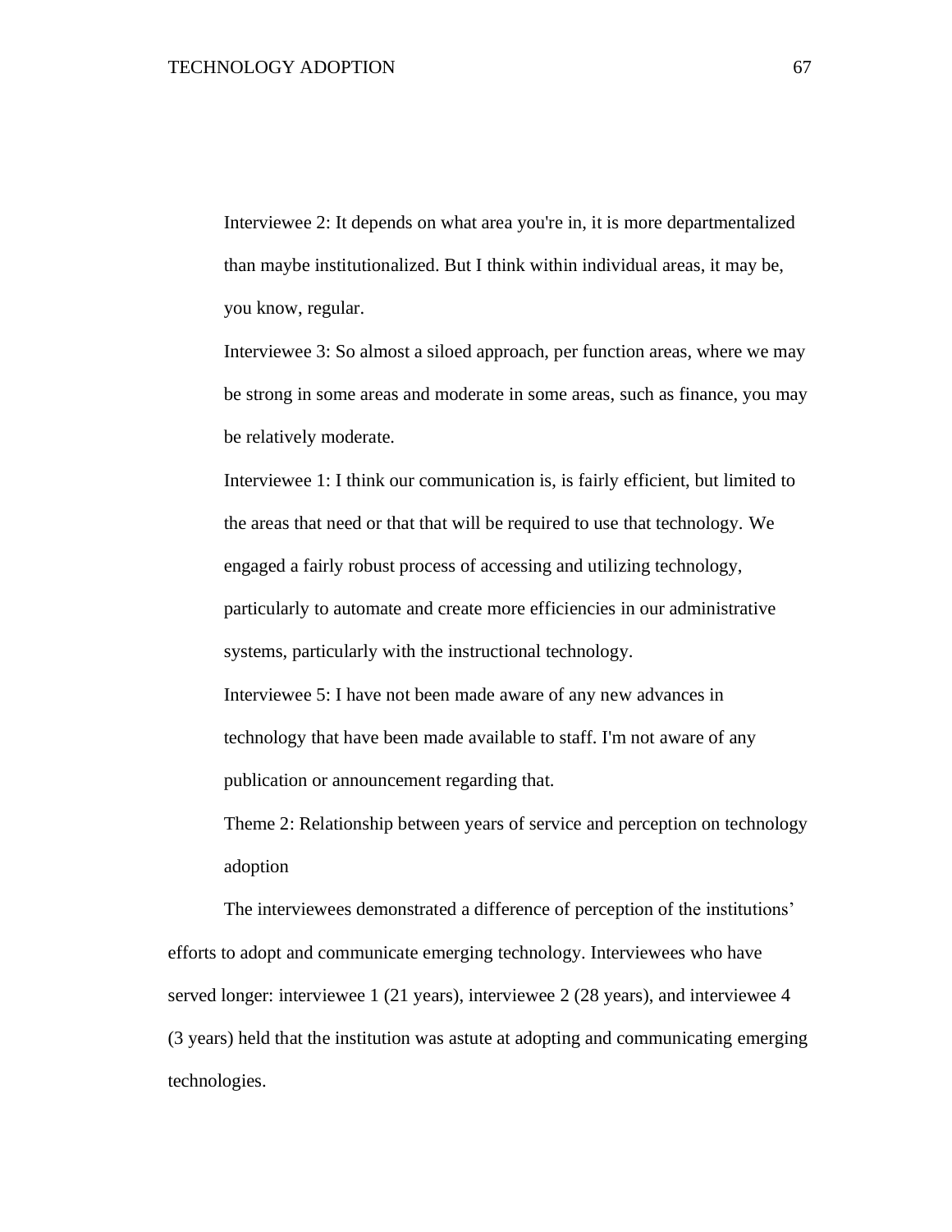Interviewee 2: It depends on what area you're in, it is more departmentalized than maybe institutionalized. But I think within individual areas, it may be, you know, regular.

Interviewee 3: So almost a siloed approach, per function areas, where we may be strong in some areas and moderate in some areas, such as finance, you may be relatively moderate.

Interviewee 1: I think our communication is, is fairly efficient, but limited to the areas that need or that that will be required to use that technology. We engaged a fairly robust process of accessing and utilizing technology, particularly to automate and create more efficiencies in our administrative systems, particularly with the instructional technology.

Interviewee 5: I have not been made aware of any new advances in technology that have been made available to staff. I'm not aware of any publication or announcement regarding that.

Theme 2: Relationship between years of service and perception on technology adoption

The interviewees demonstrated a difference of perception of the institutions' efforts to adopt and communicate emerging technology. Interviewees who have served longer: interviewee 1 (21 years), interviewee 2 (28 years), and interviewee 4 (3 years) held that the institution was astute at adopting and communicating emerging technologies.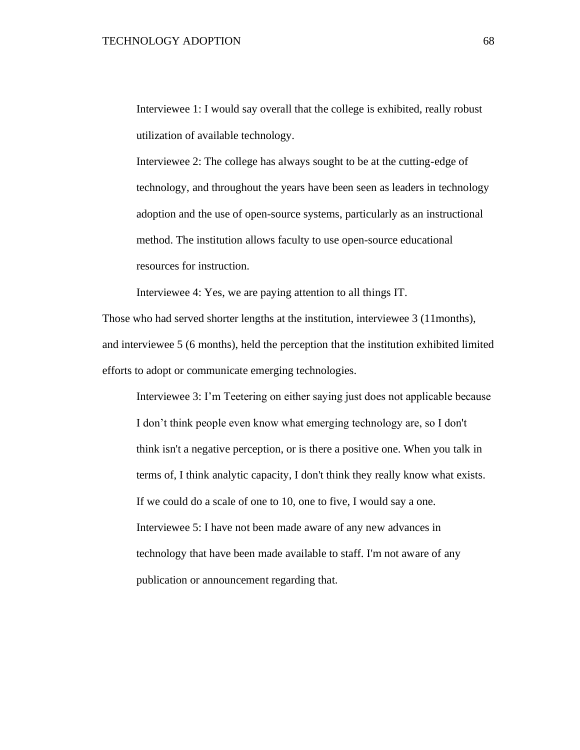> Interviewee 1: I would say overall that the college is exhibited, really robust utilization of available technology.
>
> Interviewee 2: The college has always sought to be at the cutting-edge of technology, and throughout the years have been seen as leaders in technology adoption and the use of open-source systems, particularly as an instructional method. The institution allows faculty to use open-source educational resources for instruction.
>
> Interviewee 4: Yes, we are paying attention to all things IT.

Those who had served shorter lengths at the institution, interviewee 3 (11months), and interviewee 5 (6 months), held the perception that the institution exhibited limited efforts to adopt or communicate emerging technologies.

> Interviewee 3: I'm Teetering on either saying just does not applicable because I don't think people even know what emerging technology are, so I don't think isn't a negative perception, or is there a positive one. When you talk in terms of, I think analytic capacity, I don't think they really know what exists. If we could do a scale of one to 10, one to five, I would say a one.
>
> Interviewee 5: I have not been made aware of any new advances in technology that have been made available to staff. I'm not aware of any publication or announcement regarding that.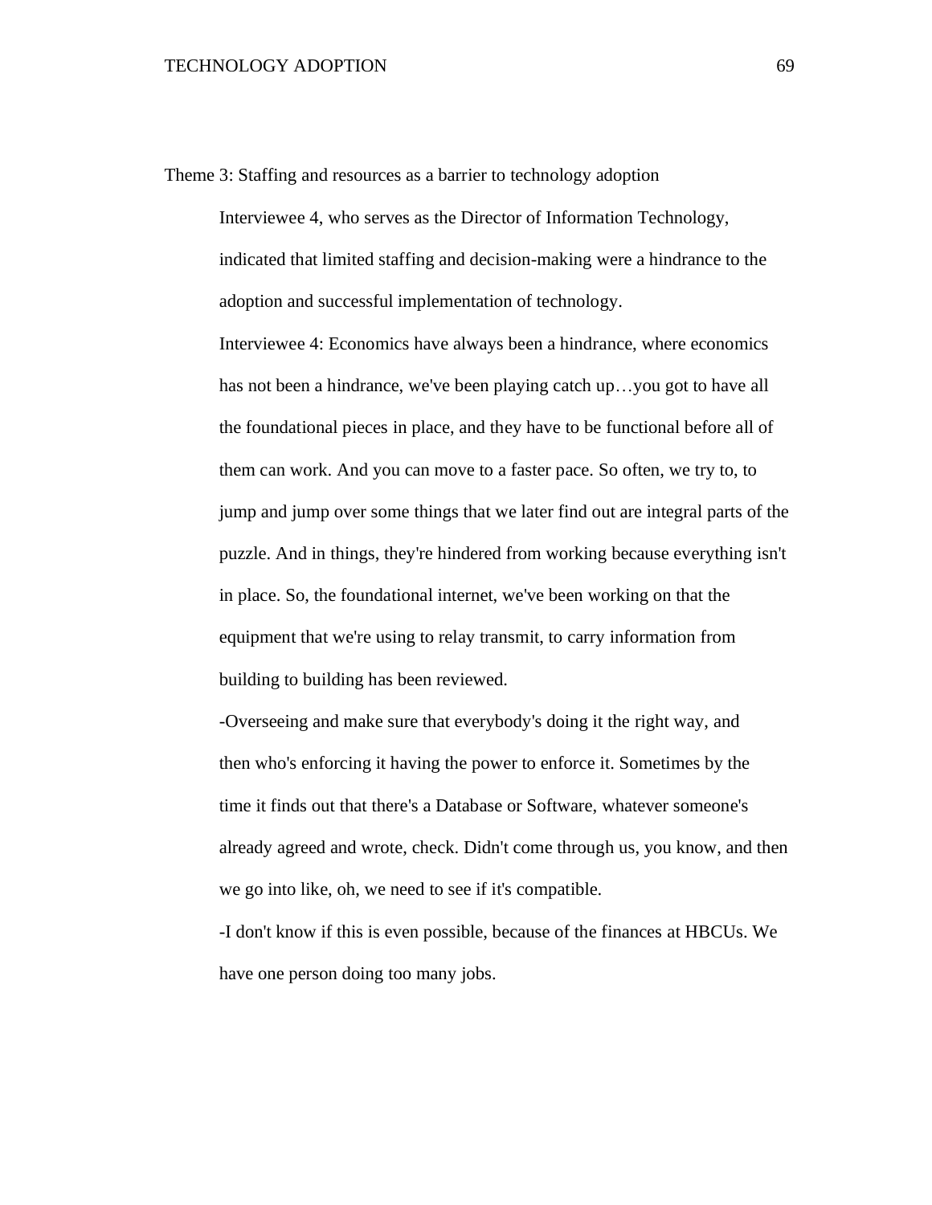Theme 3: Staffing and resources as a barrier to technology adoption

> Interviewee 4, who serves as the Director of Information Technology, indicated that limited staffing and decision-making were a hindrance to the adoption and successful implementation of technology.
>
> Interviewee 4: Economics have always been a hindrance, where economics has not been a hindrance, we've been playing catch up…you got to have all the foundational pieces in place, and they have to be functional before all of them can work. And you can move to a faster pace. So often, we try to, to jump and jump over some things that we later find out are integral parts of the puzzle. And in things, they're hindered from working because everything isn't in place. So, the foundational internet, we've been working on that the equipment that we're using to relay transmit, to carry information from building to building has been reviewed.
>
> -Overseeing and make sure that everybody's doing it the right way, and then who's enforcing it having the power to enforce it. Sometimes by the time it finds out that there's a Database or Software, whatever someone's already agreed and wrote, check. Didn't come through us, you know, and then we go into like, oh, we need to see if it's compatible.
>
> -I don't know if this is even possible, because of the finances at HBCUs. We have one person doing too many jobs.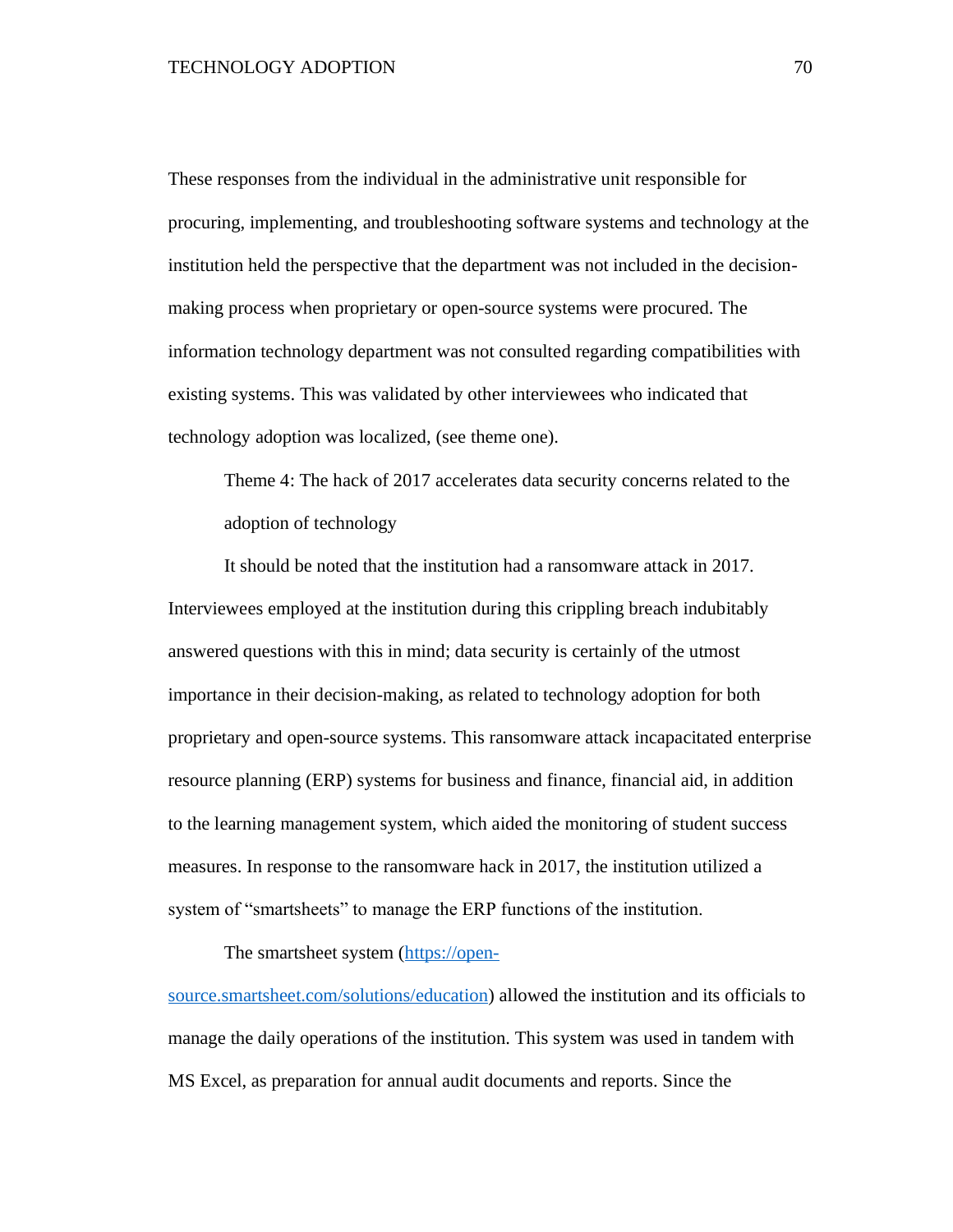These responses from the individual in the administrative unit responsible for procuring, implementing, and troubleshooting software systems and technology at the institution held the perspective that the department was not included in the decision-making process when proprietary or open-source systems were procured. The information technology department was not consulted regarding compatibilities with existing systems. This was validated by other interviewees who indicated that technology adoption was localized, (see theme one).

### Theme 4: The hack of 2017 accelerates data security concerns related to the adoption of technology

It should be noted that the institution had a ransomware attack in 2017. Interviewees employed at the institution during this crippling breach indubitably answered questions with this in mind; data security is certainly of the utmost importance in their decision-making, as related to technology adoption for both proprietary and open-source systems. This ransomware attack incapacitated enterprise resource planning (ERP) systems for business and finance, financial aid, in addition to the learning management system, which aided the monitoring of student success measures. In response to the ransomware hack in 2017, the institution utilized a system of "smartsheets" to manage the ERP functions of the institution.

The smartsheet system ([https://open-source.smartsheet.com/solutions/education](https://open-source.smartsheet.com/solutions/education)) allowed the institution and its officials to manage the daily operations of the institution. This system was used in tandem with MS Excel, as preparation for annual audit documents and reports. Since the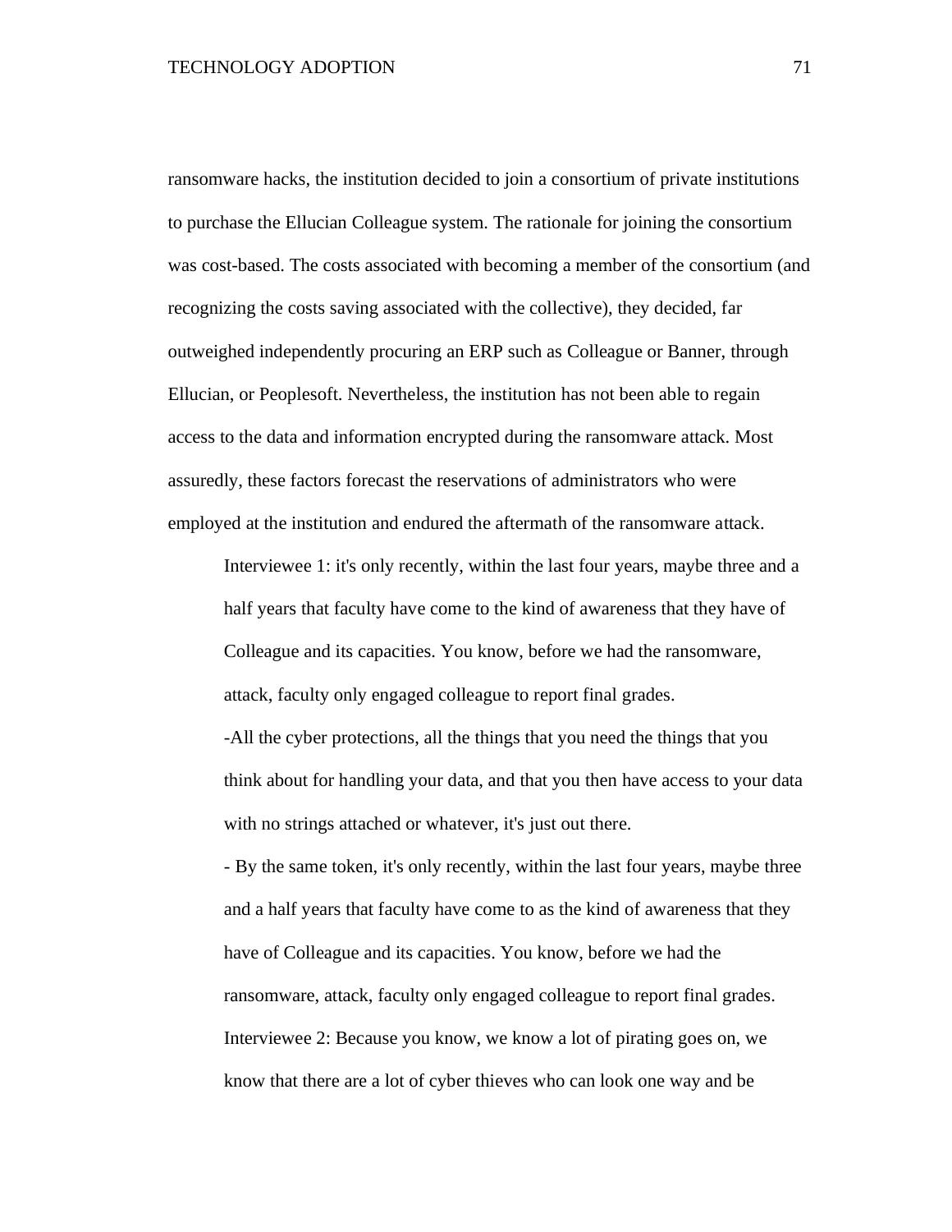ransomware hacks, the institution decided to join a consortium of private institutions to purchase the Ellucian Colleague system. The rationale for joining the consortium was cost-based. The costs associated with becoming a member of the consortium (and recognizing the costs saving associated with the collective), they decided, far outweighed independently procuring an ERP such as Colleague or Banner, through Ellucian, or Peoplesoft. Nevertheless, the institution has not been able to regain access to the data and information encrypted during the ransomware attack. Most assuredly, these factors forecast the reservations of administrators who were employed at the institution and endured the aftermath of the ransomware attack.

> Interviewee 1: it's only recently, within the last four years, maybe three and a half years that faculty have come to the kind of awareness that they have of Colleague and its capacities. You know, before we had the ransomware, attack, faculty only engaged colleague to report final grades.
>
> -All the cyber protections, all the things that you need the things that you think about for handling your data, and that you then have access to your data with no strings attached or whatever, it's just out there.
>
> - By the same token, it's only recently, within the last four years, maybe three and a half years that faculty have come to as the kind of awareness that they have of Colleague and its capacities. You know, before we had the ransomware, attack, faculty only engaged colleague to report final grades.
>
> Interviewee 2: Because you know, we know a lot of pirating goes on, we know that there are a lot of cyber thieves who can look one way and be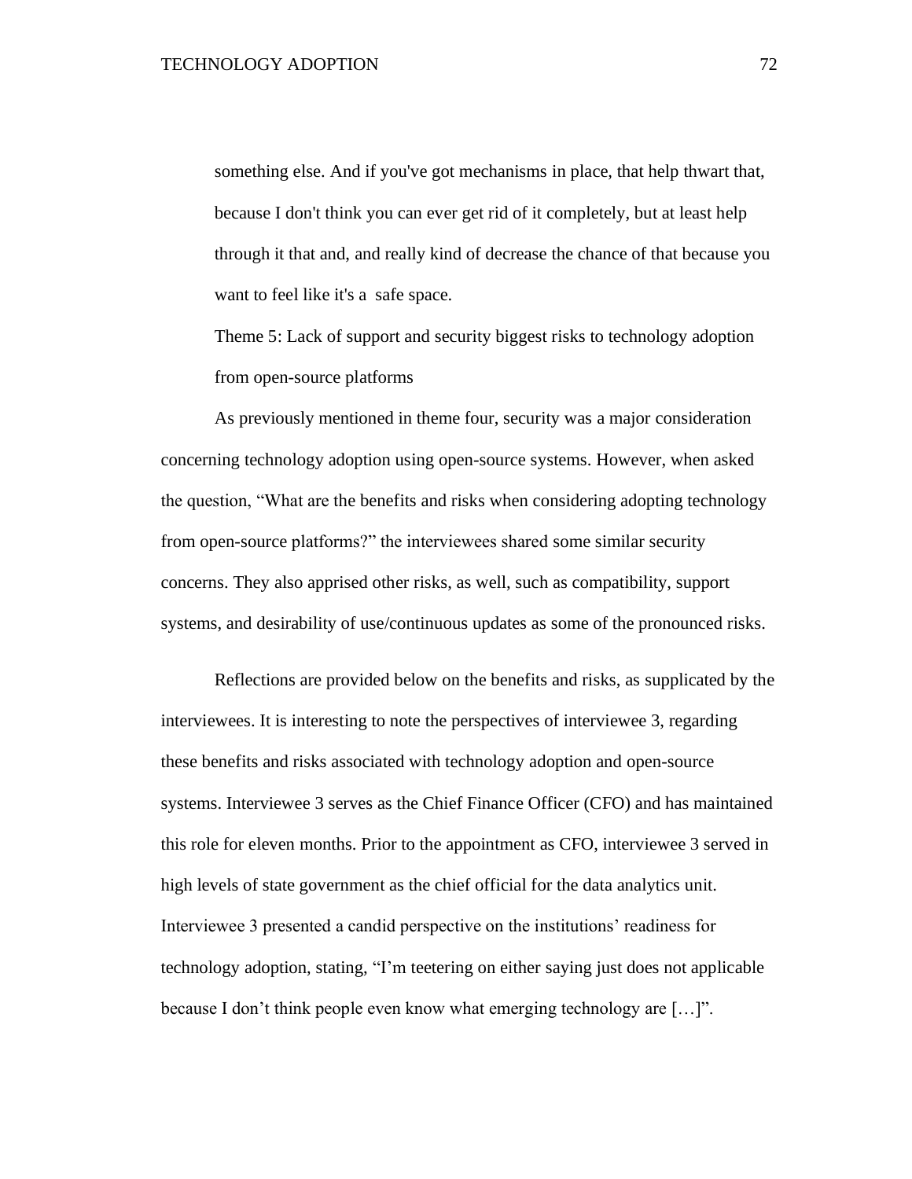> something else. And if you've got mechanisms in place, that help thwart that, because I don't think you can ever get rid of it completely, but at least help through it that and, and really kind of decrease the chance of that because you want to feel like it's a safe space.

Theme 5: Lack of support and security biggest risks to technology adoption from open-source platforms

As previously mentioned in theme four, security was a major consideration concerning technology adoption using open-source systems. However, when asked the question, "What are the benefits and risks when considering adopting technology from open-source platforms?" the interviewees shared some similar security concerns. They also apprised other risks, as well, such as compatibility, support systems, and desirability of use/continuous updates as some of the pronounced risks.

Reflections are provided below on the benefits and risks, as supplicated by the interviewees. It is interesting to note the perspectives of interviewee 3, regarding these benefits and risks associated with technology adoption and open-source systems. Interviewee 3 serves as the Chief Finance Officer (CFO) and has maintained this role for eleven months. Prior to the appointment as CFO, interviewee 3 served in high levels of state government as the chief official for the data analytics unit. Interviewee 3 presented a candid perspective on the institutions' readiness for technology adoption, stating, "I'm teetering on either saying just does not applicable because I don't think people even know what emerging technology are […]".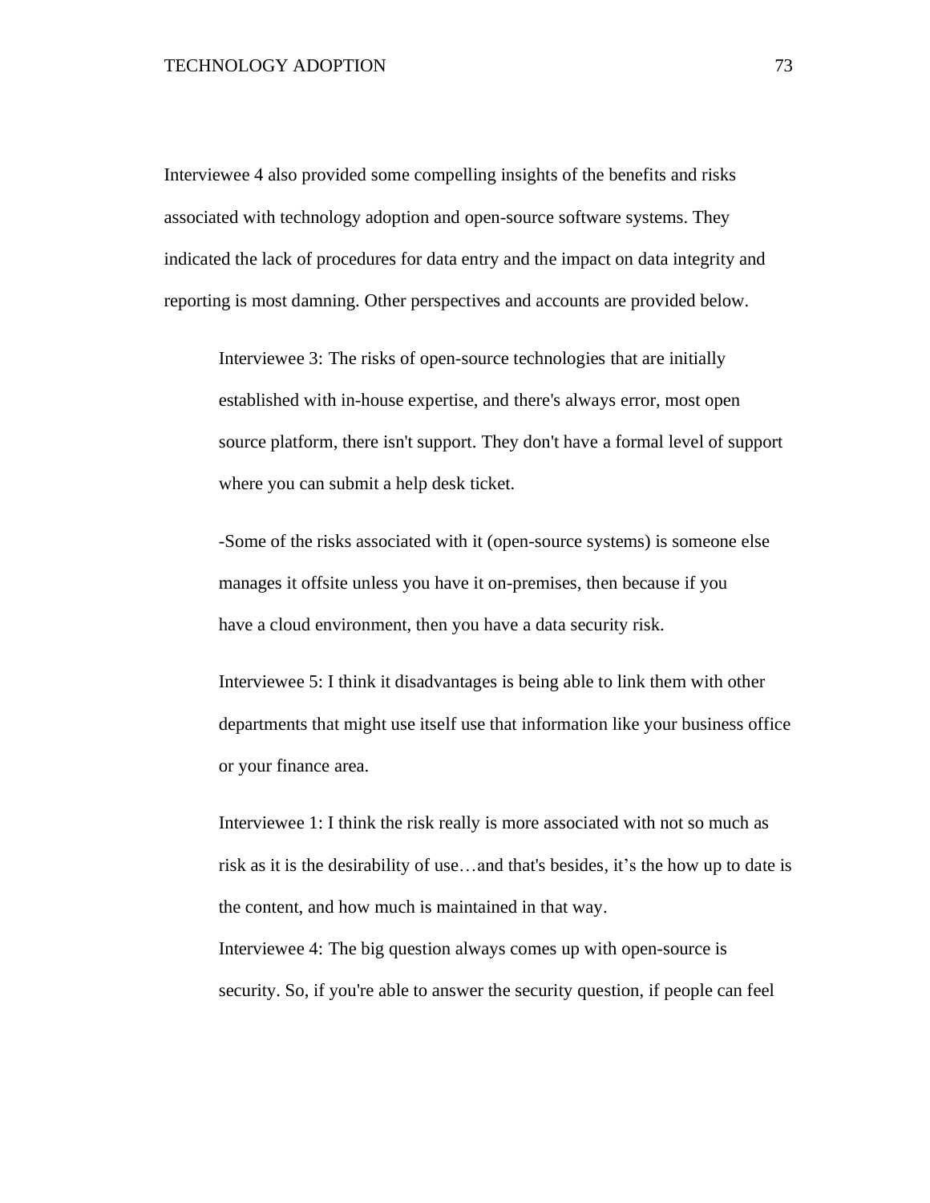Interviewee 4 also provided some compelling insights of the benefits and risks associated with technology adoption and open-source software systems. They indicated the lack of procedures for data entry and the impact on data integrity and reporting is most damning. Other perspectives and accounts are provided below.

> Interviewee 3: The risks of open-source technologies that are initially established with in-house expertise, and there's always error, most open source platform, there isn't support. They don't have a formal level of support where you can submit a help desk ticket.
>
> -Some of the risks associated with it (open-source systems) is someone else manages it offsite unless you have it on-premises, then because if you have a cloud environment, then you have a data security risk.
>
> Interviewee 5: I think it disadvantages is being able to link them with other departments that might use itself use that information like your business office or your finance area.
>
> Interviewee 1: I think the risk really is more associated with not so much as risk as it is the desirability of use…and that's besides, it's the how up to date is the content, and how much is maintained in that way.
>
> Interviewee 4: The big question always comes up with open-source is security. So, if you're able to answer the security question, if people can feel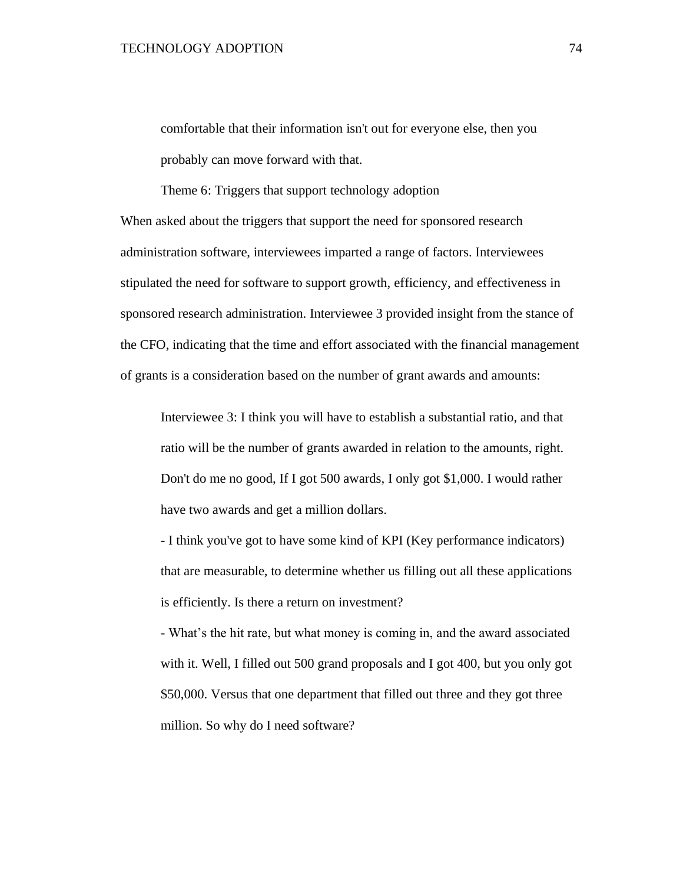comfortable that their information isn't out for everyone else, then you probably can move forward with that.

Theme 6: Triggers that support technology adoption

When asked about the triggers that support the need for sponsored research administration software, interviewees imparted a range of factors. Interviewees stipulated the need for software to support growth, efficiency, and effectiveness in sponsored research administration. Interviewee 3 provided insight from the stance of the CFO, indicating that the time and effort associated with the financial management of grants is a consideration based on the number of grant awards and amounts:

> Interviewee 3: I think you will have to establish a substantial ratio, and that ratio will be the number of grants awarded in relation to the amounts, right. Don't do me no good, If I got 500 awards, I only got $1,000. I would rather have two awards and get a million dollars.
>
> - I think you've got to have some kind of KPI (Key performance indicators) that are measurable, to determine whether us filling out all these applications is efficiently. Is there a return on investment?
>
> - What's the hit rate, but what money is coming in, and the award associated with it. Well, I filled out 500 grand proposals and I got 400, but you only got $50,000. Versus that one department that filled out three and they got three million. So why do I need software?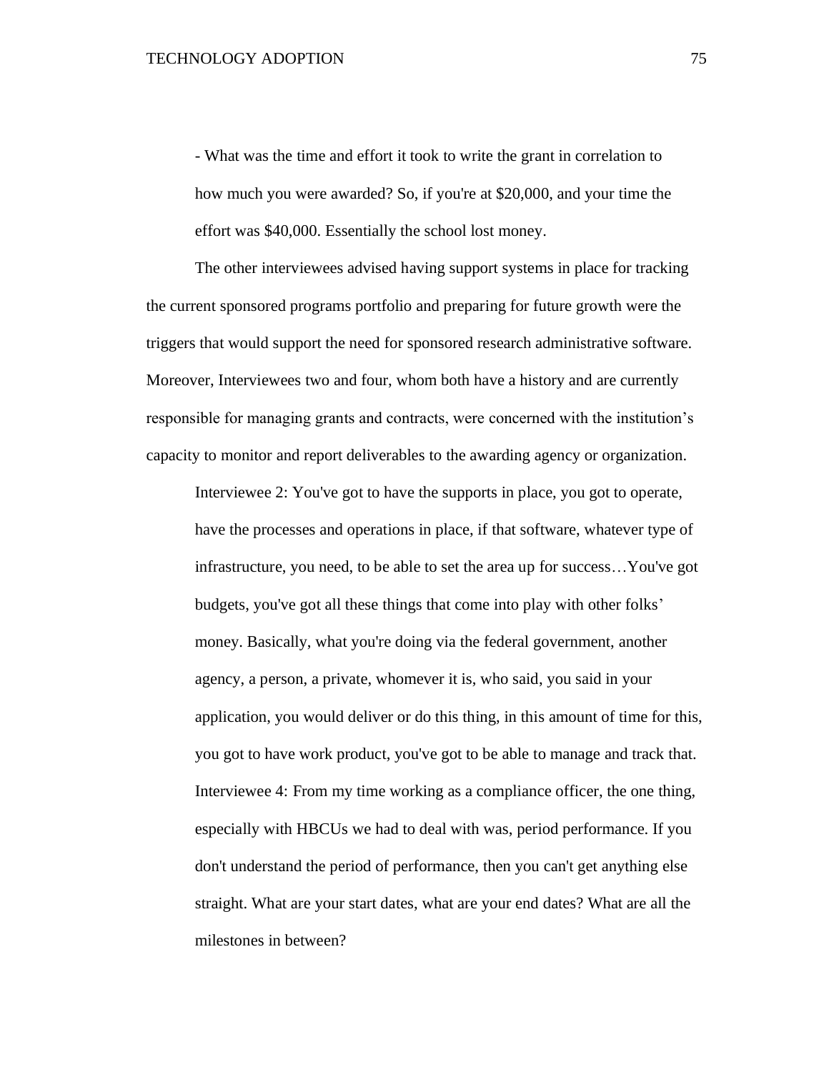> - What was the time and effort it took to write the grant in correlation to how much you were awarded? So, if you're at $20,000, and your time the effort was $40,000. Essentially the school lost money.

The other interviewees advised having support systems in place for tracking the current sponsored programs portfolio and preparing for future growth were the triggers that would support the need for sponsored research administrative software. Moreover, Interviewees two and four, whom both have a history and are currently responsible for managing grants and contracts, were concerned with the institution's capacity to monitor and report deliverables to the awarding agency or organization.

> Interviewee 2: You've got to have the supports in place, you got to operate, have the processes and operations in place, if that software, whatever type of infrastructure, you need, to be able to set the area up for success…You've got budgets, you've got all these things that come into play with other folks' money. Basically, what you're doing via the federal government, another agency, a person, a private, whomever it is, who said, you said in your application, you would deliver or do this thing, in this amount of time for this, you got to have work product, you've got to be able to manage and track that.
>
> Interviewee 4: From my time working as a compliance officer, the one thing, especially with HBCUs we had to deal with was, period performance. If you don't understand the period of performance, then you can't get anything else straight. What are your start dates, what are your end dates? What are all the milestones in between?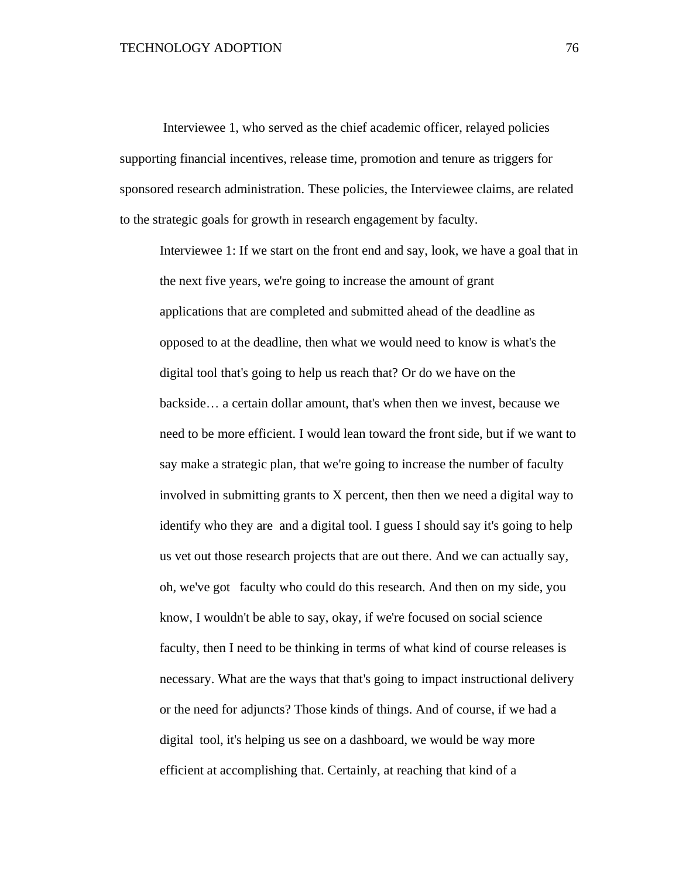Interviewee 1, who served as the chief academic officer, relayed policies supporting financial incentives, release time, promotion and tenure as triggers for sponsored research administration. These policies, the Interviewee claims, are related to the strategic goals for growth in research engagement by faculty.

> Interviewee 1: If we start on the front end and say, look, we have a goal that in the next five years, we're going to increase the amount of grant applications that are completed and submitted ahead of the deadline as opposed to at the deadline, then what we would need to know is what's the digital tool that's going to help us reach that? Or do we have on the backside… a certain dollar amount, that's when then we invest, because we need to be more efficient. I would lean toward the front side, but if we want to say make a strategic plan, that we're going to increase the number of faculty involved in submitting grants to X percent, then then we need a digital way to identify who they are and a digital tool. I guess I should say it's going to help us vet out those research projects that are out there. And we can actually say, oh, we've got faculty who could do this research. And then on my side, you know, I wouldn't be able to say, okay, if we're focused on social science faculty, then I need to be thinking in terms of what kind of course releases is necessary. What are the ways that that's going to impact instructional delivery or the need for adjuncts? Those kinds of things. And of course, if we had a digital tool, it's helping us see on a dashboard, we would be way more efficient at accomplishing that. Certainly, at reaching that kind of a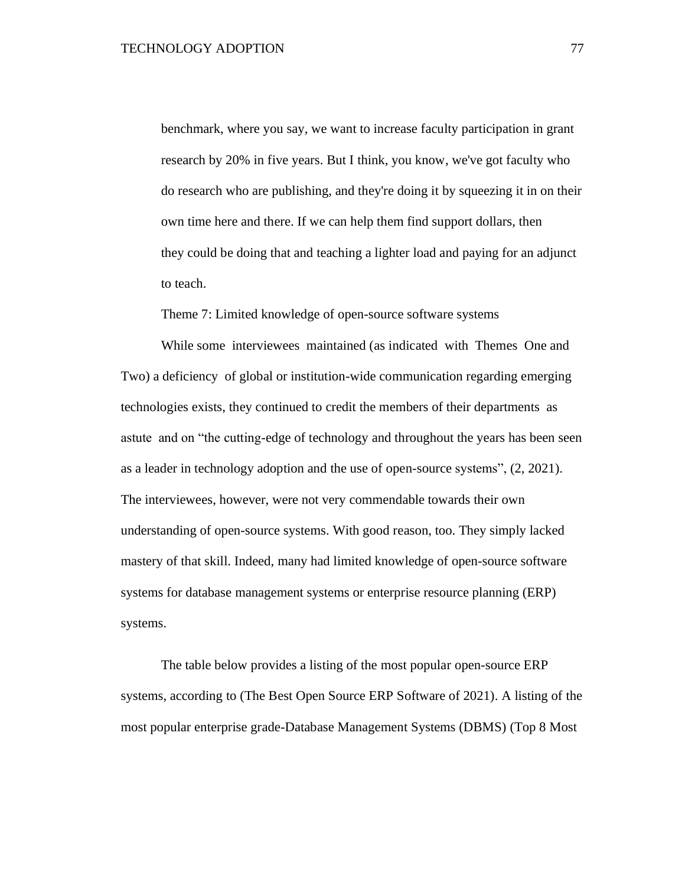benchmark, where you say, we want to increase faculty participation in grant research by 20% in five years. But I think, you know, we've got faculty who do research who are publishing, and they're doing it by squeezing it in on their own time here and there. If we can help them find support dollars, then they could be doing that and teaching a lighter load and paying for an adjunct to teach.

Theme 7: Limited knowledge of open-source software systems

While some interviewees maintained (as indicated with Themes One and Two) a deficiency of global or institution-wide communication regarding emerging technologies exists, they continued to credit the members of their departments as astute and on "the cutting-edge of technology and throughout the years has been seen as a leader in technology adoption and the use of open-source systems", (2, 2021). The interviewees, however, were not very commendable towards their own understanding of open-source systems. With good reason, too. They simply lacked mastery of that skill. Indeed, many had limited knowledge of open-source software systems for database management systems or enterprise resource planning (ERP) systems.

The table below provides a listing of the most popular open-source ERP systems, according to (The Best Open Source ERP Software of 2021). A listing of the most popular enterprise grade-Database Management Systems (DBMS) (Top 8 Most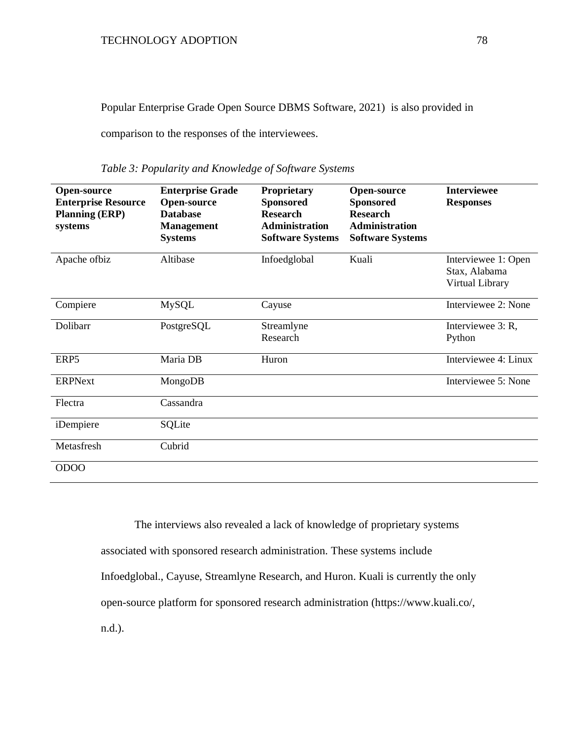Popular Enterprise Grade Open Source DBMS Software, 2021) is also provided in comparison to the responses of the interviewees.

*Table 3: Popularity and Knowledge of Software Systems*

| Open-source Enterprise Resource Planning (ERP) systems | Enterprise Grade Open-source Database Management Systems | Proprietary Sponsored Research Administration Software Systems | Open-source Sponsored Research Administration Software Systems | Interviewee Responses |
|---|---|---|---|---|
| Apache ofbiz | Altibase | Infoedglobal | Kuali | Interviewee 1: Open Stax, Alabama Virtual Library |
| Compiere | MySQL | Cayuse | | Interviewee 2: None |
| Dolibarr | PostgreSQL | Streamlyne Research | | Interviewee 3: R, Python |
| ERP5 | Maria DB | Huron | | Interviewee 4: Linux |
| ERPNext | MongoDB | | | Interviewee 5: None |
| Flectra | Cassandra | | | |
| iDempiere | SQLite | | | |
| Metasfresh | Cubrid | | | |
| ODOO | | | | |

The interviews also revealed a lack of knowledge of proprietary systems associated with sponsored research administration. These systems include Infoedglobal., Cayuse, Streamlyne Research, and Huron. Kuali is currently the only open-source platform for sponsored research administration (https://www.kuali.co/, n.d.).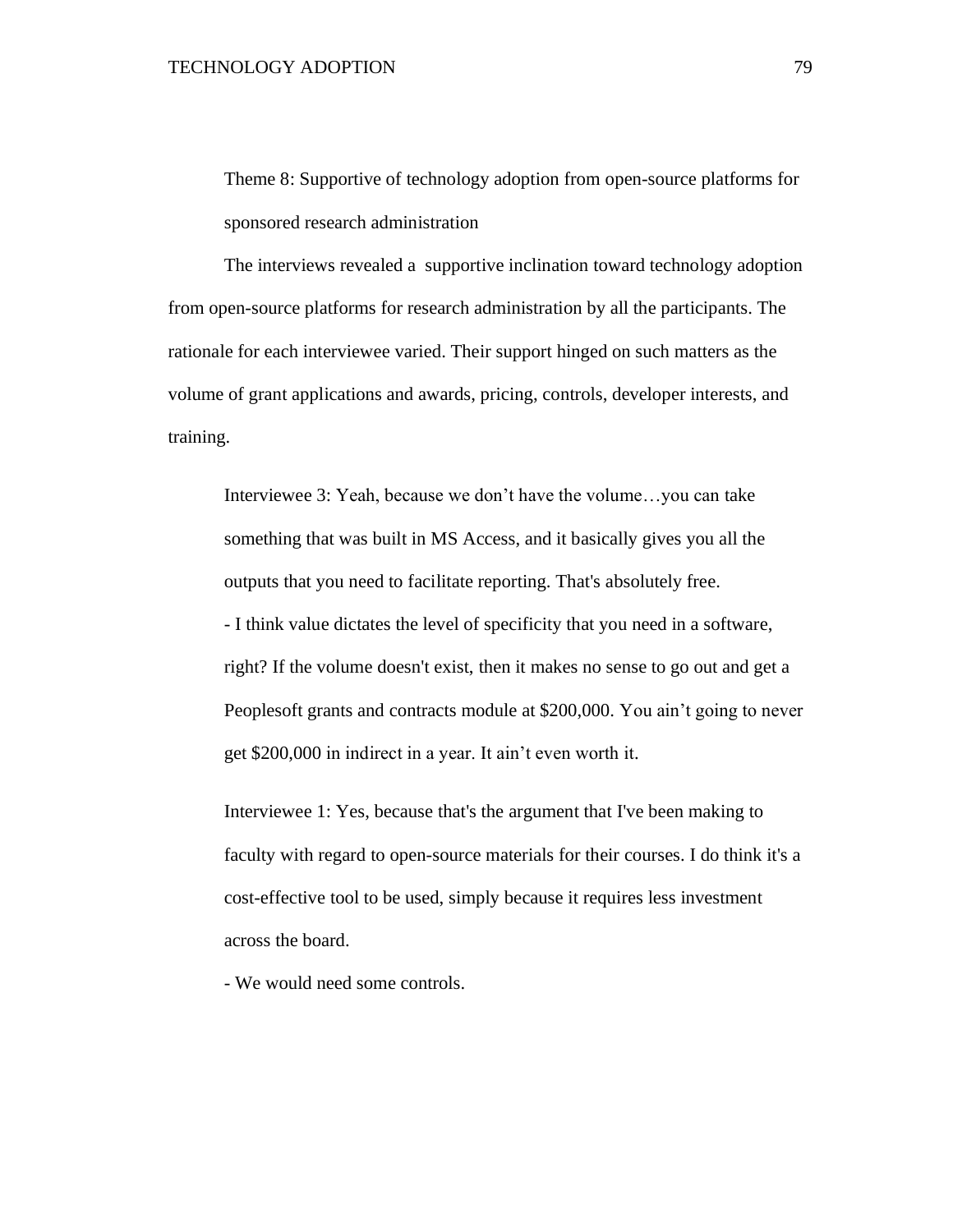Theme 8: Supportive of technology adoption from open-source platforms for sponsored research administration

The interviews revealed a supportive inclination toward technology adoption from open-source platforms for research administration by all the participants. The rationale for each interviewee varied. Their support hinged on such matters as the volume of grant applications and awards, pricing, controls, developer interests, and training.

> Interviewee 3: Yeah, because we don't have the volume…you can take something that was built in MS Access, and it basically gives you all the outputs that you need to facilitate reporting. That's absolutely free.
>
> - I think value dictates the level of specificity that you need in a software, right? If the volume doesn't exist, then it makes no sense to go out and get a Peoplesoft grants and contracts module at $200,000. You ain't going to never get $200,000 in indirect in a year. It ain't even worth it.

> Interviewee 1: Yes, because that's the argument that I've been making to faculty with regard to open-source materials for their courses. I do think it's a cost-effective tool to be used, simply because it requires less investment across the board.
>
> - We would need some controls.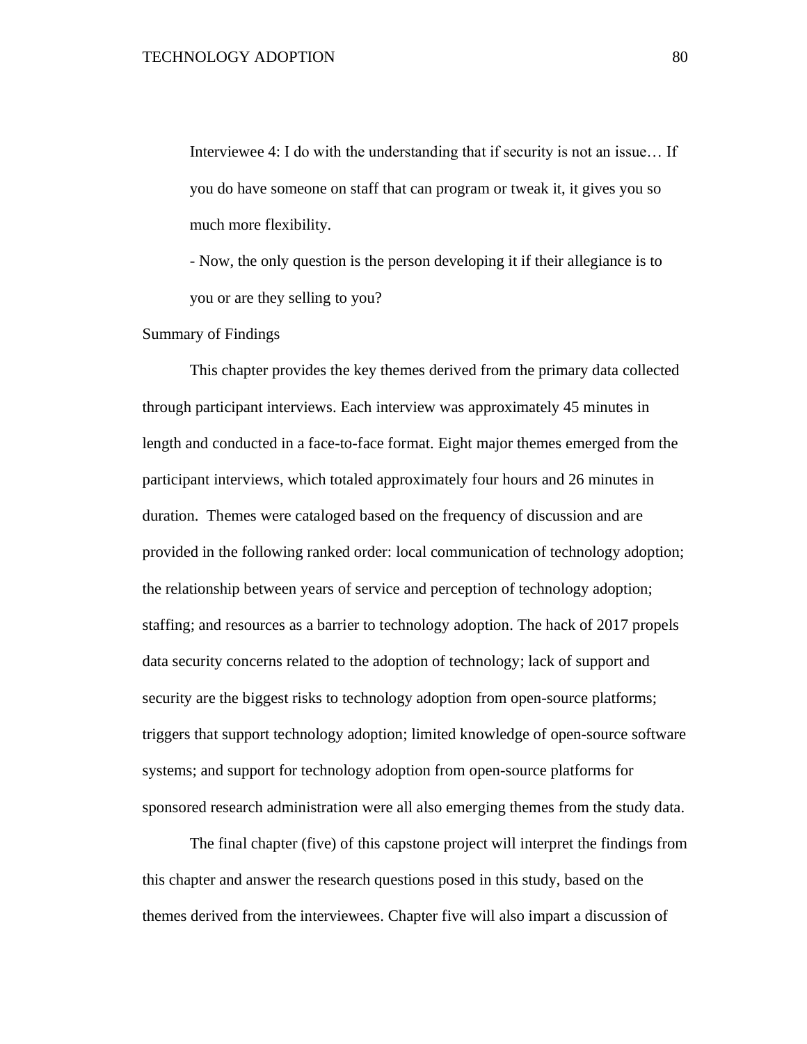Interviewee 4: I do with the understanding that if security is not an issue… If you do have someone on staff that can program or tweak it, it gives you so much more flexibility.

- Now, the only question is the person developing it if their allegiance is to you or are they selling to you?

## Summary of Findings

This chapter provides the key themes derived from the primary data collected through participant interviews. Each interview was approximately 45 minutes in length and conducted in a face-to-face format. Eight major themes emerged from the participant interviews, which totaled approximately four hours and 26 minutes in duration. Themes were cataloged based on the frequency of discussion and are provided in the following ranked order: local communication of technology adoption; the relationship between years of service and perception of technology adoption; staffing; and resources as a barrier to technology adoption. The hack of 2017 propels data security concerns related to the adoption of technology; lack of support and security are the biggest risks to technology adoption from open-source platforms; triggers that support technology adoption; limited knowledge of open-source software systems; and support for technology adoption from open-source platforms for sponsored research administration were all also emerging themes from the study data.

The final chapter (five) of this capstone project will interpret the findings from this chapter and answer the research questions posed in this study, based on the themes derived from the interviewees. Chapter five will also impart a discussion of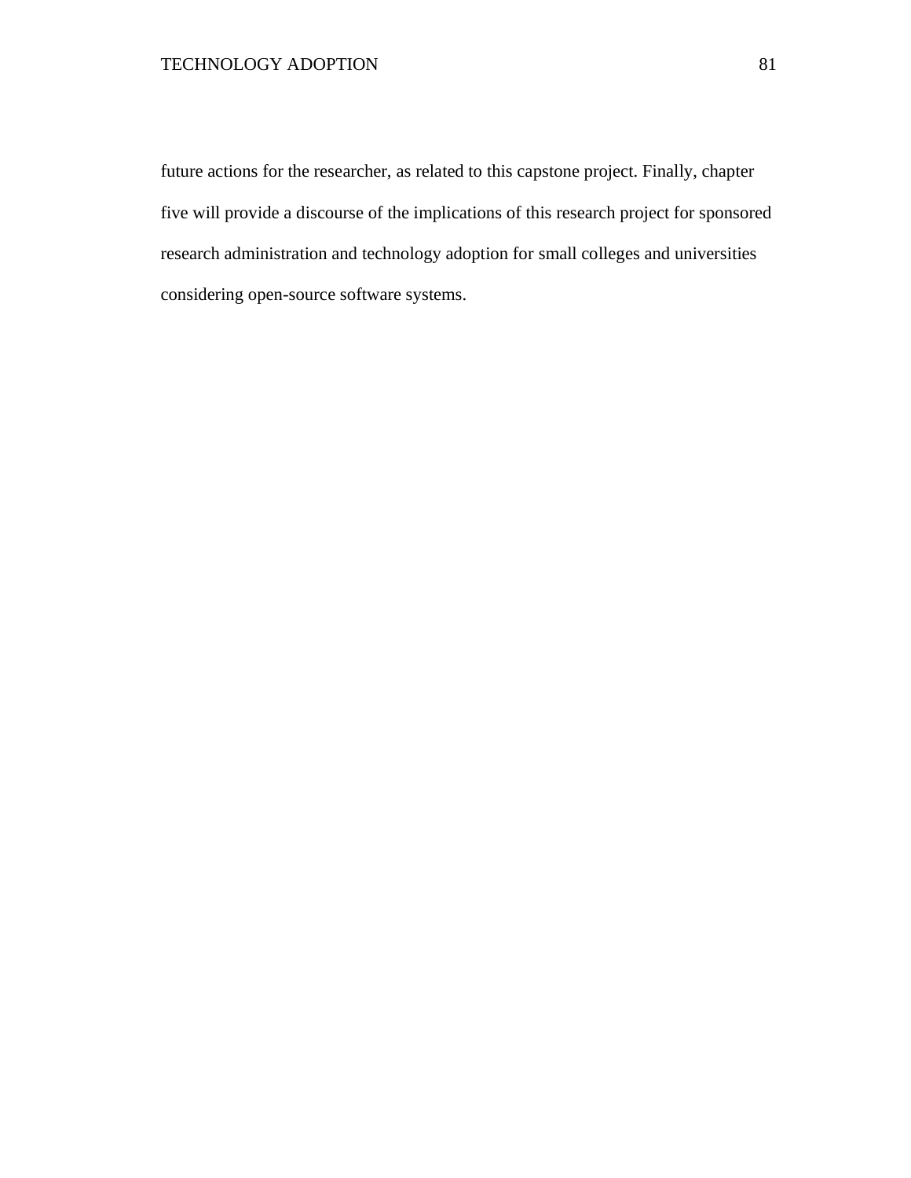future actions for the researcher, as related to this capstone project. Finally, chapter five will provide a discourse of the implications of this research project for sponsored research administration and technology adoption for small colleges and universities considering open-source software systems.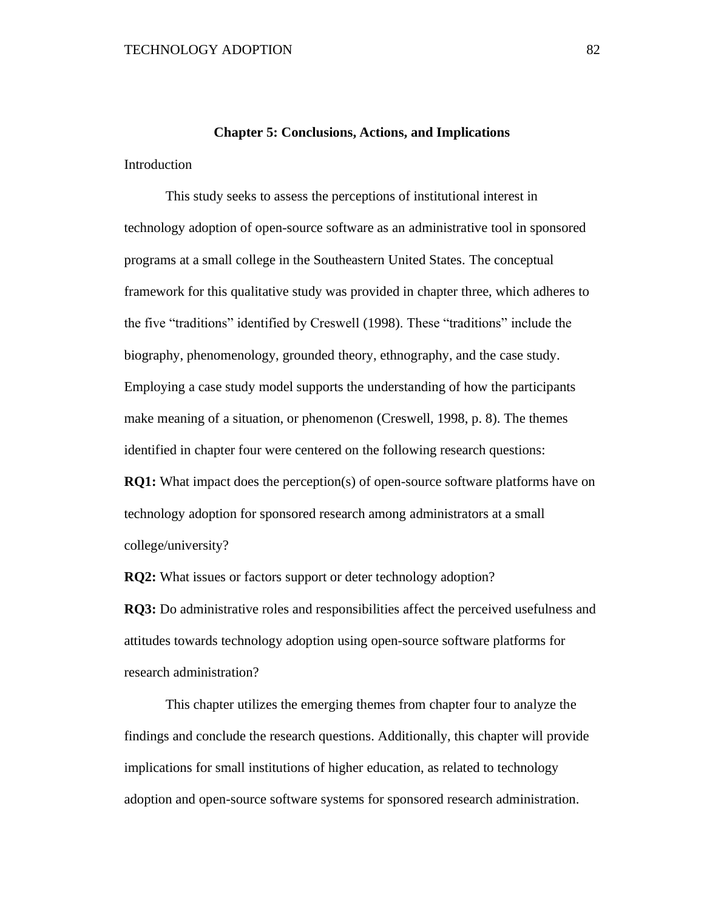# Chapter 5: Conclusions, Actions, and Implications

## Introduction

This study seeks to assess the perceptions of institutional interest in technology adoption of open-source software as an administrative tool in sponsored programs at a small college in the Southeastern United States. The conceptual framework for this qualitative study was provided in chapter three, which adheres to the five "traditions" identified by Creswell (1998). These "traditions" include the biography, phenomenology, grounded theory, ethnography, and the case study. Employing a case study model supports the understanding of how the participants make meaning of a situation, or phenomenon (Creswell, 1998, p. 8). The themes identified in chapter four were centered on the following research questions:

**RQ1:** What impact does the perception(s) of open-source software platforms have on technology adoption for sponsored research among administrators at a small college/university?

**RQ2:** What issues or factors support or deter technology adoption?

**RQ3:** Do administrative roles and responsibilities affect the perceived usefulness and attitudes towards technology adoption using open-source software platforms for research administration?

This chapter utilizes the emerging themes from chapter four to analyze the findings and conclude the research questions. Additionally, this chapter will provide implications for small institutions of higher education, as related to technology adoption and open-source software systems for sponsored research administration.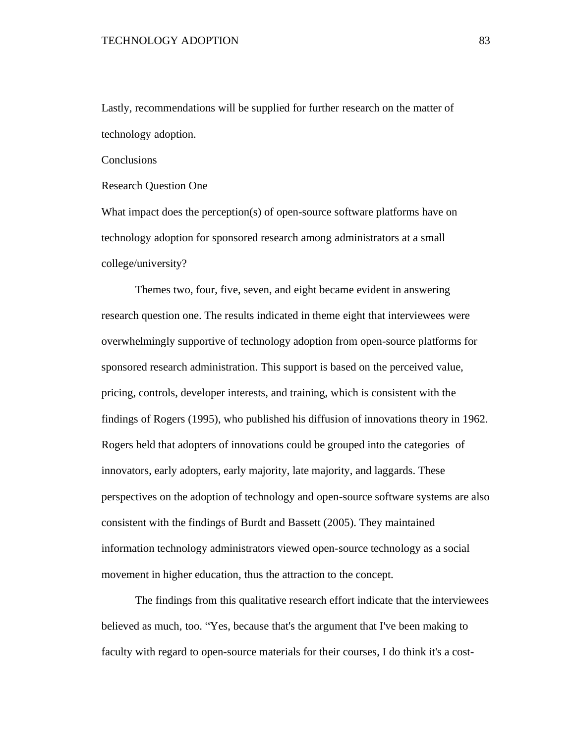Lastly, recommendations will be supplied for further research on the matter of technology adoption.

## Conclusions

### Research Question One

What impact does the perception(s) of open-source software platforms have on technology adoption for sponsored research among administrators at a small college/university?

Themes two, four, five, seven, and eight became evident in answering research question one. The results indicated in theme eight that interviewees were overwhelmingly supportive of technology adoption from open-source platforms for sponsored research administration. This support is based on the perceived value, pricing, controls, developer interests, and training, which is consistent with the findings of Rogers (1995), who published his diffusion of innovations theory in 1962. Rogers held that adopters of innovations could be grouped into the categories of innovators, early adopters, early majority, late majority, and laggards. These perspectives on the adoption of technology and open-source software systems are also consistent with the findings of Burdt and Bassett (2005). They maintained information technology administrators viewed open-source technology as a social movement in higher education, thus the attraction to the concept.

The findings from this qualitative research effort indicate that the interviewees believed as much, too. "Yes, because that's the argument that I've been making to faculty with regard to open-source materials for their courses, I do think it's a cost-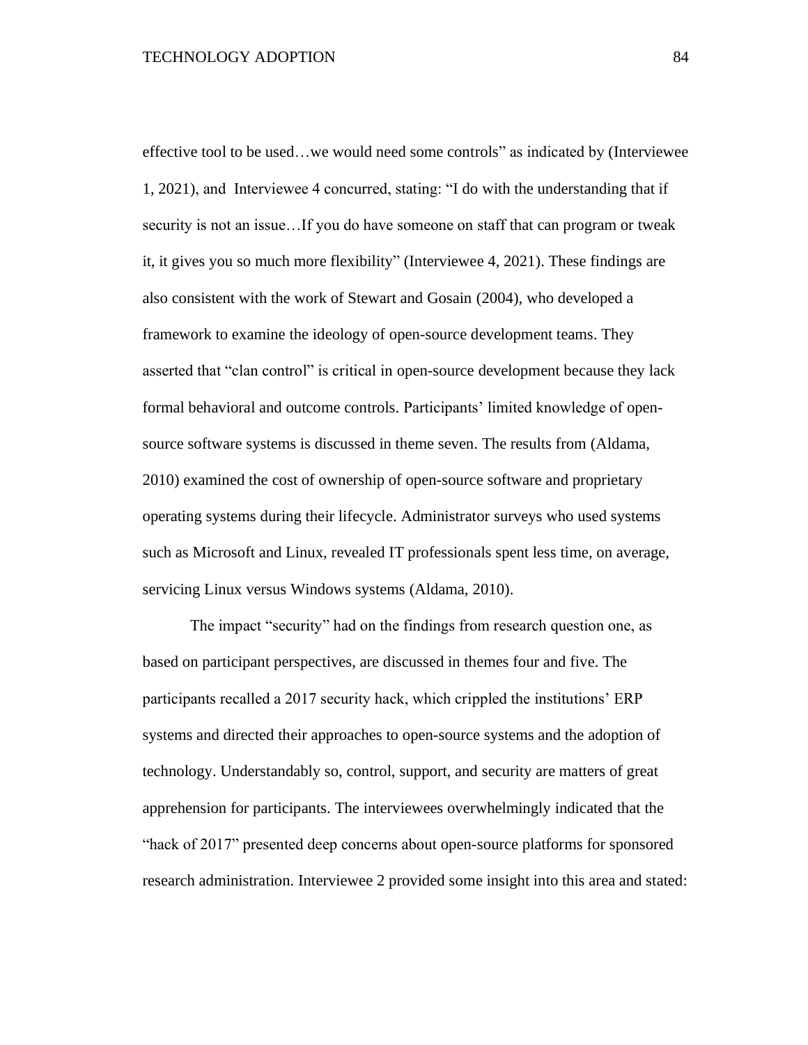effective tool to be used…we would need some controls" as indicated by (Interviewee 1, 2021), and Interviewee 4 concurred, stating: "I do with the understanding that if security is not an issue…If you do have someone on staff that can program or tweak it, it gives you so much more flexibility" (Interviewee 4, 2021). These findings are also consistent with the work of Stewart and Gosain (2004), who developed a framework to examine the ideology of open-source development teams. They asserted that "clan control" is critical in open-source development because they lack formal behavioral and outcome controls. Participants' limited knowledge of open-source software systems is discussed in theme seven. The results from (Aldama, 2010) examined the cost of ownership of open-source software and proprietary operating systems during their lifecycle. Administrator surveys who used systems such as Microsoft and Linux, revealed IT professionals spent less time, on average, servicing Linux versus Windows systems (Aldama, 2010).

The impact "security" had on the findings from research question one, as based on participant perspectives, are discussed in themes four and five. The participants recalled a 2017 security hack, which crippled the institutions' ERP systems and directed their approaches to open-source systems and the adoption of technology. Understandably so, control, support, and security are matters of great apprehension for participants. The interviewees overwhelmingly indicated that the "hack of 2017" presented deep concerns about open-source platforms for sponsored research administration. Interviewee 2 provided some insight into this area and stated: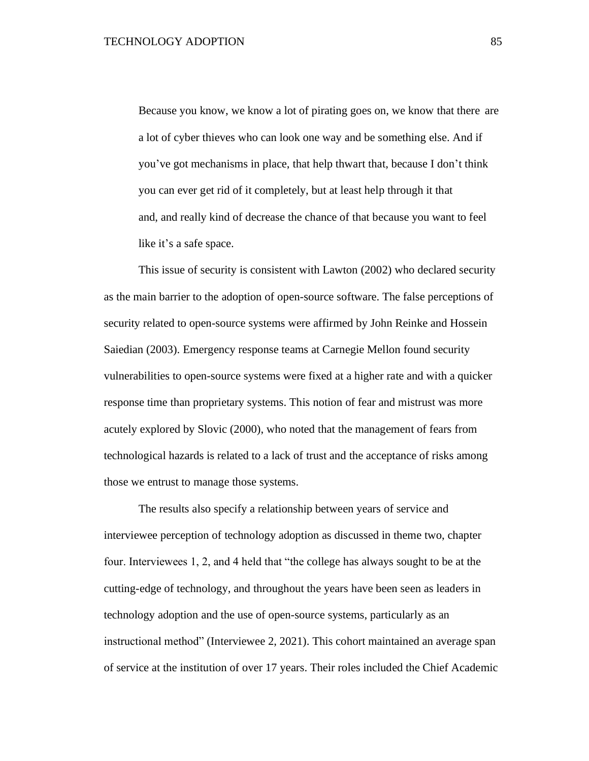> Because you know, we know a lot of pirating goes on, we know that there are a lot of cyber thieves who can look one way and be something else. And if you've got mechanisms in place, that help thwart that, because I don't think you can ever get rid of it completely, but at least help through it that and, and really kind of decrease the chance of that because you want to feel like it's a safe space.

This issue of security is consistent with Lawton (2002) who declared security as the main barrier to the adoption of open-source software. The false perceptions of security related to open-source systems were affirmed by John Reinke and Hossein Saiedian (2003). Emergency response teams at Carnegie Mellon found security vulnerabilities to open-source systems were fixed at a higher rate and with a quicker response time than proprietary systems. This notion of fear and mistrust was more acutely explored by Slovic (2000), who noted that the management of fears from technological hazards is related to a lack of trust and the acceptance of risks among those we entrust to manage those systems.

The results also specify a relationship between years of service and interviewee perception of technology adoption as discussed in theme two, chapter four. Interviewees 1, 2, and 4 held that "the college has always sought to be at the cutting-edge of technology, and throughout the years have been seen as leaders in technology adoption and the use of open-source systems, particularly as an instructional method" (Interviewee 2, 2021). This cohort maintained an average span of service at the institution of over 17 years. Their roles included the Chief Academic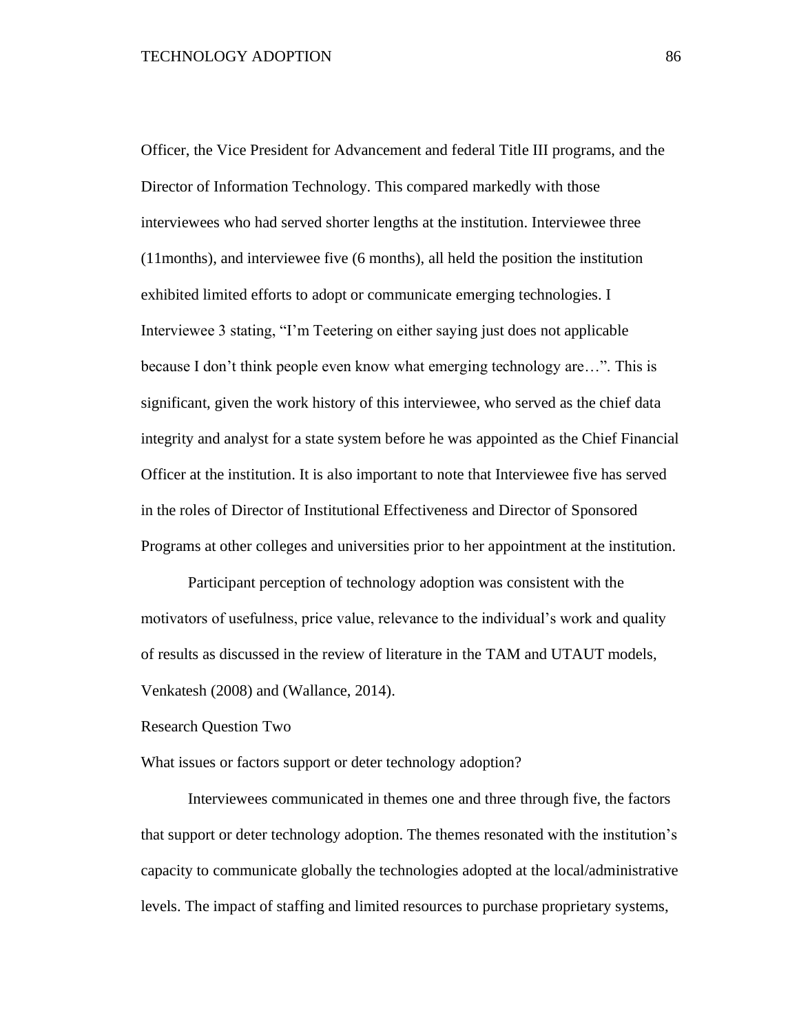Officer, the Vice President for Advancement and federal Title III programs, and the Director of Information Technology. This compared markedly with those interviewees who had served shorter lengths at the institution. Interviewee three (11months), and interviewee five (6 months), all held the position the institution exhibited limited efforts to adopt or communicate emerging technologies. I Interviewee 3 stating, “I’m Teetering on either saying just does not applicable because I don’t think people even know what emerging technology are…”. This is significant, given the work history of this interviewee, who served as the chief data integrity and analyst for a state system before he was appointed as the Chief Financial Officer at the institution. It is also important to note that Interviewee five has served in the roles of Director of Institutional Effectiveness and Director of Sponsored Programs at other colleges and universities prior to her appointment at the institution.

Participant perception of technology adoption was consistent with the motivators of usefulness, price value, relevance to the individual’s work and quality of results as discussed in the review of literature in the TAM and UTAUT models, Venkatesh (2008) and (Wallance, 2014).

Research Question Two

What issues or factors support or deter technology adoption?

Interviewees communicated in themes one and three through five, the factors that support or deter technology adoption. The themes resonated with the institution’s capacity to communicate globally the technologies adopted at the local/administrative levels. The impact of staffing and limited resources to purchase proprietary systems,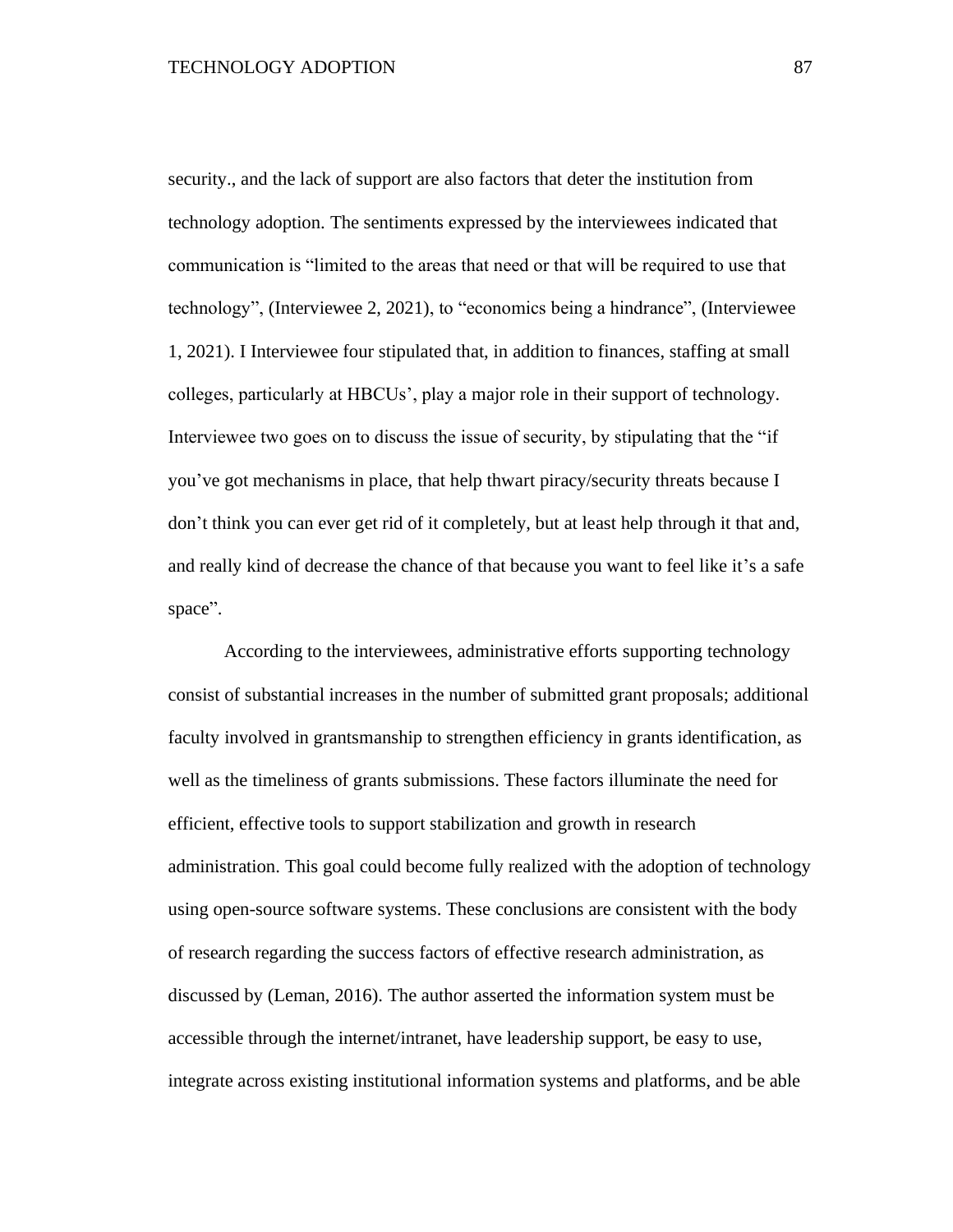security., and the lack of support are also factors that deter the institution from technology adoption. The sentiments expressed by the interviewees indicated that communication is "limited to the areas that need or that will be required to use that technology", (Interviewee 2, 2021), to "economics being a hindrance", (Interviewee 1, 2021). I Interviewee four stipulated that, in addition to finances, staffing at small colleges, particularly at HBCUs', play a major role in their support of technology. Interviewee two goes on to discuss the issue of security, by stipulating that the "if you've got mechanisms in place, that help thwart piracy/security threats because I don't think you can ever get rid of it completely, but at least help through it that and, and really kind of decrease the chance of that because you want to feel like it's a safe space".

According to the interviewees, administrative efforts supporting technology consist of substantial increases in the number of submitted grant proposals; additional faculty involved in grantsmanship to strengthen efficiency in grants identification, as well as the timeliness of grants submissions. These factors illuminate the need for efficient, effective tools to support stabilization and growth in research administration. This goal could become fully realized with the adoption of technology using open-source software systems. These conclusions are consistent with the body of research regarding the success factors of effective research administration, as discussed by (Leman, 2016). The author asserted the information system must be accessible through the internet/intranet, have leadership support, be easy to use, integrate across existing institutional information systems and platforms, and be able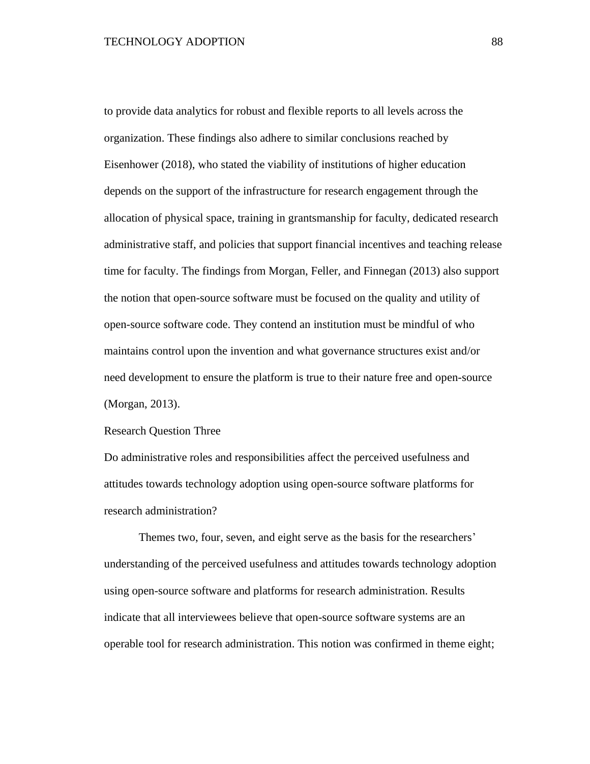to provide data analytics for robust and flexible reports to all levels across the organization. These findings also adhere to similar conclusions reached by Eisenhower (2018), who stated the viability of institutions of higher education depends on the support of the infrastructure for research engagement through the allocation of physical space, training in grantsmanship for faculty, dedicated research administrative staff, and policies that support financial incentives and teaching release time for faculty. The findings from Morgan, Feller, and Finnegan (2013) also support the notion that open-source software must be focused on the quality and utility of open-source software code. They contend an institution must be mindful of who maintains control upon the invention and what governance structures exist and/or need development to ensure the platform is true to their nature free and open-source (Morgan, 2013).

## Research Question Three

Do administrative roles and responsibilities affect the perceived usefulness and attitudes towards technology adoption using open-source software platforms for research administration?

Themes two, four, seven, and eight serve as the basis for the researchers' understanding of the perceived usefulness and attitudes towards technology adoption using open-source software and platforms for research administration. Results indicate that all interviewees believe that open-source software systems are an operable tool for research administration. This notion was confirmed in theme eight;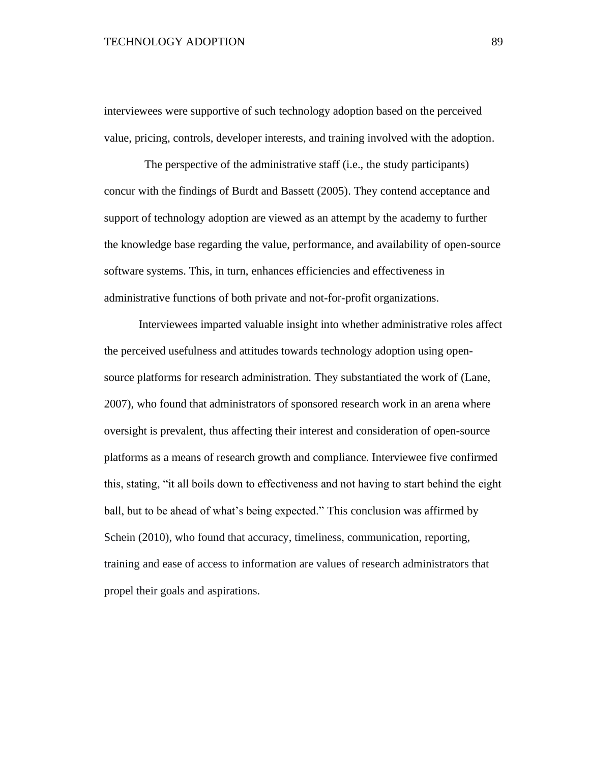interviewees were supportive of such technology adoption based on the perceived value, pricing, controls, developer interests, and training involved with the adoption.

The perspective of the administrative staff (i.e., the study participants) concur with the findings of Burdt and Bassett (2005). They contend acceptance and support of technology adoption are viewed as an attempt by the academy to further the knowledge base regarding the value, performance, and availability of open-source software systems. This, in turn, enhances efficiencies and effectiveness in administrative functions of both private and not-for-profit organizations.

Interviewees imparted valuable insight into whether administrative roles affect the perceived usefulness and attitudes towards technology adoption using open-source platforms for research administration. They substantiated the work of (Lane, 2007), who found that administrators of sponsored research work in an arena where oversight is prevalent, thus affecting their interest and consideration of open-source platforms as a means of research growth and compliance. Interviewee five confirmed this, stating, "it all boils down to effectiveness and not having to start behind the eight ball, but to be ahead of what's being expected." This conclusion was affirmed by Schein (2010), who found that accuracy, timeliness, communication, reporting, training and ease of access to information are values of research administrators that propel their goals and aspirations.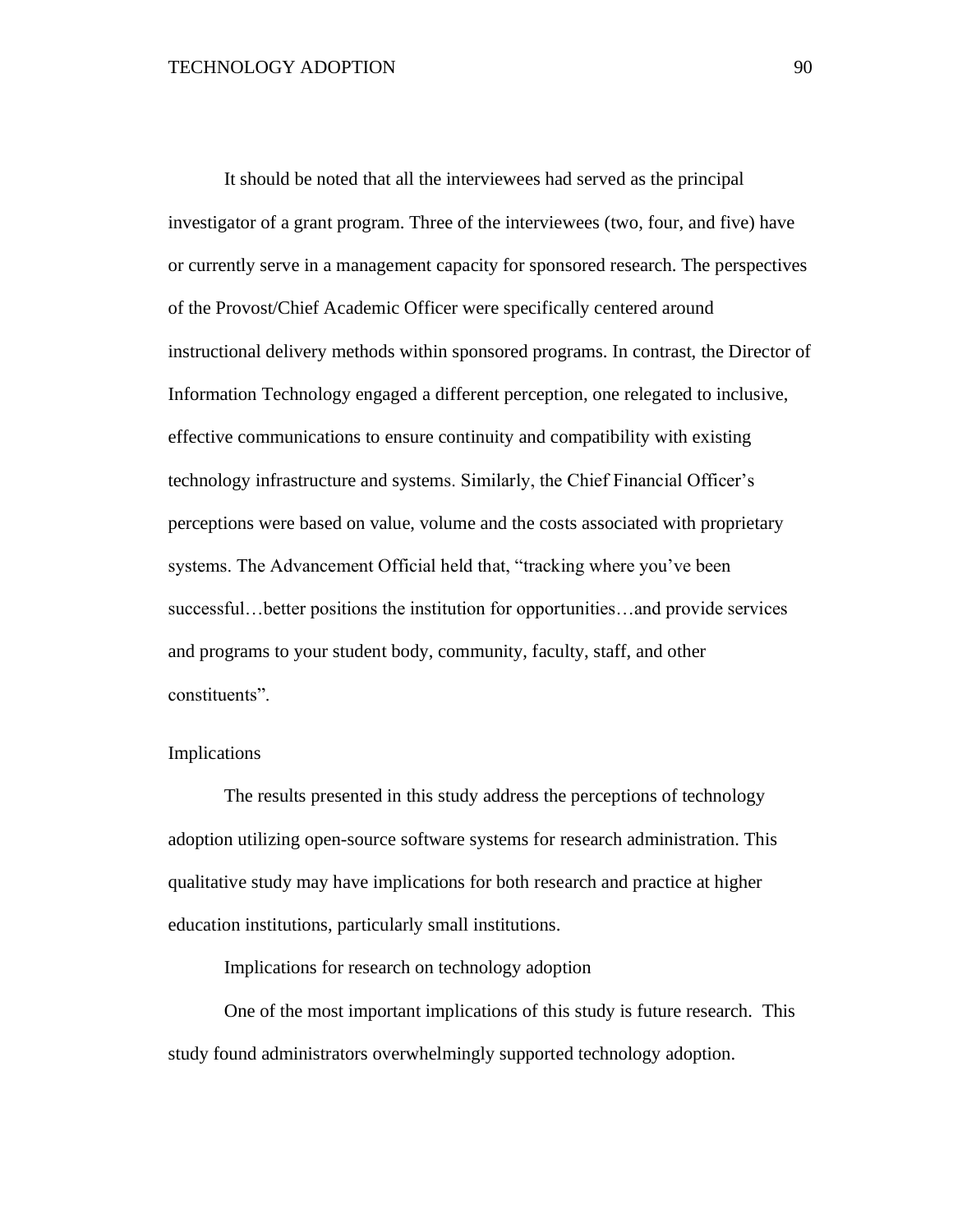It should be noted that all the interviewees had served as the principal investigator of a grant program. Three of the interviewees (two, four, and five) have or currently serve in a management capacity for sponsored research. The perspectives of the Provost/Chief Academic Officer were specifically centered around instructional delivery methods within sponsored programs. In contrast, the Director of Information Technology engaged a different perception, one relegated to inclusive, effective communications to ensure continuity and compatibility with existing technology infrastructure and systems. Similarly, the Chief Financial Officer's perceptions were based on value, volume and the costs associated with proprietary systems. The Advancement Official held that, "tracking where you've been successful…better positions the institution for opportunities…and provide services and programs to your student body, community, faculty, staff, and other constituents".

## Implications

The results presented in this study address the perceptions of technology adoption utilizing open-source software systems for research administration. This qualitative study may have implications for both research and practice at higher education institutions, particularly small institutions.

### Implications for research on technology adoption

One of the most important implications of this study is future research. This study found administrators overwhelmingly supported technology adoption.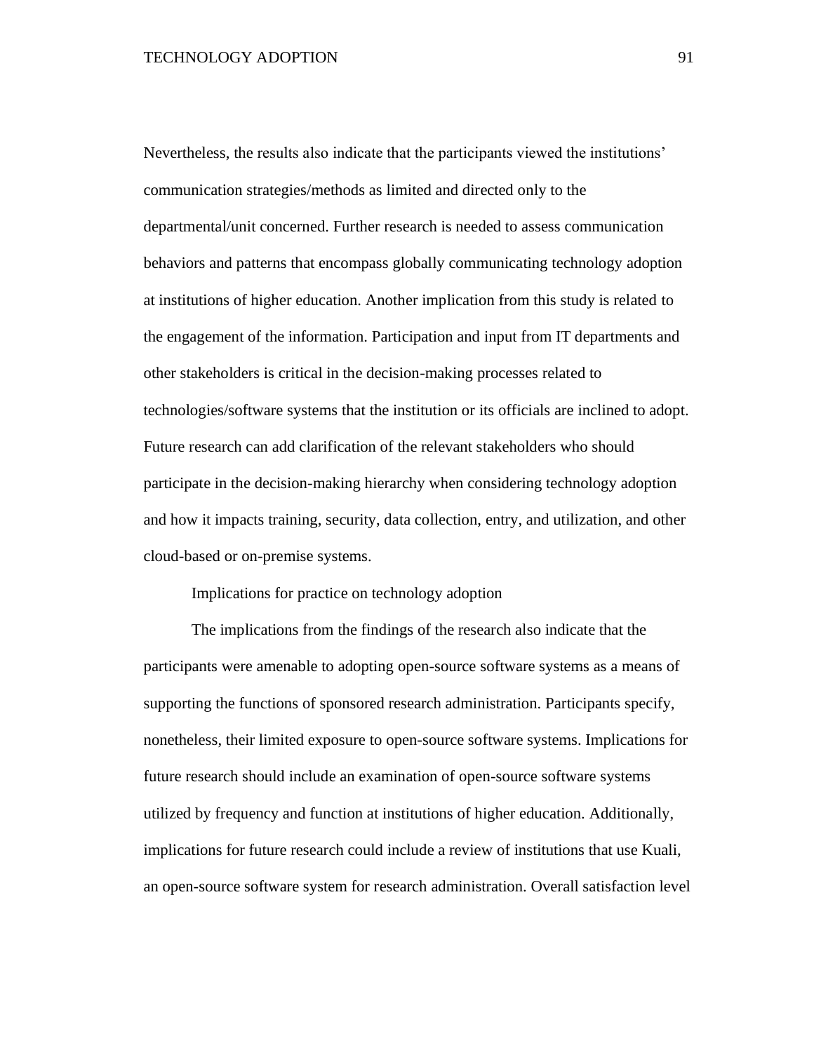Nevertheless, the results also indicate that the participants viewed the institutions' communication strategies/methods as limited and directed only to the departmental/unit concerned. Further research is needed to assess communication behaviors and patterns that encompass globally communicating technology adoption at institutions of higher education. Another implication from this study is related to the engagement of the information. Participation and input from IT departments and other stakeholders is critical in the decision-making processes related to technologies/software systems that the institution or its officials are inclined to adopt. Future research can add clarification of the relevant stakeholders who should participate in the decision-making hierarchy when considering technology adoption and how it impacts training, security, data collection, entry, and utilization, and other cloud-based or on-premise systems.

### Implications for practice on technology adoption

The implications from the findings of the research also indicate that the participants were amenable to adopting open-source software systems as a means of supporting the functions of sponsored research administration. Participants specify, nonetheless, their limited exposure to open-source software systems. Implications for future research should include an examination of open-source software systems utilized by frequency and function at institutions of higher education. Additionally, implications for future research could include a review of institutions that use Kuali, an open-source software system for research administration. Overall satisfaction level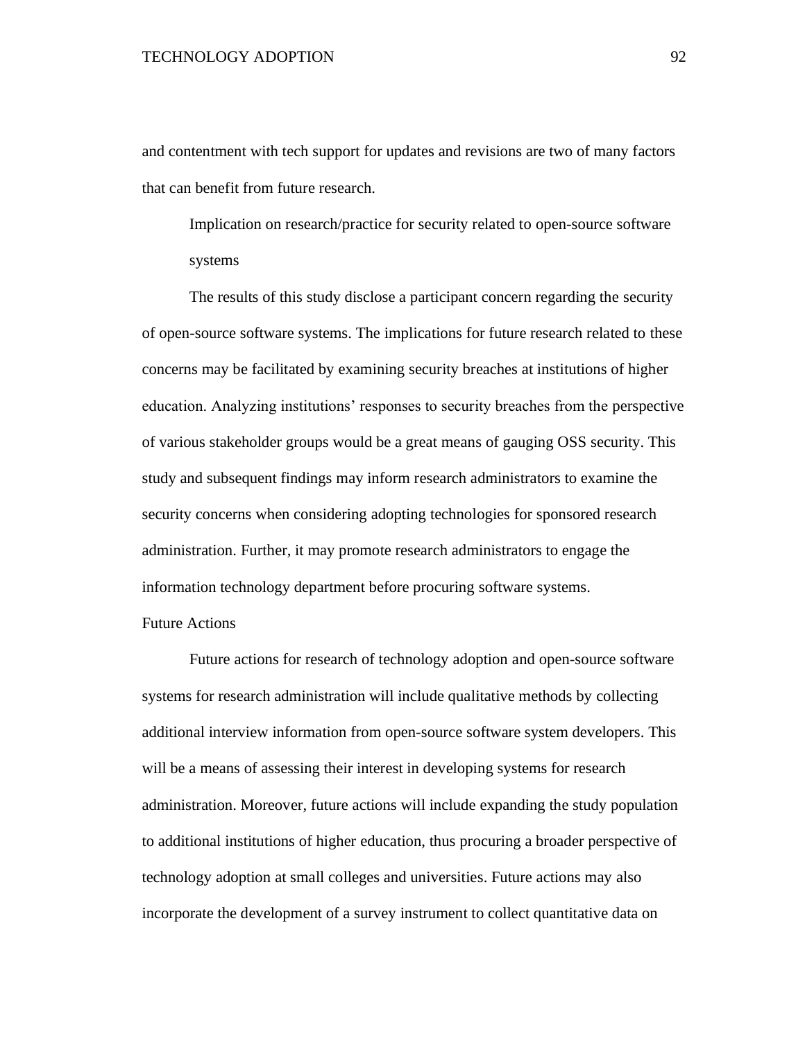and contentment with tech support for updates and revisions are two of many factors that can benefit from future research.

#### Implication on research/practice for security related to open-source software systems

The results of this study disclose a participant concern regarding the security of open-source software systems. The implications for future research related to these concerns may be facilitated by examining security breaches at institutions of higher education. Analyzing institutions' responses to security breaches from the perspective of various stakeholder groups would be a great means of gauging OSS security. This study and subsequent findings may inform research administrators to examine the security concerns when considering adopting technologies for sponsored research administration. Further, it may promote research administrators to engage the information technology department before procuring software systems.

### Future Actions

Future actions for research of technology adoption and open-source software systems for research administration will include qualitative methods by collecting additional interview information from open-source software system developers. This will be a means of assessing their interest in developing systems for research administration. Moreover, future actions will include expanding the study population to additional institutions of higher education, thus procuring a broader perspective of technology adoption at small colleges and universities. Future actions may also incorporate the development of a survey instrument to collect quantitative data on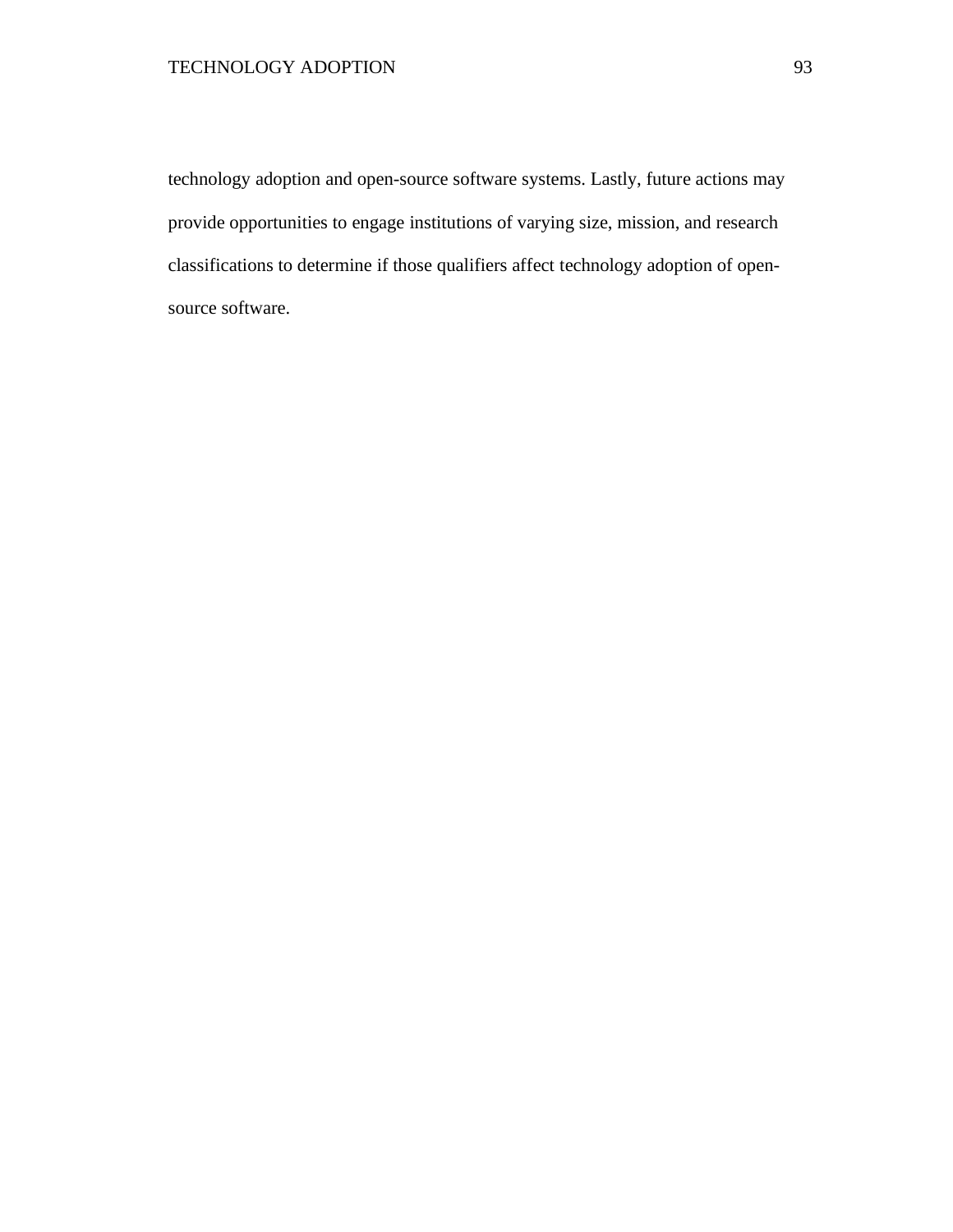technology adoption and open-source software systems. Lastly, future actions may provide opportunities to engage institutions of varying size, mission, and research classifications to determine if those qualifiers affect technology adoption of open-source software.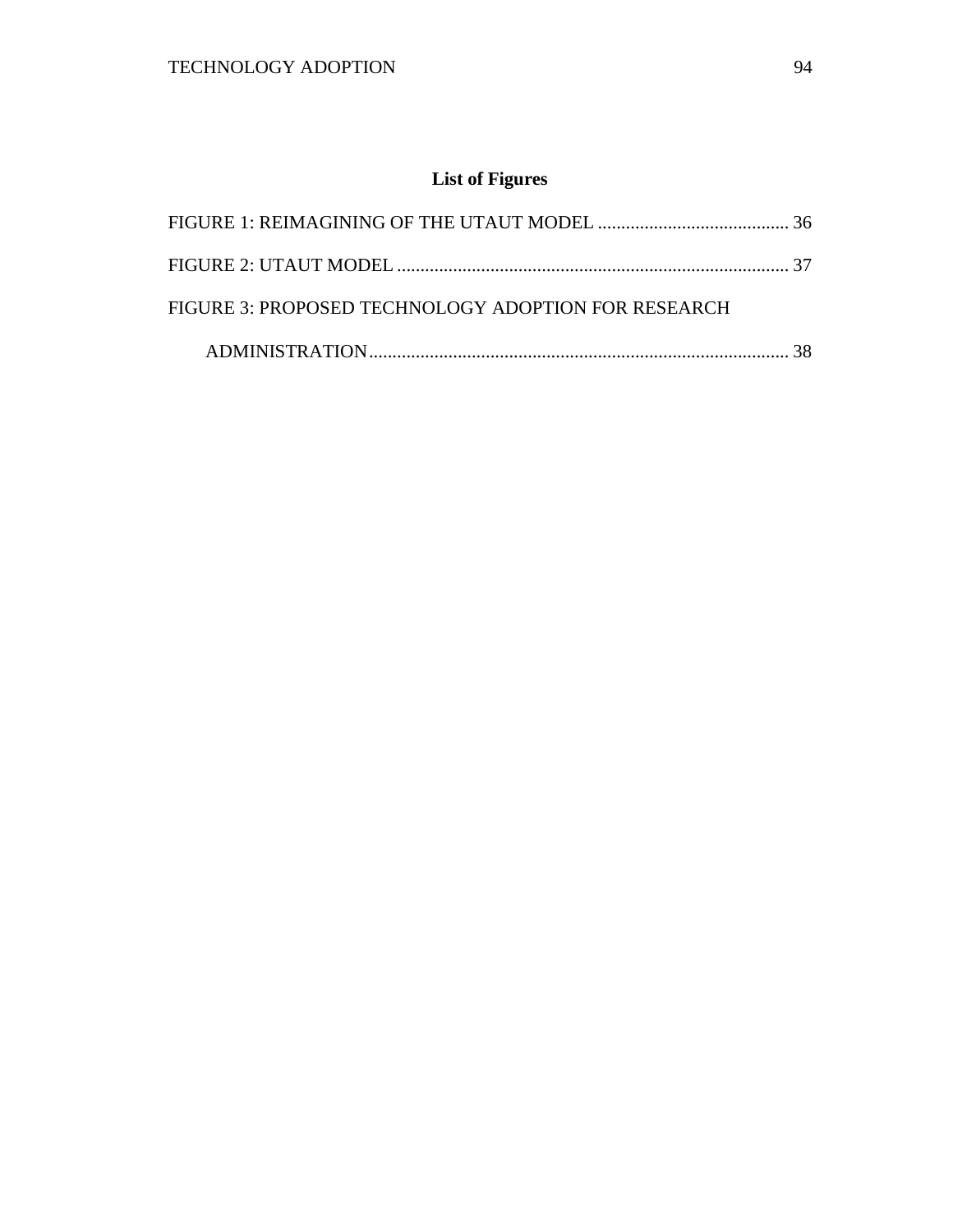## List of Figures

FIGURE 1: REIMAGINING OF THE UTAUT MODEL ......................................... 36

FIGURE 2: UTAUT MODEL .................................................................................... 37

FIGURE 3: PROPOSED TECHNOLOGY ADOPTION FOR RESEARCH ADMINISTRATION........................................................................................... 38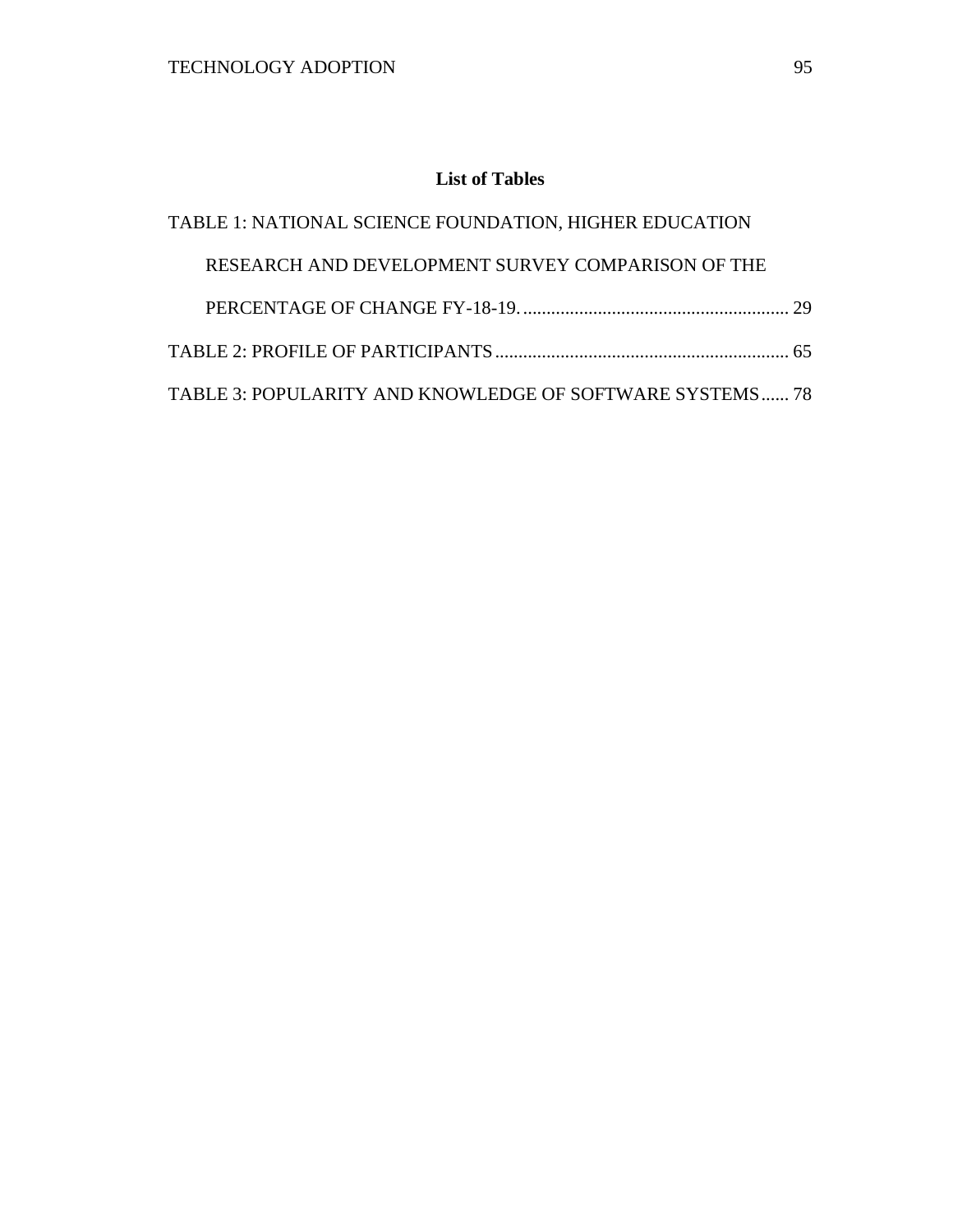## List of Tables

TABLE 1: NATIONAL SCIENCE FOUNDATION, HIGHER EDUCATION RESEARCH AND DEVELOPMENT SURVEY COMPARISON OF THE PERCENTAGE OF CHANGE FY-18-19. ........................................................ 29

TABLE 2: PROFILE OF PARTICIPANTS ............................................................... 65

TABLE 3: POPULARITY AND KNOWLEDGE OF SOFTWARE SYSTEMS ...... 78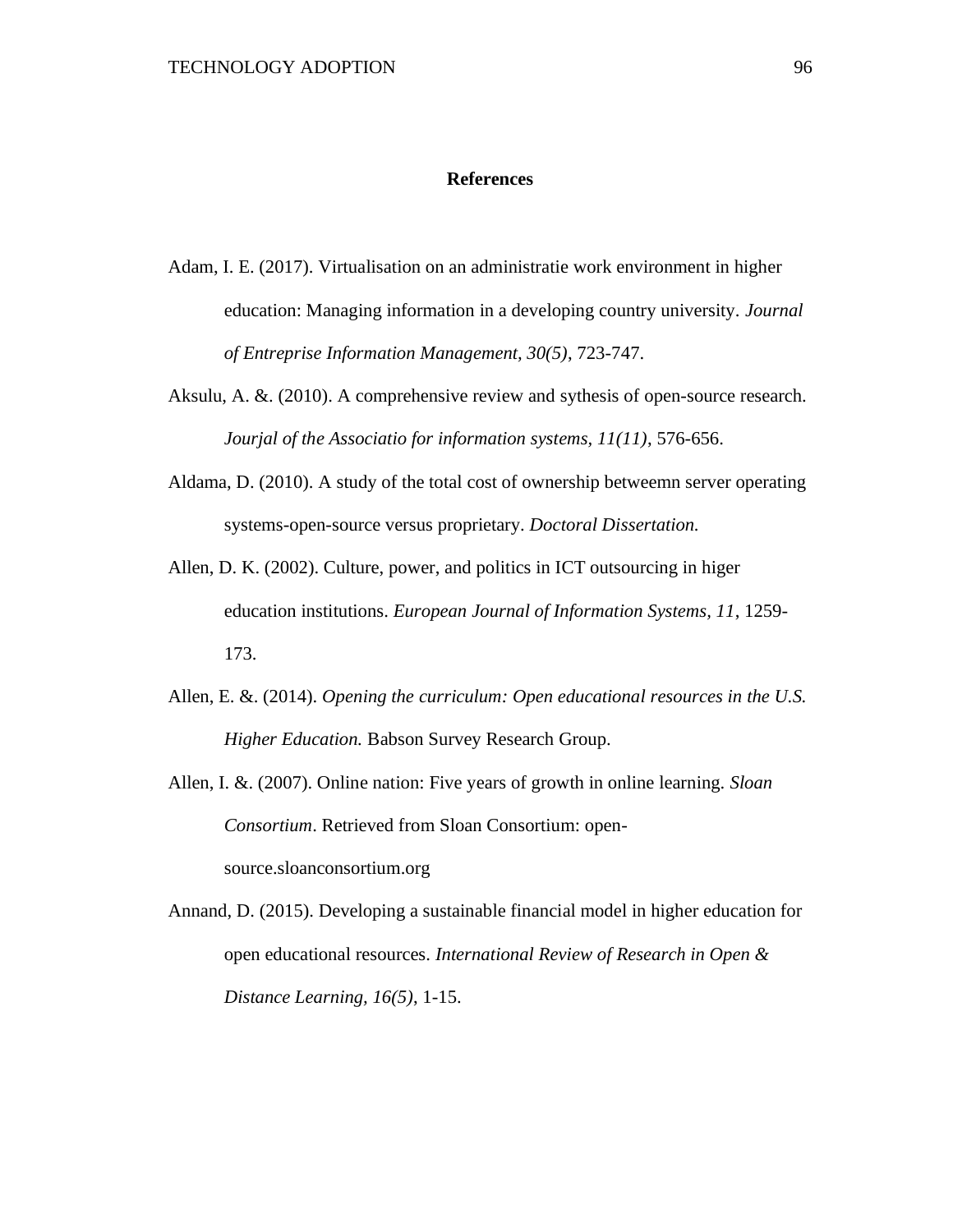# References

Adam, I. E. (2017). Virtualisation on an administratie work environment in higher education: Managing information in a developing country university. *Journal of Entreprise Information Management, 30(5)*, 723-747.

Aksulu, A. &. (2010). A comprehensive review and sythesis of open-source research. *Jourjal of the Associatio for information systems, 11(11)*, 576-656.

Aldama, D. (2010). A study of the total cost of ownership betweemn server operating systems-open-source versus proprietary. *Doctoral Dissertation.*

Allen, D. K. (2002). Culture, power, and politics in ICT outsourcing in higer education institutions. *European Journal of Information Systems, 11*, 1259-173.

Allen, E. &. (2014). *Opening the curriculum: Open educational resources in the U.S. Higher Education.* Babson Survey Research Group.

Allen, I. &. (2007). Online nation: Five years of growth in online learning. *Sloan Consortium*. Retrieved from Sloan Consortium: open-source.sloanconsortium.org

Annand, D. (2015). Developing a sustainable financial model in higher education for open educational resources. *International Review of Research in Open & Distance Learning, 16(5)*, 1-15.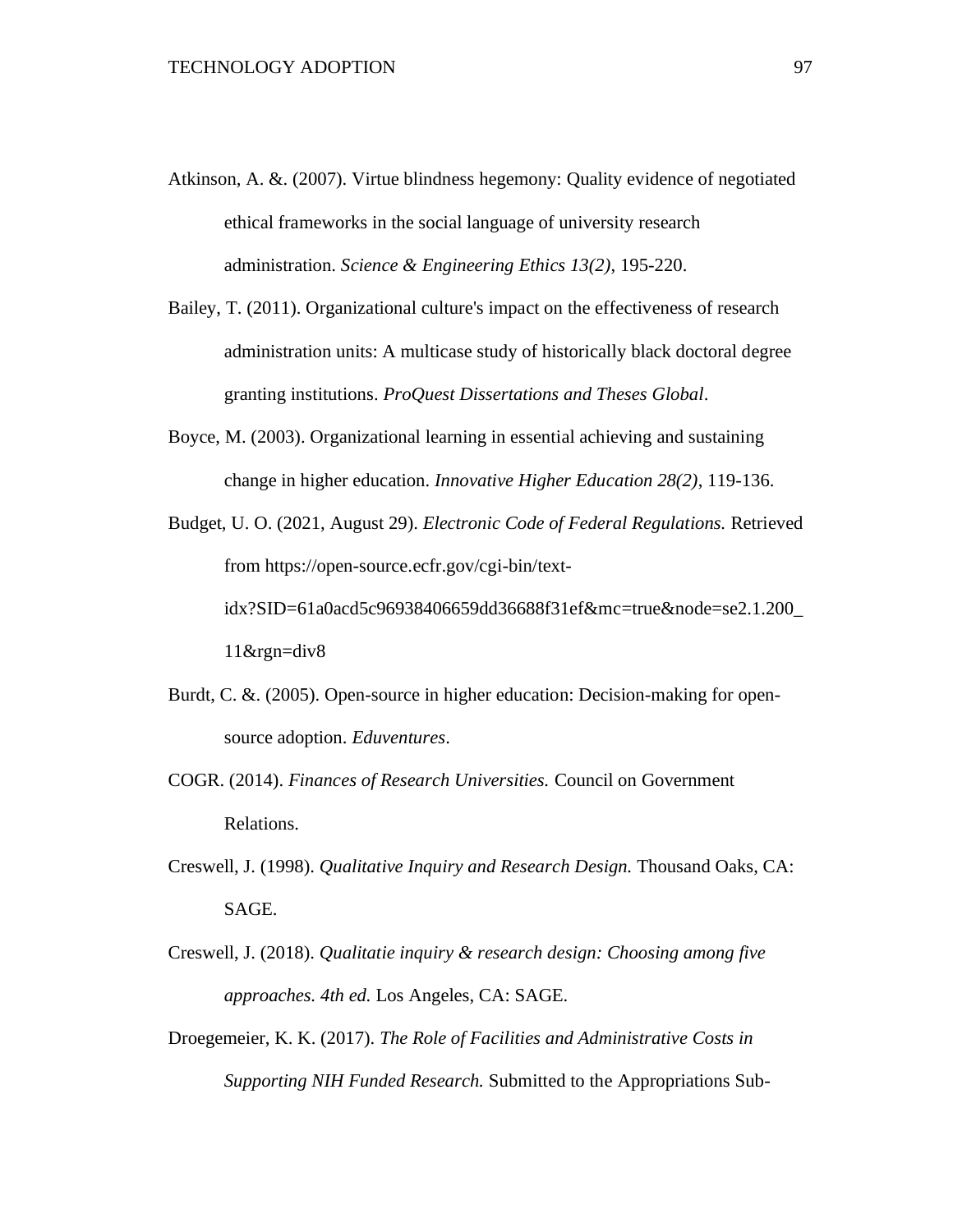Atkinson, A. &. (2007). Virtue blindness hegemony: Quality evidence of negotiated ethical frameworks in the social language of university research administration. *Science & Engineering Ethics 13(2)*, 195-220.

Bailey, T. (2011). Organizational culture's impact on the effectiveness of research administration units: A multicase study of historically black doctoral degree granting institutions. *ProQuest Dissertations and Theses Global*.

Boyce, M. (2003). Organizational learning in essential achieving and sustaining change in higher education. *Innovative Higher Education 28(2)*, 119-136.

Budget, U. O. (2021, August 29). *Electronic Code of Federal Regulations.* Retrieved from https://open-source.ecfr.gov/cgi-bin/text-idx?SID=61a0acd5c96938406659dd36688f31ef&mc=true&node=se2.1.200_11&rgn=div8

Burdt, C. &. (2005). Open-source in higher education: Decision-making for open-source adoption. *Eduventures*.

COGR. (2014). *Finances of Research Universities.* Council on Government Relations.

Creswell, J. (1998). *Qualitative Inquiry and Research Design.* Thousand Oaks, CA: SAGE.

Creswell, J. (2018). *Qualitatie inquiry & research design: Choosing among five approaches. 4th ed.* Los Angeles, CA: SAGE.

Droegemeier, K. K. (2017). *The Role of Facilities and Administrative Costs in Supporting NIH Funded Research.* Submitted to the Appropriations Sub-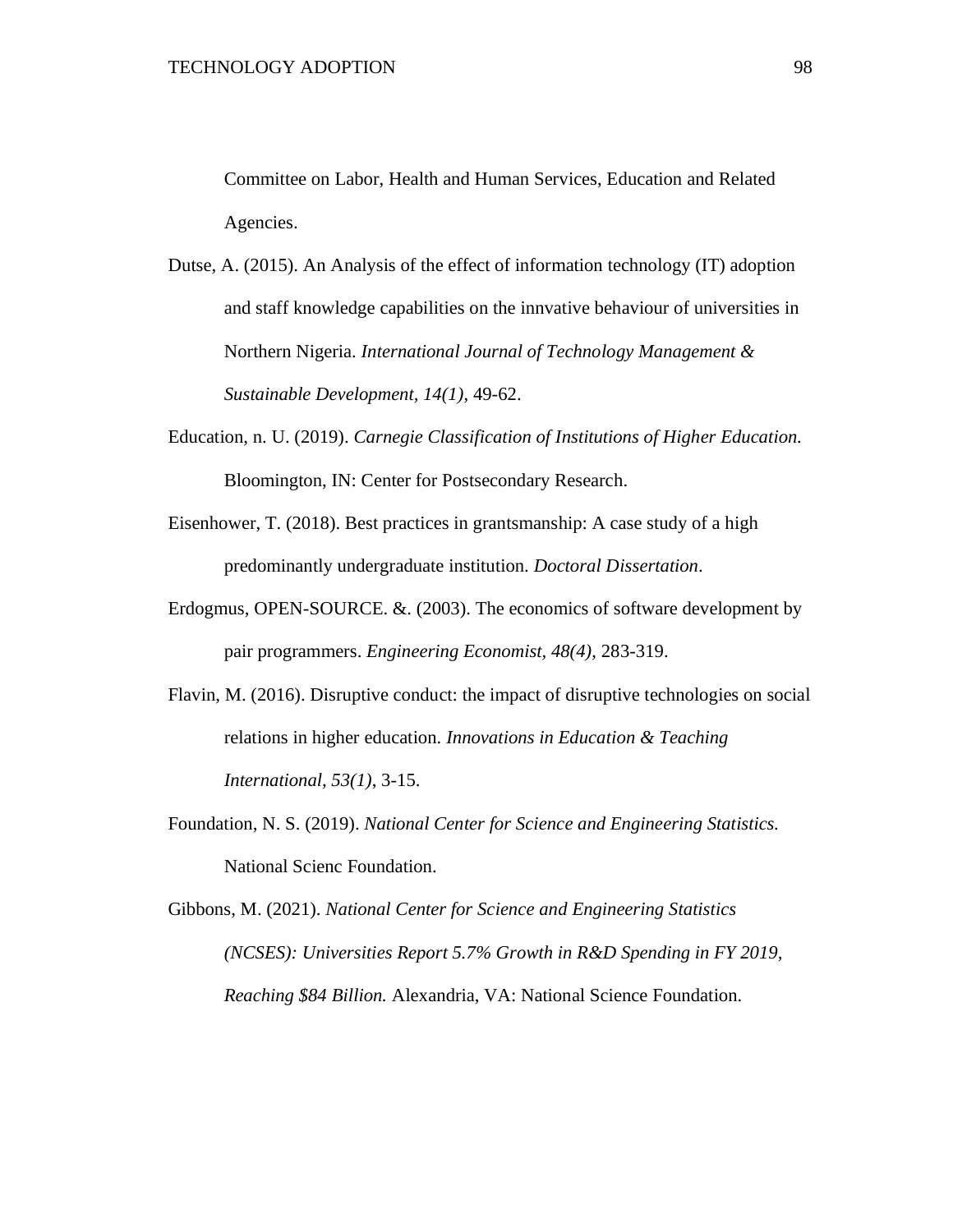Committee on Labor, Health and Human Services, Education and Related Agencies.

Dutse, A. (2015). An Analysis of the effect of information technology (IT) adoption and staff knowledge capabilities on the innvative behaviour of universities in Northern Nigeria. *International Journal of Technology Management & Sustainable Development, 14(1)*, 49-62.

Education, n. U. (2019). *Carnegie Classification of Institutions of Higher Education.* Bloomington, IN: Center for Postsecondary Research.

Eisenhower, T. (2018). Best practices in grantsmanship: A case study of a high predominantly undergraduate institution. *Doctoral Dissertation*.

Erdogmus, OPEN-SOURCE. &. (2003). The economics of software development by pair programmers. *Engineering Economist, 48(4)*, 283-319.

Flavin, M. (2016). Disruptive conduct: the impact of disruptive technologies on social relations in higher education. *Innovations in Education & Teaching International, 53(1)*, 3-15.

Foundation, N. S. (2019). *National Center for Science and Engineering Statistics.* National Scienc Foundation.

Gibbons, M. (2021). *National Center for Science and Engineering Statistics (NCSES): Universities Report 5.7% Growth in R&D Spending in FY 2019, Reaching $84 Billion.* Alexandria, VA: National Science Foundation.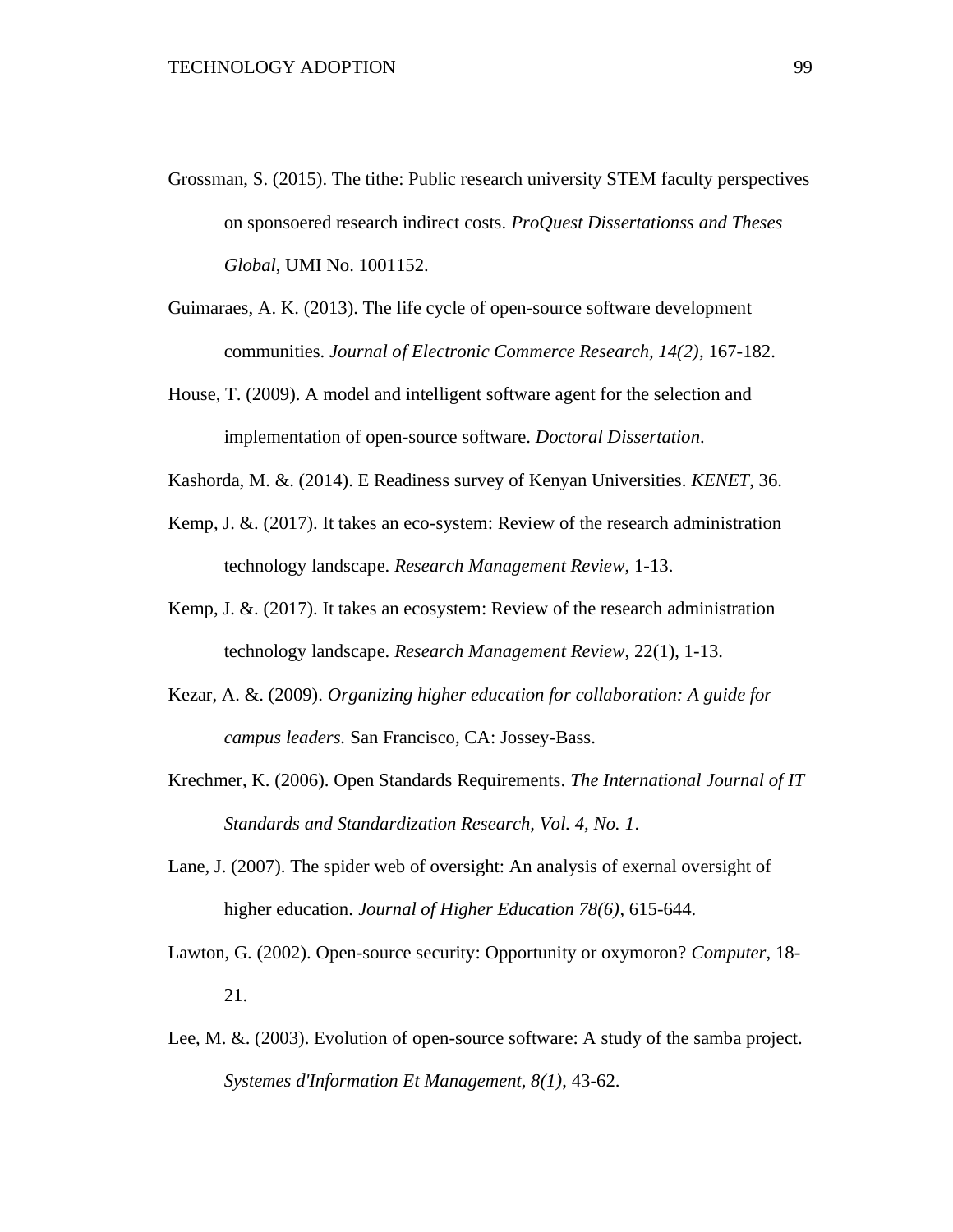Grossman, S. (2015). The tithe: Public research university STEM faculty perspectives on sponsoered research indirect costs. *ProQuest Dissertationss and Theses Global*, UMI No. 1001152.

Guimaraes, A. K. (2013). The life cycle of open-source software development communities. *Journal of Electronic Commerce Research, 14(2)*, 167-182.

House, T. (2009). A model and intelligent software agent for the selection and implementation of open-source software. *Doctoral Dissertation*.

Kashorda, M. &. (2014). E Readiness survey of Kenyan Universities. *KENET*, 36.

Kemp, J. &. (2017). It takes an eco-system: Review of the research administration technology landscape. *Research Management Review*, 1-13.

Kemp, J. &. (2017). It takes an ecosystem: Review of the research administration technology landscape. *Research Management Review*, 22(1), 1-13.

Kezar, A. &. (2009). *Organizing higher education for collaboration: A guide for campus leaders.* San Francisco, CA: Jossey-Bass.

Krechmer, K. (2006). Open Standards Requirements. *The International Journal of IT Standards and Standardization Research, Vol. 4, No. 1*.

Lane, J. (2007). The spider web of oversight: An analysis of exernal oversight of higher education. *Journal of Higher Education 78(6)*, 615-644.

Lawton, G. (2002). Open-source security: Opportunity or oxymoron? *Computer*, 18-21.

Lee, M. &. (2003). Evolution of open-source software: A study of the samba project. *Systemes d'Information Et Management, 8(1)*, 43-62.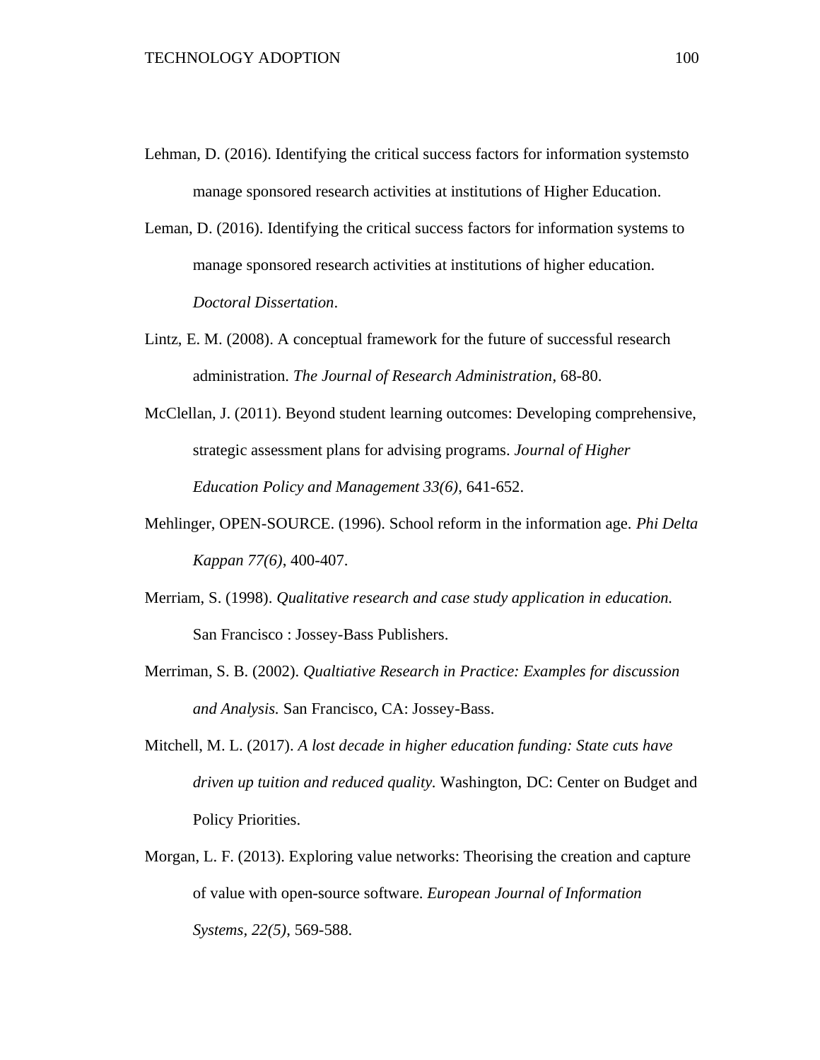Lehman, D. (2016). Identifying the critical success factors for information systemsto manage sponsored research activities at institutions of Higher Education.

Leman, D. (2016). Identifying the critical success factors for information systems to manage sponsored research activities at institutions of higher education. *Doctoral Dissertation*.

Lintz, E. M. (2008). A conceptual framework for the future of successful research administration. *The Journal of Research Administration*, 68-80.

McClellan, J. (2011). Beyond student learning outcomes: Developing comprehensive, strategic assessment plans for advising programs. *Journal of Higher Education Policy and Management 33(6)*, 641-652.

Mehlinger, OPEN-SOURCE. (1996). School reform in the information age. *Phi Delta Kappan 77(6)*, 400-407.

Merriam, S. (1998). *Qualitative research and case study application in education.* San Francisco : Jossey-Bass Publishers.

Merriman, S. B. (2002). *Qualtiative Research in Practice: Examples for discussion and Analysis.* San Francisco, CA: Jossey-Bass.

Mitchell, M. L. (2017). *A lost decade in higher education funding: State cuts have driven up tuition and reduced quality.* Washington, DC: Center on Budget and Policy Priorities.

Morgan, L. F. (2013). Exploring value networks: Theorising the creation and capture of value with open-source software. *European Journal of Information Systems, 22(5)*, 569-588.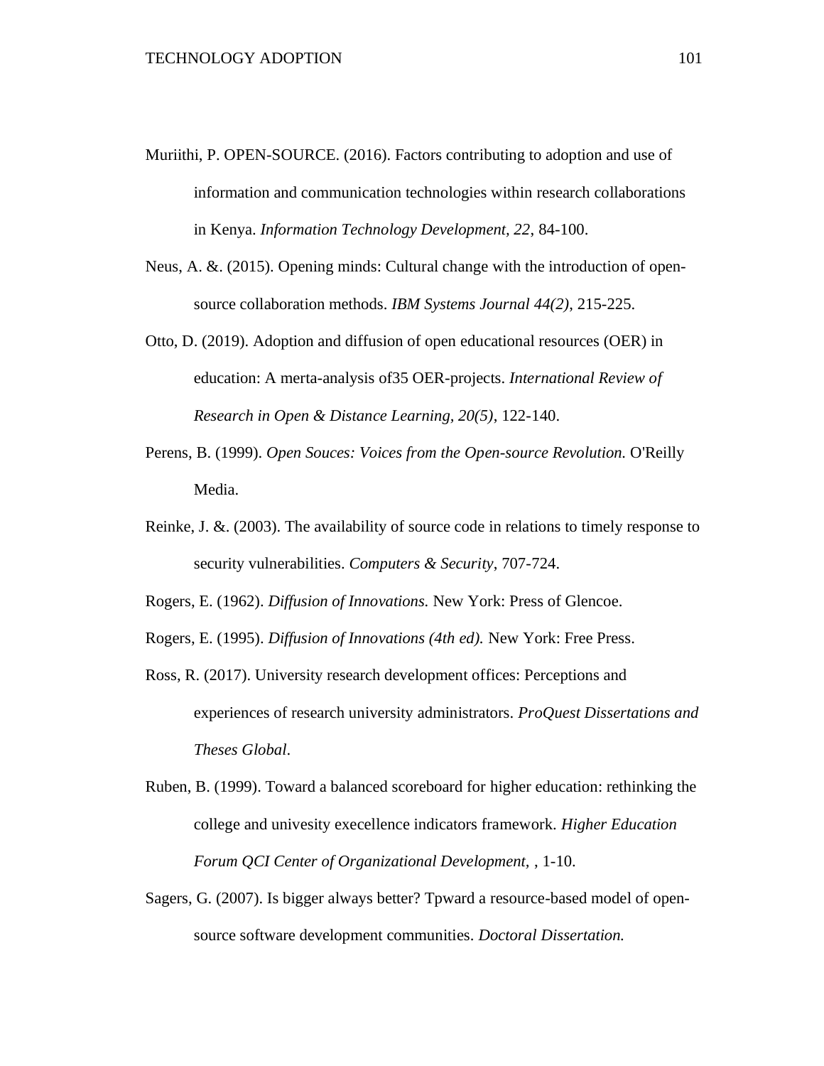Muriithi, P. OPEN-SOURCE. (2016). Factors contributing to adoption and use of information and communication technologies within research collaborations in Kenya. *Information Technology Development, 22*, 84-100.

Neus, A. &. (2015). Opening minds: Cultural change with the introduction of open-source collaboration methods. *IBM Systems Journal 44(2)*, 215-225.

Otto, D. (2019). Adoption and diffusion of open educational resources (OER) in education: A merta-analysis of35 OER-projects. *International Review of Research in Open & Distance Learning, 20(5)*, 122-140.

Perens, B. (1999). *Open Souces: Voices from the Open-source Revolution.* O'Reilly Media.

Reinke, J. &. (2003). The availability of source code in relations to timely response to security vulnerabilities. *Computers & Security*, 707-724.

Rogers, E. (1962). *Diffusion of Innovations.* New York: Press of Glencoe.

Rogers, E. (1995). *Diffusion of Innovations (4th ed).* New York: Free Press.

Ross, R. (2017). University research development offices: Perceptions and experiences of research university administrators. *ProQuest Dissertations and Theses Global*.

Ruben, B. (1999). Toward a balanced scoreboard for higher education: rethinking the college and univesity execellence indicators framework. *Higher Education Forum QCI Center of Organizational Development,* , 1-10.

Sagers, G. (2007). Is bigger always better? Tpward a resource-based model of open-source software development communities. *Doctoral Dissertation.*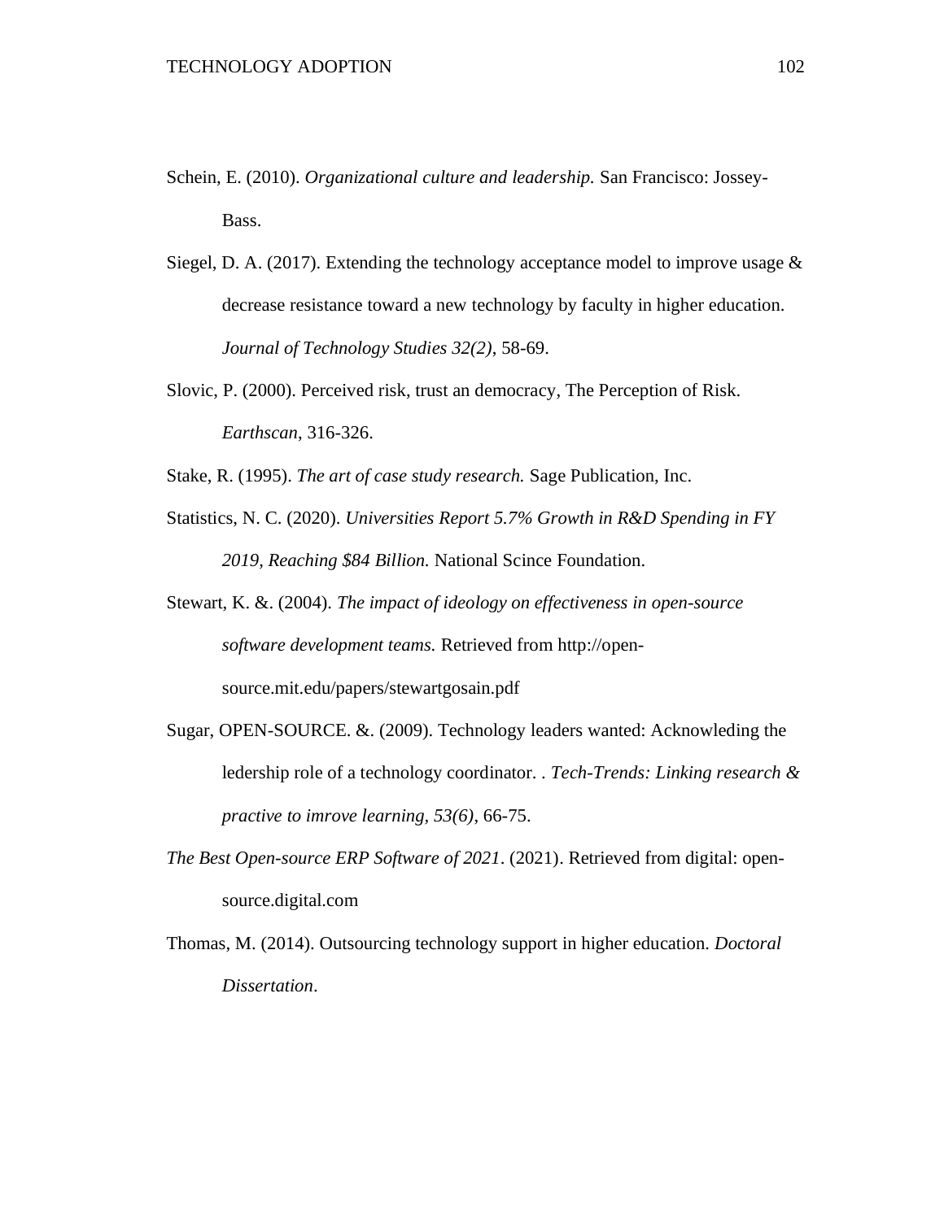Schein, E. (2010). *Organizational culture and leadership.* San Francisco: Jossey-Bass.

Siegel, D. A. (2017). Extending the technology acceptance model to improve usage & decrease resistance toward a new technology by faculty in higher education. *Journal of Technology Studies 32(2)*, 58-69.

Slovic, P. (2000). Perceived risk, trust an democracy, The Perception of Risk. *Earthscan*, 316-326.

Stake, R. (1995). *The art of case study research.* Sage Publication, Inc.

Statistics, N. C. (2020). *Universities Report 5.7% Growth in R&D Spending in FY 2019, Reaching $84 Billion.* National Scince Foundation.

Stewart, K. &. (2004). *The impact of ideology on effectiveness in open-source software development teams.* Retrieved from http://open-source.mit.edu/papers/stewartgosain.pdf

Sugar, OPEN-SOURCE. &. (2009). Technology leaders wanted: Acknowleding the ledership role of a technology coordinator. . *Tech-Trends: Linking research & practive to imrove learning, 53(6)*, 66-75.

*The Best Open-source ERP Software of 2021*. (2021). Retrieved from digital: open-source.digital.com

Thomas, M. (2014). Outsourcing technology support in higher education. *Doctoral Dissertation*.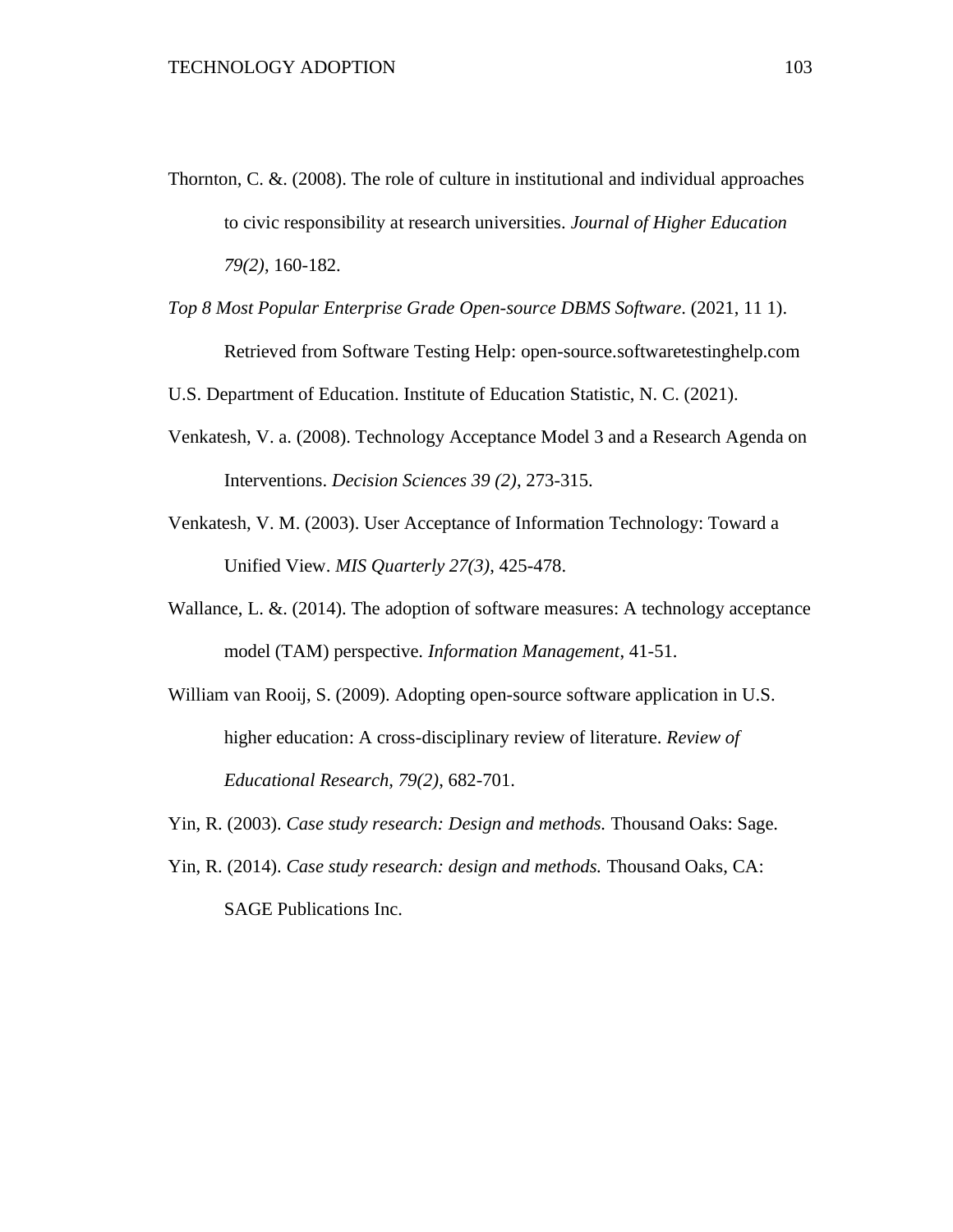Thornton, C. &. (2008). The role of culture in institutional and individual approaches to civic responsibility at research universities. *Journal of Higher Education 79(2)*, 160-182.

*Top 8 Most Popular Enterprise Grade Open-source DBMS Software*. (2021, 11 1). Retrieved from Software Testing Help: open-source.softwaretestinghelp.com

U.S. Department of Education. Institute of Education Statistic, N. C. (2021).

Venkatesh, V. a. (2008). Technology Acceptance Model 3 and a Research Agenda on Interventions. *Decision Sciences 39 (2)*, 273-315.

Venkatesh, V. M. (2003). User Acceptance of Information Technology: Toward a Unified View. *MIS Quarterly 27(3)*, 425-478.

Wallance, L. &. (2014). The adoption of software measures: A technology acceptance model (TAM) perspective. *Information Management*, 41-51.

William van Rooij, S. (2009). Adopting open-source software application in U.S. higher education: A cross-disciplinary review of literature. *Review of Educational Research, 79(2)*, 682-701.

Yin, R. (2003). *Case study research: Design and methods.* Thousand Oaks: Sage.

Yin, R. (2014). *Case study research: design and methods.* Thousand Oaks, CA: SAGE Publications Inc.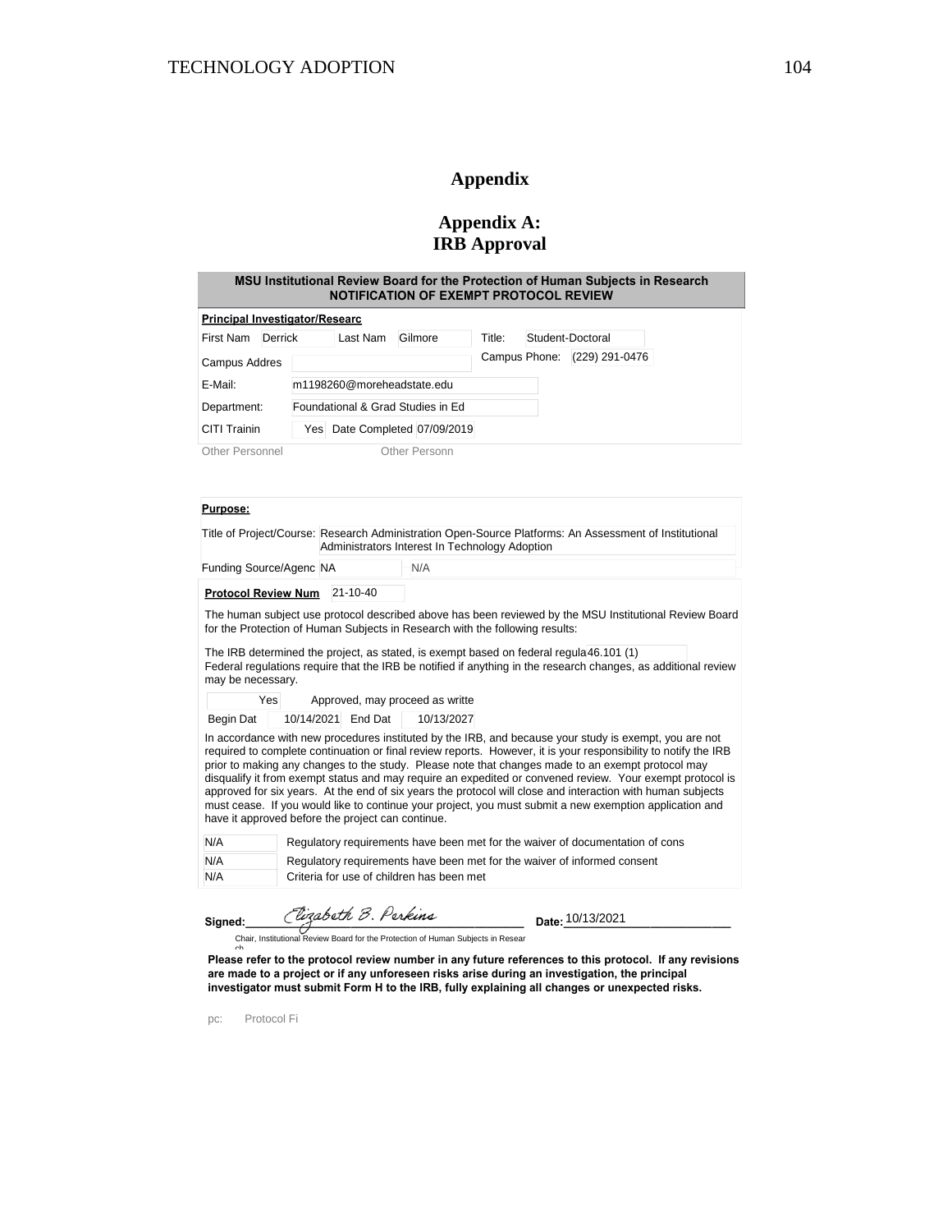# Appendix

## Appendix A:
## IRB Approval

**MSU Institutional Review Board for the Protection of Human Subjects in Research**
**NOTIFICATION OF EXEMPT PROTOCOL REVIEW**

**Principal Investigator/Researc**

| First Nam | Derrick | Last Nam | Gilmore | Title: | Student-Doctoral |
|---|---|---|---|---|---|
| Campus Addres | | | | Campus Phone: | (229) 291-0476 |
| E-Mail: | m1198260@moreheadstate.edu | | | | |
| Department: | Foundational & Grad Studies in Ed | | | | |
| CITI Trainin | Yes | Date Completed | 07/09/2019 | | |

Other Personnel Other Personn

**Purpose:**

Title of Project/Course: Research Administration Open-Source Platforms: An Assessment of Institutional Administrators Interest In Technology Adoption

Funding Source/Agenc NA N/A

**Protocol Review Num** 21-10-40

The human subject use protocol described above has been reviewed by the MSU Institutional Review Board for the Protection of Human Subjects in Research with the following results:

The IRB determined the project, as stated, is exempt based on federal regula 46.101 (1)
Federal regulations require that the IRB be notified if anything in the research changes, as additional review may be necessary.

Yes Approved, may proceed as writte

Begin Dat 10/14/2021 End Dat 10/13/2027

In accordance with new procedures instituted by the IRB, and because your study is exempt, you are not required to complete continuation or final review reports. However, it is your responsibility to notify the IRB prior to making any changes to the study. Please note that changes made to an exempt protocol may disqualify it from exempt status and may require an expedited or convened review. Your exempt protocol is approved for six years. At the end of six years the protocol will close and interaction with human subjects must cease. If you would like to continue your project, you must submit a new exemption application and have it approved before the project can continue.

| | |
|---|---|
| N/A | Regulatory requirements have been met for the waiver of documentation of cons |
| N/A | Regulatory requirements have been met for the waiver of informed consent |
| N/A | Criteria for use of children has been met |

**Signed:** Elizabeth B. Perkins **Date:** 10/13/2021

Chair, Institutional Review Board for the Protection of Human Subjects in Research

**Please refer to the protocol review number in any future references to this protocol. If any revisions are made to a project or if any unforeseen risks arise during an investigation, the principal investigator must submit Form H to the IRB, fully explaining all changes or unexpected risks.**

pc: Protocol Fi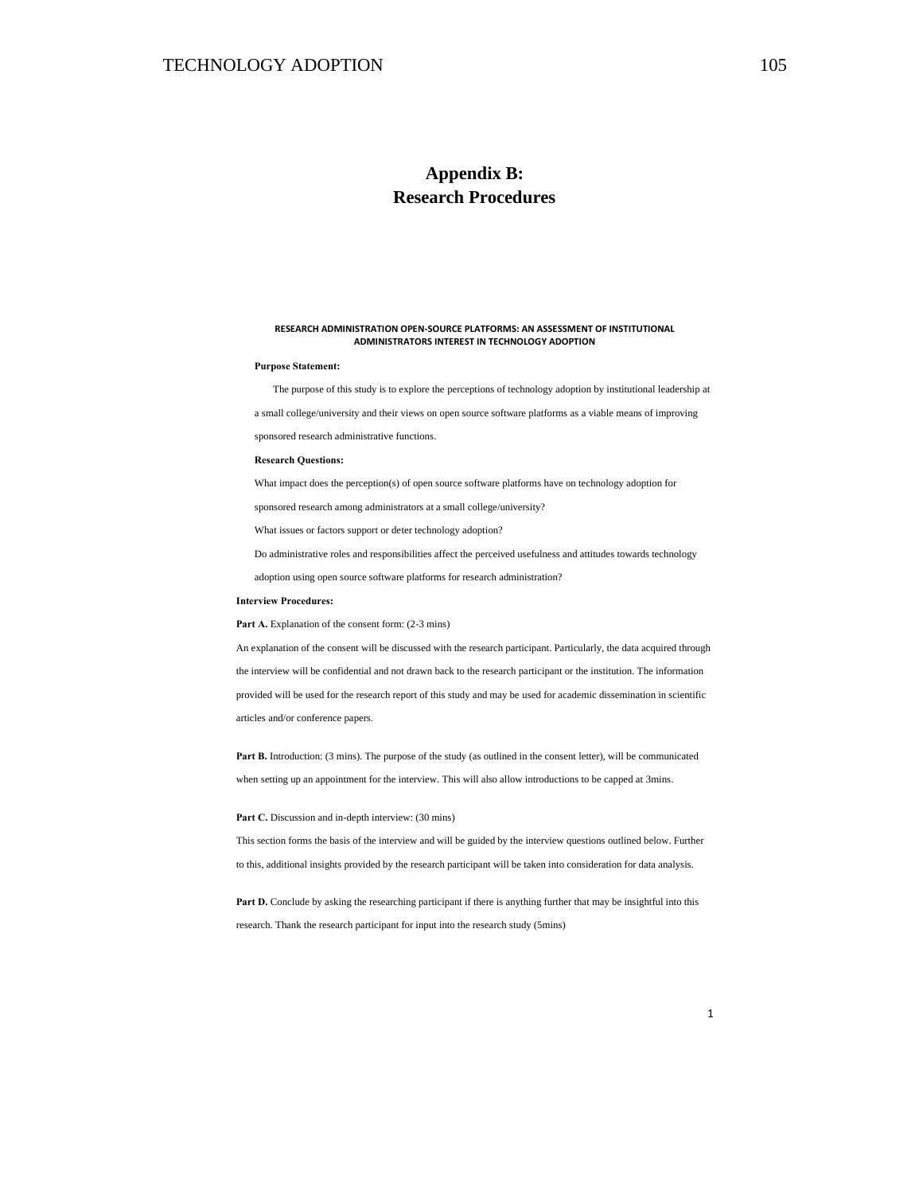# Appendix B:
# Research Procedures

**RESEARCH ADMINISTRATION OPEN-SOURCE PLATFORMS: AN ASSESSMENT OF INSTITUTIONAL ADMINISTRATORS INTEREST IN TECHNOLOGY ADOPTION**

**Purpose Statement:**

The purpose of this study is to explore the perceptions of technology adoption by institutional leadership at a small college/university and their views on open source software platforms as a viable means of improving sponsored research administrative functions.

**Research Questions:**

What impact does the perception(s) of open source software platforms have on technology adoption for sponsored research among administrators at a small college/university?

What issues or factors support or deter technology adoption?

Do administrative roles and responsibilities affect the perceived usefulness and attitudes towards technology adoption using open source software platforms for research administration?

**Interview Procedures:**

**Part A.** Explanation of the consent form: (2-3 mins)

An explanation of the consent will be discussed with the research participant. Particularly, the data acquired through the interview will be confidential and not drawn back to the research participant or the institution. The information provided will be used for the research report of this study and may be used for academic dissemination in scientific articles and/or conference papers.

**Part B.** Introduction: (3 mins). The purpose of the study (as outlined in the consent letter), will be communicated when setting up an appointment for the interview. This will also allow introductions to be capped at 3mins.

**Part C.** Discussion and in-depth interview: (30 mins)

This section forms the basis of the interview and will be guided by the interview questions outlined below. Further to this, additional insights provided by the research participant will be taken into consideration for data analysis.

**Part D.** Conclude by asking the researching participant if there is anything further that may be insightful into this research. Thank the research participant for input into the research study (5mins)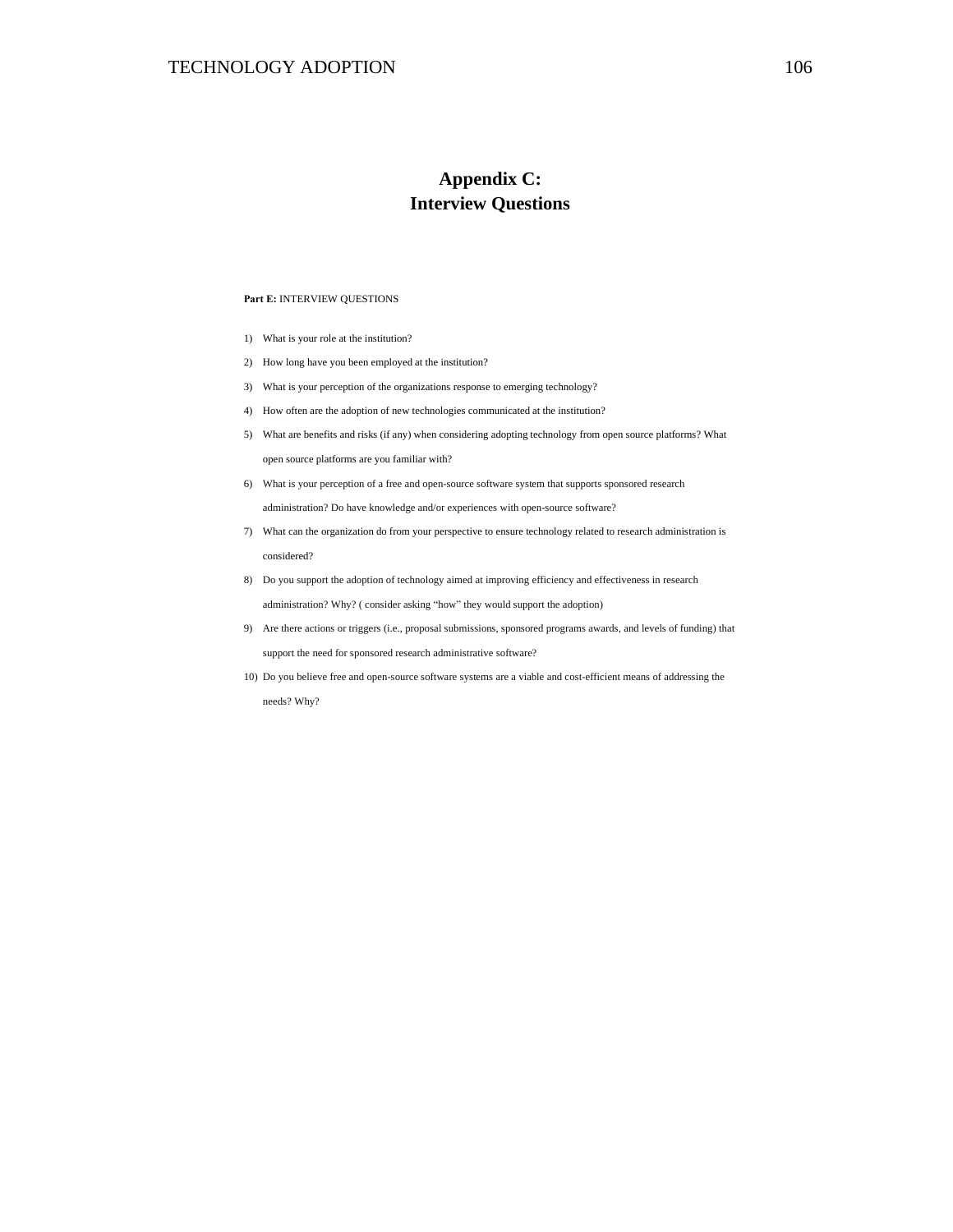# Appendix C:
# Interview Questions

**Part E:** INTERVIEW QUESTIONS

1) What is your role at the institution?
2) How long have you been employed at the institution?
3) What is your perception of the organizations response to emerging technology?
4) How often are the adoption of new technologies communicated at the institution?
5) What are benefits and risks (if any) when considering adopting technology from open source platforms? What open source platforms are you familiar with?
6) What is your perception of a free and open-source software system that supports sponsored research administration? Do have knowledge and/or experiences with open-source software?
7) What can the organization do from your perspective to ensure technology related to research administration is considered?
8) Do you support the adoption of technology aimed at improving efficiency and effectiveness in research administration? Why? ( consider asking "how" they would support the adoption)
9) Are there actions or triggers (i.e., proposal submissions, sponsored programs awards, and levels of funding) that support the need for sponsored research administrative software?
10) Do you believe free and open-source software systems are a viable and cost-efficient means of addressing the needs? Why?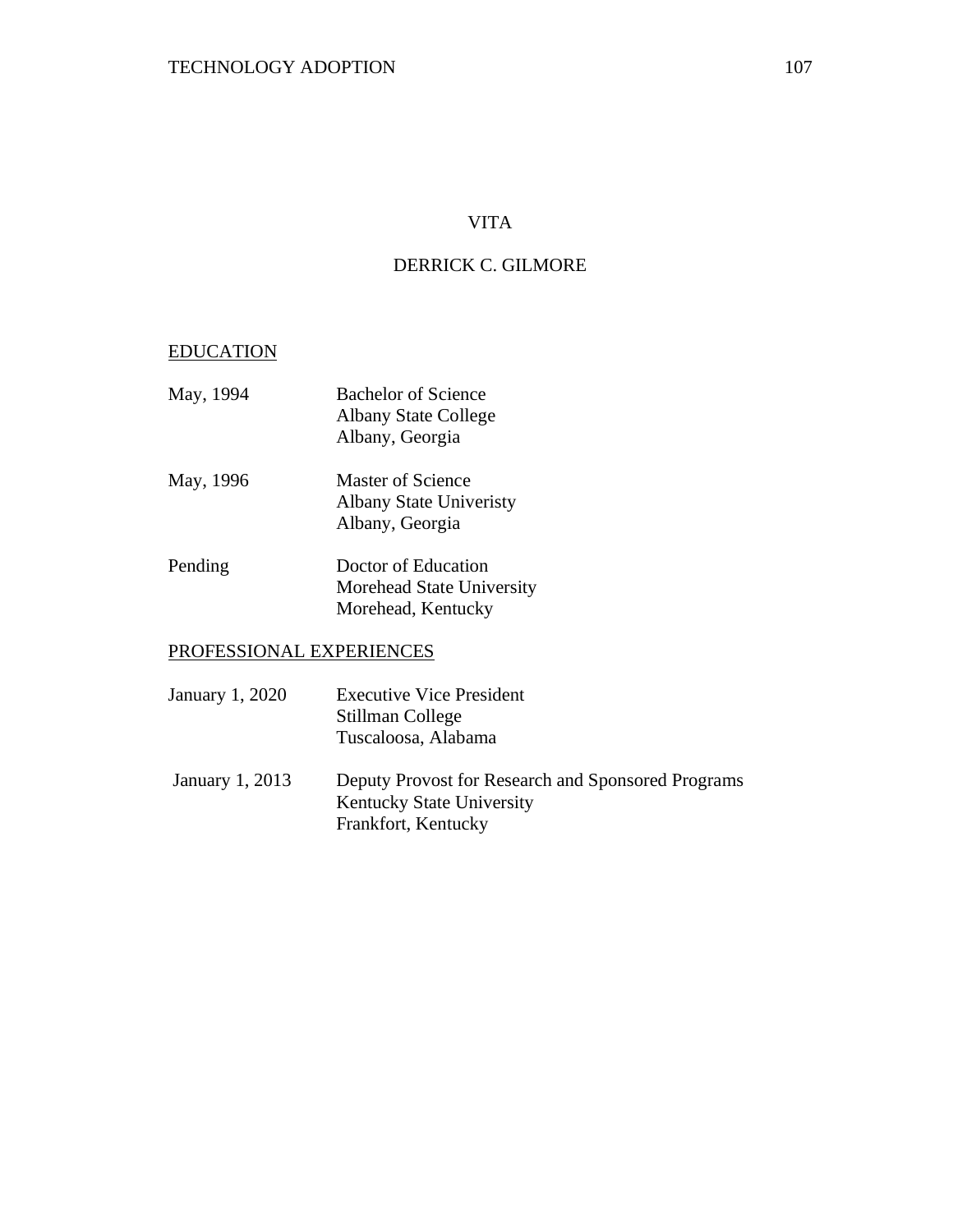# VITA

## DERRICK C. GILMORE

### EDUCATION

May, 1994 — Bachelor of Science
Albany State College
Albany, Georgia

May, 1996 — Master of Science
Albany State Univeristy
Albany, Georgia

Pending — Doctor of Education
Morehead State University
Morehead, Kentucky

### PROFESSIONAL EXPERIENCES

January 1, 2020 — Executive Vice President
Stillman College
Tuscaloosa, Alabama

January 1, 2013 — Deputy Provost for Research and Sponsored Programs
Kentucky State University
Frankfort, Kentucky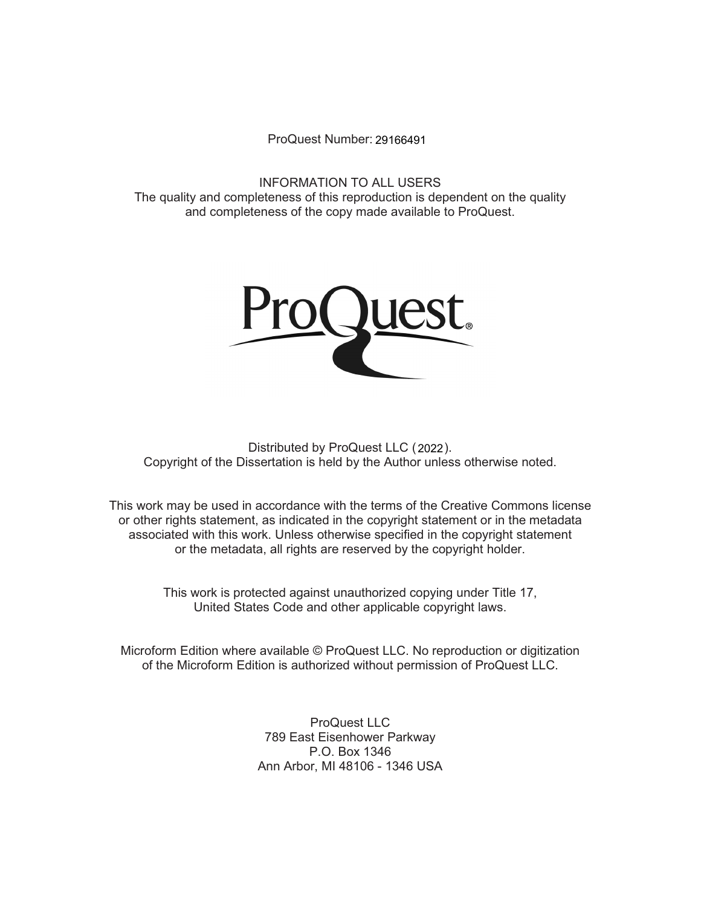ProQuest Number: 29166491

INFORMATION TO ALL USERS
The quality and completeness of this reproduction is dependent on the quality and completeness of the copy made available to ProQuest.

ProQuest®

Distributed by ProQuest LLC ( 2022 ).
Copyright of the Dissertation is held by the Author unless otherwise noted.

This work may be used in accordance with the terms of the Creative Commons license or other rights statement, as indicated in the copyright statement or in the metadata associated with this work. Unless otherwise specified in the copyright statement or the metadata, all rights are reserved by the copyright holder.

This work is protected against unauthorized copying under Title 17, United States Code and other applicable copyright laws.

Microform Edition where available © ProQuest LLC. No reproduction or digitization of the Microform Edition is authorized without permission of ProQuest LLC.

ProQuest LLC
789 East Eisenhower Parkway
P.O. Box 1346
Ann Arbor, MI 48106 - 1346 USA